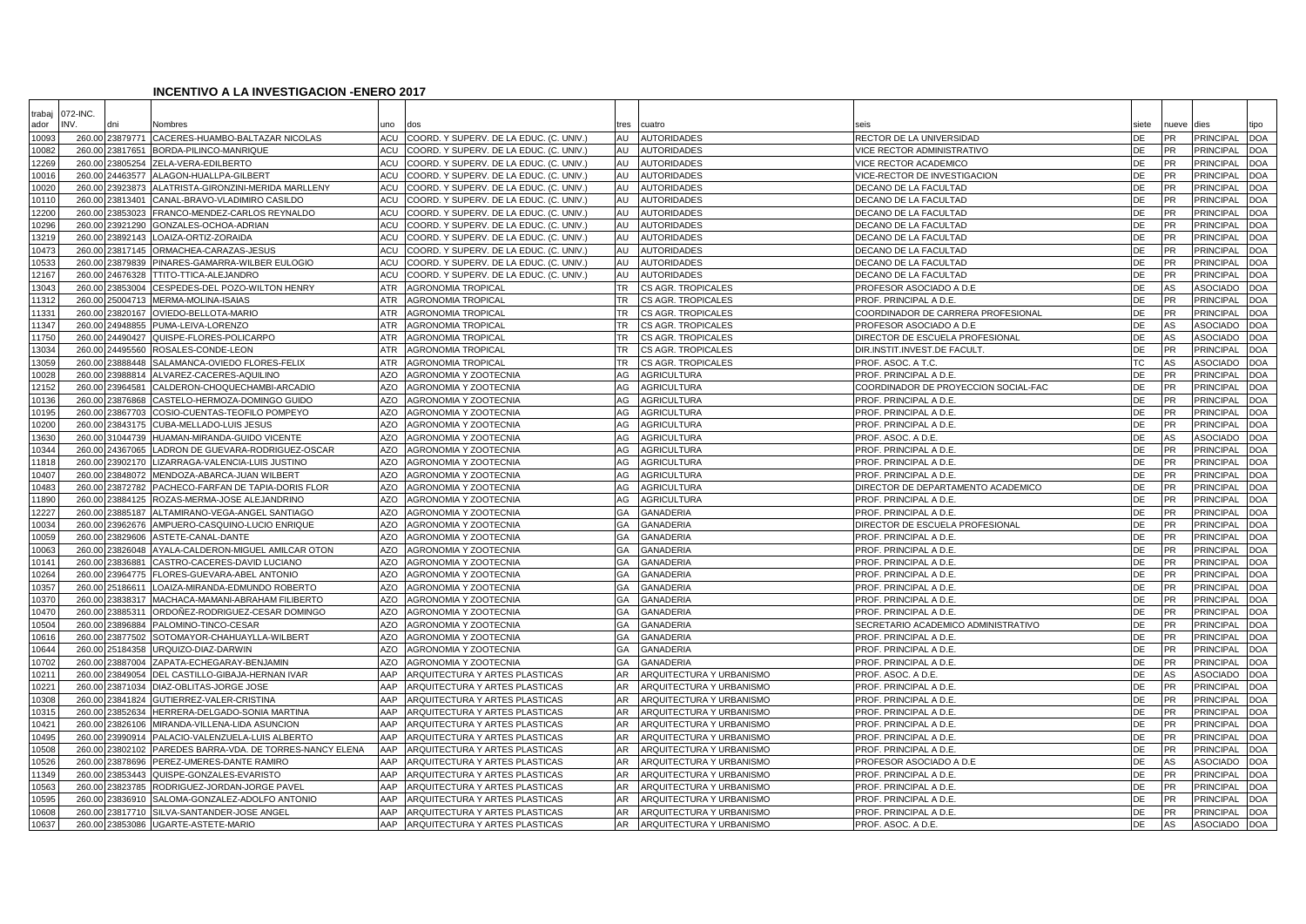# INCENTIVO A LA INVESTIGACION -ENERO 2017

| trabajador | 072-INC. INV. | dni | Nombres | uno | dos | tres | cuatro | seis | siete | nueve | dies | tipo |
|---|---|---|---|---|---|---|---|---|---|---|---|---|
| 10093 | 260.00 | 23879771 | CACERES-HUAMBO-BALTAZAR NICOLAS | ACU | COORD. Y SUPERV. DE LA EDUC. (C. UNIV.) | AU | AUTORIDADES | RECTOR DE LA UNIVERSIDAD | DE | PR | PRINCIPAL | DOA |
| 10082 | 260.00 | 23817651 | BORDA-PILINCO-MANRIQUE | ACU | COORD. Y SUPERV. DE LA EDUC. (C. UNIV.) | AU | AUTORIDADES | VICE RECTOR ADMINISTRATIVO | DE | PR | PRINCIPAL | DOA |
| 12269 | 260.00 | 23805254 | ZELA-VERA-EDILBERTO | ACU | COORD. Y SUPERV. DE LA EDUC. (C. UNIV.) | AU | AUTORIDADES | VICE RECTOR ACADEMICO | DE | PR | PRINCIPAL | DOA |
| 10016 | 260.00 | 24463577 | ALAGON-HUALLPA-GILBERT | ACU | COORD. Y SUPERV. DE LA EDUC. (C. UNIV.) | AU | AUTORIDADES | VICE-RECTOR DE INVESTIGACION | DE | PR | PRINCIPAL | DOA |
| 10020 | 260.00 | 23923873 | ALATRISTA-GIRONZINI-MERIDA MARLLENY | ACU | COORD. Y SUPERV. DE LA EDUC. (C. UNIV.) | AU | AUTORIDADES | DECANO DE LA FACULTAD | DE | PR | PRINCIPAL | DOA |
| 10110 | 260.00 | 23813401 | CANAL-BRAVO-VLADIMIRO CASILDO | ACU | COORD. Y SUPERV. DE LA EDUC. (C. UNIV.) | AU | AUTORIDADES | DECANO DE LA FACULTAD | DE | PR | PRINCIPAL | DOA |
| 12200 | 260.00 | 23853023 | FRANCO-MENDEZ-CARLOS REYNALDO | ACU | COORD. Y SUPERV. DE LA EDUC. (C. UNIV.) | AU | AUTORIDADES | DECANO DE LA FACULTAD | DE | PR | PRINCIPAL | DOA |
| 10296 | 260.00 | 23921290 | GONZALES-OCHOA-ADRIAN | ACU | COORD. Y SUPERV. DE LA EDUC. (C. UNIV.) | AU | AUTORIDADES | DECANO DE LA FACULTAD | DE | PR | PRINCIPAL | DOA |
| 13219 | 260.00 | 23892143 | LOAIZA-ORTIZ-ZORAIDA | ACU | COORD. Y SUPERV. DE LA EDUC. (C. UNIV.) | AU | AUTORIDADES | DECANO DE LA FACULTAD | DE | PR | PRINCIPAL | DOA |
| 10473 | 260.00 | 23817145 | ORMACHEA-CARAZAS-JESUS | ACU | COORD. Y SUPERV. DE LA EDUC. (C. UNIV.) | AU | AUTORIDADES | DECANO DE LA FACULTAD | DE | PR | PRINCIPAL | DOA |
| 10533 | 260.00 | 23879839 | PINARES-GAMARRA-WILBER EULOGIO | ACU | COORD. Y SUPERV. DE LA EDUC. (C. UNIV.) | AU | AUTORIDADES | DECANO DE LA FACULTAD | DE | PR | PRINCIPAL | DOA |
| 12167 | 260.00 | 24676328 | TTITO-TTICA-ALEJANDRO | ACU | COORD. Y SUPERV. DE LA EDUC. (C. UNIV.) | AU | AUTORIDADES | DECANO DE LA FACULTAD | DE | PR | PRINCIPAL | DOA |
| 13043 | 260.00 | 23853004 | CESPEDES-DEL POZO-WILTON HENRY | ATR | AGRONOMIA TROPICAL | TR | CS AGR. TROPICALES | PROFESOR ASOCIADO A D.E | DE | AS | ASOCIADO | DOA |
| 11312 | 260.00 | 25004713 | MERMA-MOLINA-ISAIAS | ATR | AGRONOMIA TROPICAL | TR | CS AGR. TROPICALES | PROF. PRINCIPAL A D.E. | DE | PR | PRINCIPAL | DOA |
| 11331 | 260.00 | 23820167 | OVIEDO-BELLOTA-MARIO | ATR | AGRONOMIA TROPICAL | TR | CS AGR. TROPICALES | COORDINADOR DE CARRERA PROFESIONAL | DE | PR | PRINCIPAL | DOA |
| 11347 | 260.00 | 24948855 | PUMA-LEIVA-LORENZO | ATR | AGRONOMIA TROPICAL | TR | CS AGR. TROPICALES | PROFESOR ASOCIADO A D.E | DE | AS | ASOCIADO | DOA |
| 11750 | 260.00 | 24490427 | QUISPE-FLORES-POLICARPO | ATR | AGRONOMIA TROPICAL | TR | CS AGR. TROPICALES | DIRECTOR DE ESCUELA PROFESIONAL | DE | AS | ASOCIADO | DOA |
| 13034 | 260.00 | 24495560 | ROSALES-CONDE-LEON | ATR | AGRONOMIA TROPICAL | TR | CS AGR. TROPICALES | DIR.INSTIT.INVEST.DE FACULT. | DE | PR | PRINCIPAL | DOA |
| 13059 | 260.00 | 23888448 | SALAMANCA-OVIEDO FLORES-FELIX | ATR | AGRONOMIA TROPICAL | TR | CS AGR. TROPICALES | PROF. ASOC. A T.C. | TC | AS | ASOCIADO | DOA |
| 10028 | 260.00 | 23988814 | ALVAREZ-CACERES-AQUILINO | AZO | AGRONOMIA Y ZOOTECNIA | AG | AGRICULTURA | PROF. PRINCIPAL A D.E. | DE | PR | PRINCIPAL | DOA |
| 12152 | 260.00 | 23964581 | CALDERON-CHOQUECHAMBI-ARCADIO | AZO | AGRONOMIA Y ZOOTECNIA | AG | AGRICULTURA | COORDINADOR DE PROYECCION SOCIAL-FAC | DE | PR | PRINCIPAL | DOA |
| 10136 | 260.00 | 23876868 | CASTELO-HERMOZA-DOMINGO GUIDO | AZO | AGRONOMIA Y ZOOTECNIA | AG | AGRICULTURA | PROF. PRINCIPAL A D.E. | DE | PR | PRINCIPAL | DOA |
| 10195 | 260.00 | 23867703 | COSIO-CUENTAS-TEOFILO POMPEYO | AZO | AGRONOMIA Y ZOOTECNIA | AG | AGRICULTURA | PROF. PRINCIPAL A D.E. | DE | PR | PRINCIPAL | DOA |
| 10200 | 260.00 | 23843175 | CUBA-MELLADO-LUIS JESUS | AZO | AGRONOMIA Y ZOOTECNIA | AG | AGRICULTURA | PROF. PRINCIPAL A D.E. | DE | PR | PRINCIPAL | DOA |
| 13630 | 260.00 | 31044739 | HUAMAN-MIRANDA-GUIDO VICENTE | AZO | AGRONOMIA Y ZOOTECNIA | AG | AGRICULTURA | PROF. ASOC. A D.E. | DE | AS | ASOCIADO | DOA |
| 10344 | 260.00 | 24367065 | LADRON DE GUEVARA-RODRIGUEZ-OSCAR | AZO | AGRONOMIA Y ZOOTECNIA | AG | AGRICULTURA | PROF. PRINCIPAL A D.E. | DE | PR | PRINCIPAL | DOA |
| 11818 | 260.00 | 23902170 | LIZARRAGA-VALENCIA-LUIS JUSTINO | AZO | AGRONOMIA Y ZOOTECNIA | AG | AGRICULTURA | PROF. PRINCIPAL A D.E. | DE | PR | PRINCIPAL | DOA |
| 10407 | 260.00 | 23848072 | MENDOZA-ABARCA-JUAN WILBERT | AZO | AGRONOMIA Y ZOOTECNIA | AG | AGRICULTURA | PROF. PRINCIPAL A D.E. | DE | PR | PRINCIPAL | DOA |
| 10483 | 260.00 | 23872782 | PACHECO-FARFAN DE TAPIA-DORIS FLOR | AZO | AGRONOMIA Y ZOOTECNIA | AG | AGRICULTURA | DIRECTOR DE DEPARTAMENTO ACADEMICO | DE | PR | PRINCIPAL | DOA |
| 11890 | 260.00 | 23884125 | ROZAS-MERMA-JOSE ALEJANDRINO | AZO | AGRONOMIA Y ZOOTECNIA | AG | AGRICULTURA | PROF. PRINCIPAL A D.E. | DE | PR | PRINCIPAL | DOA |
| 12227 | 260.00 | 23885187 | ALTAMIRANO-VEGA-ANGEL SANTIAGO | AZO | AGRONOMIA Y ZOOTECNIA | GA | GANADERIA | PROF. PRINCIPAL A D.E. | DE | PR | PRINCIPAL | DOA |
| 10034 | 260.00 | 23962676 | AMPUERO-CASQUINO-LUCIO ENRIQUE | AZO | AGRONOMIA Y ZOOTECNIA | GA | GANADERIA | DIRECTOR DE ESCUELA PROFESIONAL | DE | PR | PRINCIPAL | DOA |
| 10059 | 260.00 | 23829606 | ASTETE-CANAL-DANTE | AZO | AGRONOMIA Y ZOOTECNIA | GA | GANADERIA | PROF. PRINCIPAL A D.E. | DE | PR | PRINCIPAL | DOA |
| 10063 | 260.00 | 23826048 | AYALA-CALDERON-MIGUEL AMILCAR OTON | AZO | AGRONOMIA Y ZOOTECNIA | GA | GANADERIA | PROF. PRINCIPAL A D.E. | DE | PR | PRINCIPAL | DOA |
| 10141 | 260.00 | 23836881 | CASTRO-CACERES-DAVID LUCIANO | AZO | AGRONOMIA Y ZOOTECNIA | GA | GANADERIA | PROF. PRINCIPAL A D.E. | DE | PR | PRINCIPAL | DOA |
| 10264 | 260.00 | 23964775 | FLORES-GUEVARA-ABEL ANTONIO | AZO | AGRONOMIA Y ZOOTECNIA | GA | GANADERIA | PROF. PRINCIPAL A D.E. | DE | PR | PRINCIPAL | DOA |
| 10357 | 260.00 | 25186611 | LOAIZA-MIRANDA-EDMUNDO ROBERTO | AZO | AGRONOMIA Y ZOOTECNIA | GA | GANADERIA | PROF. PRINCIPAL A D.E. | DE | PR | PRINCIPAL | DOA |
| 10370 | 260.00 | 23838317 | MACHACA-MAMANI-ABRAHAM FILIBERTO | AZO | AGRONOMIA Y ZOOTECNIA | GA | GANADERIA | PROF. PRINCIPAL A D.E. | DE | PR | PRINCIPAL | DOA |
| 10470 | 260.00 | 23885311 | ORDOÑEZ-RODRIGUEZ-CESAR DOMINGO | AZO | AGRONOMIA Y ZOOTECNIA | GA | GANADERIA | PROF. PRINCIPAL A D.E. | DE | PR | PRINCIPAL | DOA |
| 10504 | 260.00 | 23896884 | PALOMINO-TINCO-CESAR | AZO | AGRONOMIA Y ZOOTECNIA | GA | GANADERIA | SECRETARIO ACADEMICO ADMINISTRATIVO | DE | PR | PRINCIPAL | DOA |
| 10616 | 260.00 | 23877502 | SOTOMAYOR-CHAHUAYLLA-WILBERT | AZO | AGRONOMIA Y ZOOTECNIA | GA | GANADERIA | PROF. PRINCIPAL A D.E. | DE | PR | PRINCIPAL | DOA |
| 10644 | 260.00 | 25184358 | URQUIZO-DIAZ-DARWIN | AZO | AGRONOMIA Y ZOOTECNIA | GA | GANADERIA | PROF. PRINCIPAL A D.E. | DE | PR | PRINCIPAL | DOA |
| 10702 | 260.00 | 23887004 | ZAPATA-ECHEGARAY-BENJAMIN | AZO | AGRONOMIA Y ZOOTECNIA | GA | GANADERIA | PROF. PRINCIPAL A D.E. | DE | PR | PRINCIPAL | DOA |
| 10211 | 260.00 | 23849054 | DEL CASTILLO-GIBAJA-HERNAN IVAR | AAP | ARQUITECTURA Y ARTES PLASTICAS | AR | ARQUITECTURA Y URBANISMO | PROF. ASOC. A D.E. | DE | AS | ASOCIADO | DOA |
| 10221 | 260.00 | 23871034 | DIAZ-OBLITAS-JORGE JOSE | AAP | ARQUITECTURA Y ARTES PLASTICAS | AR | ARQUITECTURA Y URBANISMO | PROF. PRINCIPAL A D.E. | DE | PR | PRINCIPAL | DOA |
| 10308 | 260.00 | 23841824 | GUTIERREZ-VALER-CRISTINA | AAP | ARQUITECTURA Y ARTES PLASTICAS | AR | ARQUITECTURA Y URBANISMO | PROF. PRINCIPAL A D.E. | DE | PR | PRINCIPAL | DOA |
| 10315 | 260.00 | 23852634 | HERRERA-DELGADO-SONIA MARTINA | AAP | ARQUITECTURA Y ARTES PLASTICAS | AR | ARQUITECTURA Y URBANISMO | PROF. PRINCIPAL A D.E. | DE | PR | PRINCIPAL | DOA |
| 10421 | 260.00 | 23826106 | MIRANDA-VILLENA-LIDA ASUNCION | AAP | ARQUITECTURA Y ARTES PLASTICAS | AR | ARQUITECTURA Y URBANISMO | PROF. PRINCIPAL A D.E. | DE | PR | PRINCIPAL | DOA |
| 10495 | 260.00 | 23990914 | PALACIO-VALENZUELA-LUIS ALBERTO | AAP | ARQUITECTURA Y ARTES PLASTICAS | AR | ARQUITECTURA Y URBANISMO | PROF. PRINCIPAL A D.E. | DE | PR | PRINCIPAL | DOA |
| 10508 | 260.00 | 23802102 | PAREDES BARRA-VDA. DE TORRES-NANCY ELENA | AAP | ARQUITECTURA Y ARTES PLASTICAS | AR | ARQUITECTURA Y URBANISMO | PROF. PRINCIPAL A D.E. | DE | PR | PRINCIPAL | DOA |
| 10526 | 260.00 | 23878696 | PEREZ-UMERES-DANTE RAMIRO | AAP | ARQUITECTURA Y ARTES PLASTICAS | AR | ARQUITECTURA Y URBANISMO | PROFESOR ASOCIADO A D.E | DE | AS | ASOCIADO | DOA |
| 11349 | 260.00 | 23853443 | QUISPE-GONZALES-EVARISTO | AAP | ARQUITECTURA Y ARTES PLASTICAS | AR | ARQUITECTURA Y URBANISMO | PROF. PRINCIPAL A D.E. | DE | PR | PRINCIPAL | DOA |
| 10563 | 260.00 | 23823785 | RODRIGUEZ-JORDAN-JORGE PAVEL | AAP | ARQUITECTURA Y ARTES PLASTICAS | AR | ARQUITECTURA Y URBANISMO | PROF. PRINCIPAL A D.E. | DE | PR | PRINCIPAL | DOA |
| 10595 | 260.00 | 23836910 | SALOMA-GONZALEZ-ADOLFO ANTONIO | AAP | ARQUITECTURA Y ARTES PLASTICAS | AR | ARQUITECTURA Y URBANISMO | PROF. PRINCIPAL A D.E. | DE | PR | PRINCIPAL | DOA |
| 10608 | 260.00 | 23817710 | SILVA-SANTANDER-JOSE ANGEL | AAP | ARQUITECTURA Y ARTES PLASTICAS | AR | ARQUITECTURA Y URBANISMO | PROF. PRINCIPAL A D.E. | DE | PR | PRINCIPAL | DOA |
| 10637 | 260.00 | 23853086 | UGARTE-ASTETE-MARIO | AAP | ARQUITECTURA Y ARTES PLASTICAS | AR | ARQUITECTURA Y URBANISMO | PROF. ASOC. A D.E. | DE | AS | ASOCIADO | DOA |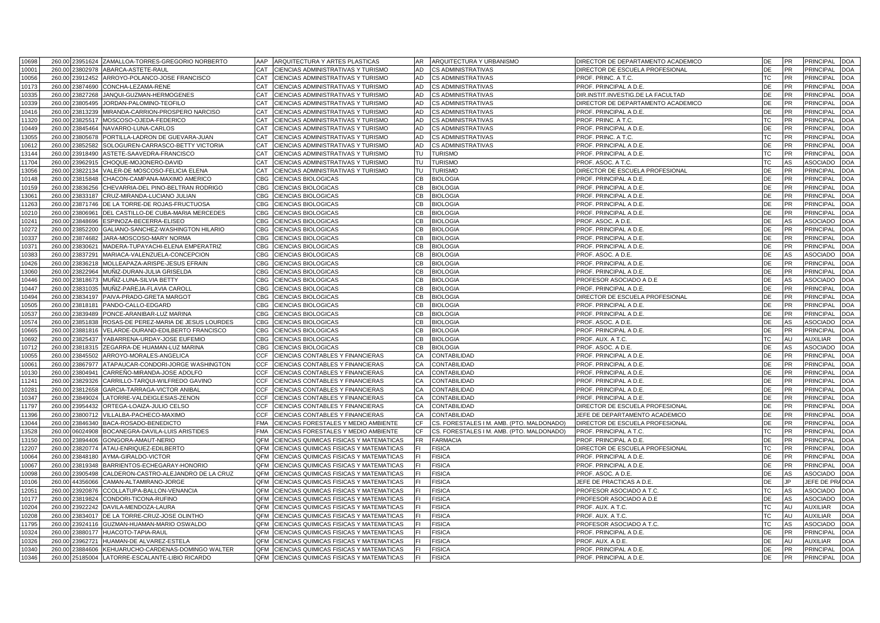| | | | | | | | | | | | | |
|---|---|---|---|---|---|---|---|---|---|---|---|---|
| 10698 | 260.00 | 23951624 | ZAMALLOA-TORRES-GREGORIO NORBERTO | AAP | ARQUITECTURA Y ARTES PLASTICAS | AR | ARQUITECTURA Y URBANISMO | DIRECTOR DE DEPARTAMENTO ACADEMICO | DE | PR | PRINCIPAL | DOA |
| 10001 | 260.00 | 23802978 | ABARCA-ASTETE-RAUL | CAT | CIENCIAS ADMINISTRATIVAS Y TURISMO | AD | CS ADMINISTRATIVAS | DIRECTOR DE ESCUELA PROFESIONAL | DE | PR | PRINCIPAL | DOA |
| 10056 | 260.00 | 23912452 | ARROYO-POLANCO-JOSE FRANCISCO | CAT | CIENCIAS ADMINISTRATIVAS Y TURISMO | AD | CS ADMINISTRATIVAS | PROF. PRINC. A T.C. | TC | PR | PRINCIPAL | DOA |
| 10173 | 260.00 | 23874690 | CONCHA-LEZAMA-RENE | CAT | CIENCIAS ADMINISTRATIVAS Y TURISMO | AD | CS ADMINISTRATIVAS | PROF. PRINCIPAL A D.E. | DE | PR | PRINCIPAL | DOA |
| 10335 | 260.00 | 23827268 | JANQUI-GUZMAN-HERMOGENES | CAT | CIENCIAS ADMINISTRATIVAS Y TURISMO | AD | CS ADMINISTRATIVAS | DIR.INSTIT.INVESTIG.DE LA FACULTAD | DE | PR | PRINCIPAL | DOA |
| 10339 | 260.00 | 23805495 | JORDAN-PALOMINO-TEOFILO | CAT | CIENCIAS ADMINISTRATIVAS Y TURISMO | AD | CS ADMINISTRATIVAS | DIRECTOR DE DEPARTAMENTO ACADEMICO | DE | PR | PRINCIPAL | DOA |
| 10416 | 260.00 | 23813239 | MIRANDA-CARRION-PROSPERO NARCISO | CAT | CIENCIAS ADMINISTRATIVAS Y TURISMO | AD | CS ADMINISTRATIVAS | PROF. PRINCIPAL A D.E. | DE | PR | PRINCIPAL | DOA |
| 11320 | 260.00 | 23825517 | MOSCOSO-OJEDA-FEDERICO | CAT | CIENCIAS ADMINISTRATIVAS Y TURISMO | AD | CS ADMINISTRATIVAS | PROF. PRINC. A T.C. | TC | PR | PRINCIPAL | DOA |
| 10449 | 260.00 | 23845464 | NAVARRO-LUNA-CARLOS | CAT | CIENCIAS ADMINISTRATIVAS Y TURISMO | AD | CS ADMINISTRATIVAS | PROF. PRINCIPAL A D.E. | DE | PR | PRINCIPAL | DOA |
| 13055 | 260.00 | 23805678 | PORTILLA-LADRON DE GUEVARA-JUAN | CAT | CIENCIAS ADMINISTRATIVAS Y TURISMO | AD | CS ADMINISTRATIVAS | PROF. PRINC. A T.C. | TC | PR | PRINCIPAL | DOA |
| 10612 | 260.00 | 23852582 | SOLOGUREN-CARRASCO-BETTY VICTORIA | CAT | CIENCIAS ADMINISTRATIVAS Y TURISMO | AD | CS ADMINISTRATIVAS | PROF. PRINCIPAL A D.E. | DE | PR | PRINCIPAL | DOA |
| 13144 | 260.00 | 23918490 | ASTETE-SAAVEDRA-FRANCISCO | CAT | CIENCIAS ADMINISTRATIVAS Y TURISMO | TU | TURISMO | PROF. PRINCIPAL A D.E. | TC | PR | PRINCIPAL | DOA |
| 11704 | 260.00 | 23962915 | CHOQUE-MOJONERO-DAVID | CAT | CIENCIAS ADMINISTRATIVAS Y TURISMO | TU | TURISMO | PROF. ASOC. A T.C. | TC | AS | ASOCIADO | DOA |
| 13056 | 260.00 | 23822134 | VALER-DE MOSCOSO-FELICIA ELENA | CAT | CIENCIAS ADMINISTRATIVAS Y TURISMO | TU | TURISMO | DIRECTOR DE ESCUELA PROFESIONAL | DE | PR | PRINCIPAL | DOA |
| 10148 | 260.00 | 23815848 | CHACON-CAMPANA-MAXIMO AMERICO | CBG | CIENCIAS BIOLOGICAS | CB | BIOLOGIA | PROF. PRINCIPAL A D.E. | DE | PR | PRINCIPAL | DOA |
| 10159 | 260.00 | 23836256 | CHEVARRIA-DEL PINO-BELTRAN RODRIGO | CBG | CIENCIAS BIOLOGICAS | CB | BIOLOGIA | PROF. PRINCIPAL A D.E. | DE | PR | PRINCIPAL | DOA |
| 13061 | 260.00 | 23833187 | CRUZ-MIRANDA-LUCIANO JULIAN | CBG | CIENCIAS BIOLOGICAS | CB | BIOLOGIA | PROF. PRINCIPAL A D.E. | DE | PR | PRINCIPAL | DOA |
| 11263 | 260.00 | 23871746 | DE LA TORRE-DE ROJAS-FRUCTUOSA | CBG | CIENCIAS BIOLOGICAS | CB | BIOLOGIA | PROF. PRINCIPAL A D.E. | DE | PR | PRINCIPAL | DOA |
| 10210 | 260.00 | 23806961 | DEL CASTILLO-DE CUBA-MARIA MERCEDES | CBG | CIENCIAS BIOLOGICAS | CB | BIOLOGIA | PROF. PRINCIPAL A D.E. | DE | PR | PRINCIPAL | DOA |
| 10241 | 260.00 | 23848696 | ESPINOZA-BECERRA-ELISEO | CBG | CIENCIAS BIOLOGICAS | CB | BIOLOGIA | PROF. ASOC. A D.E. | DE | AS | ASOCIADO | DOA |
| 10272 | 260.00 | 23852200 | GALIANO-SANCHEZ-WASHINGTON HILARIO | CBG | CIENCIAS BIOLOGICAS | CB | BIOLOGIA | PROF. PRINCIPAL A D.E. | DE | PR | PRINCIPAL | DOA |
| 10337 | 260.00 | 23874682 | JARA-MOSCOSO-MARY NORMA | CBG | CIENCIAS BIOLOGICAS | CB | BIOLOGIA | PROF. PRINCIPAL A D.E. | DE | PR | PRINCIPAL | DOA |
| 10371 | 260.00 | 23830621 | MADERA-TUPAYACHI-ELENA EMPERATRIZ | CBG | CIENCIAS BIOLOGICAS | CB | BIOLOGIA | PROF. PRINCIPAL A D.E. | DE | PR | PRINCIPAL | DOA |
| 10383 | 260.00 | 23837291 | MARIACA-VALENZUELA-CONCEPCION | CBG | CIENCIAS BIOLOGICAS | CB | BIOLOGIA | PROF. ASOC. A D.E. | DE | AS | ASOCIADO | DOA |
| 10426 | 260.00 | 23836218 | MOLLEAPAZA-ARISPE-JESUS EFRAIN | CBG | CIENCIAS BIOLOGICAS | CB | BIOLOGIA | PROF. PRINCIPAL A D.E. | DE | PR | PRINCIPAL | DOA |
| 13060 | 260.00 | 23822964 | MUÑIZ-DURAN-JULIA GRISELDA | CBG | CIENCIAS BIOLOGICAS | CB | BIOLOGIA | PROF. PRINCIPAL A D.E. | DE | PR | PRINCIPAL | DOA |
| 10446 | 260.00 | 23818673 | MUÑIZ-LUNA-SILVIA BETTY | CBG | CIENCIAS BIOLOGICAS | CB | BIOLOGIA | PROFESOR ASOCIADO A D.E | DE | AS | ASOCIADO | DOA |
| 10447 | 260.00 | 23831035 | MUÑIZ-PAREJA-FLAVIA CAROLL | CBG | CIENCIAS BIOLOGICAS | CB | BIOLOGIA | PROF. PRINCIPAL A D.E. | DE | PR | PRINCIPAL | DOA |
| 10494 | 260.00 | 23834197 | PAIVA-PRADO-GRETA MARGOT | CBG | CIENCIAS BIOLOGICAS | CB | BIOLOGIA | DIRECTOR DE ESCUELA PROFESIONAL | DE | PR | PRINCIPAL | DOA |
| 10505 | 260.00 | 23818181 | PANDO-CALLO-EDGARD | CBG | CIENCIAS BIOLOGICAS | CB | BIOLOGIA | PROF. PRINCIPAL A D.E. | DE | PR | PRINCIPAL | DOA |
| 10537 | 260.00 | 23839489 | PONCE-ARANIBAR-LUZ MARINA | CBG | CIENCIAS BIOLOGICAS | CB | BIOLOGIA | PROF. PRINCIPAL A D.E. | DE | PR | PRINCIPAL | DOA |
| 10574 | 260.00 | 23851838 | ROSAS-DE PEREZ-MARIA DE JESUS LOURDES | CBG | CIENCIAS BIOLOGICAS | CB | BIOLOGIA | PROF. ASOC. A D.E. | DE | AS | ASOCIADO | DOA |
| 10665 | 260.00 | 23881816 | VELARDE-DURAND-EDILBERTO FRANCISCO | CBG | CIENCIAS BIOLOGICAS | CB | BIOLOGIA | PROF. PRINCIPAL A D.E. | DE | PR | PRINCIPAL | DOA |
| 10692 | 260.00 | 23825437 | YABARRENA-URDAY-JOSE EUFEMIO | CBG | CIENCIAS BIOLOGICAS | CB | BIOLOGIA | PROF. AUX. A T.C. | TC | AU | AUXILIAR | DOA |
| 10712 | 260.00 | 23818315 | ZEGARRA-DE HUAMAN-LUZ MARINA | CBG | CIENCIAS BIOLOGICAS | CB | BIOLOGIA | PROF. ASOC. A D.E. | DE | AS | ASOCIADO | DOA |
| 10055 | 260.00 | 23845502 | ARROYO-MORALES-ANGELICA | CCF | CIENCIAS CONTABLES Y FINANCIERAS | CA | CONTABILIDAD | PROF. PRINCIPAL A D.E. | DE | PR | PRINCIPAL | DOA |
| 10061 | 260.00 | 23867977 | ATAPAUCAR-CONDORI-JORGE WASHINGTON | CCF | CIENCIAS CONTABLES Y FINANCIERAS | CA | CONTABILIDAD | PROF. PRINCIPAL A D.E. | DE | PR | PRINCIPAL | DOA |
| 10130 | 260.00 | 23804941 | CARREÑO-MIRANDA-JOSE ADOLFO | CCF | CIENCIAS CONTABLES Y FINANCIERAS | CA | CONTABILIDAD | PROF. PRINCIPAL A D.E. | DE | PR | PRINCIPAL | DOA |
| 11241 | 260.00 | 23829326 | CARRILLO-TARQUI-WILFREDO GAVINO | CCF | CIENCIAS CONTABLES Y FINANCIERAS | CA | CONTABILIDAD | PROF. PRINCIPAL A D.E. | DE | PR | PRINCIPAL | DOA |
| 10281 | 260.00 | 23812658 | GARCIA-TARRAGA-VICTOR ANIBAL | CCF | CIENCIAS CONTABLES Y FINANCIERAS | CA | CONTABILIDAD | PROF. PRINCIPAL A D.E. | DE | PR | PRINCIPAL | DOA |
| 10347 | 260.00 | 23849024 | LATORRE-VALDEIGLESIAS-ZENON | CCF | CIENCIAS CONTABLES Y FINANCIERAS | CA | CONTABILIDAD | PROF. PRINCIPAL A D.E. | DE | PR | PRINCIPAL | DOA |
| 11797 | 260.00 | 23954432 | ORTEGA-LOAIZA-JULIO CELSO | CCF | CIENCIAS CONTABLES Y FINANCIERAS | CA | CONTABILIDAD | DIRECTOR DE ESCUELA PROFESIONAL | DE | PR | PRINCIPAL | DOA |
| 11396 | 260.00 | 23800712 | VILLALBA-PACHECO-MAXIMO | CCF | CIENCIAS CONTABLES Y FINANCIERAS | CA | CONTABILIDAD | JEFE DE DEPARTAMENTO ACADEMICO | DE | PR | PRINCIPAL | DOA |
| 13044 | 260.00 | 23846340 | BACA-ROSADO-BENEDICTO | FMA | CIENCIAS FORESTALES Y MEDIO AMBIENTE | CF | CS. FORESTALES I M. AMB. (PTO. MALDONADO) | DIRECTOR DE ESCUELA PROFESIONAL | DE | PR | PRINCIPAL | DOA |
| 13528 | 260.00 | 06024908 | BOCANEGRA-DAVILA-LUIS ARISTIDES | FMA | CIENCIAS FORESTALES Y MEDIO AMBIENTE | CF | CS. FORESTALES I M. AMB. (PTO. MALDONADO) | PROF. PRINCIPAL A T.C. | TC | PR | PRINCIPAL | DOA |
| 13150 | 260.00 | 23894406 | GONGORA-AMAUT-NERIO | QFM | CIENCIAS QUIMICAS FISICAS Y MATEMATICAS | FR | FARMACIA | PROF. PRINCIPAL A D.E. | DE | PR | PRINCIPAL | DOA |
| 12207 | 260.00 | 23820774 | ATAU-ENRIQUEZ-EDILBERTO | QFM | CIENCIAS QUIMICAS FISICAS Y MATEMATICAS | FI | FISICA | DIRECTOR DE ESCUELA PROFESIONAL | TC | PR | PRINCIPAL | DOA |
| 10064 | 260.00 | 23848180 | AYMA-GIRALDO-VICTOR | QFM | CIENCIAS QUIMICAS FISICAS Y MATEMATICAS | FI | FISICA | PROF. PRINCIPAL A D.E. | DE | PR | PRINCIPAL | DOA |
| 10067 | 260.00 | 23819348 | BARRIENTOS-ECHEGARAY-HONORIO | QFM | CIENCIAS QUIMICAS FISICAS Y MATEMATICAS | FI | FISICA | PROF. PRINCIPAL A D.E. | DE | PR | PRINCIPAL | DOA |
| 10098 | 260.00 | 23905498 | CALDERON-CASTRO-ALEJANDRO DE LA CRUZ | QFM | CIENCIAS QUIMICAS FISICAS Y MATEMATICAS | FI | FISICA | PROF. ASOC. A D.E. | DE | AS | ASOCIADO | DOA |
| 10106 | 260.00 | 44356066 | CAMAN-ALTAMIRANO-JORGE | QFM | CIENCIAS QUIMICAS FISICAS Y MATEMATICAS | FI | FISICA | JEFE DE PRACTICAS A D.E. | DE | JP | JEFE DE PRA | DOA |
| 12051 | 260.00 | 23920876 | CCOLLATUPA-BALLON-VENANCIA | QFM | CIENCIAS QUIMICAS FISICAS Y MATEMATICAS | FI | FISICA | PROFESOR ASOCIADO A T.C. | TC | AS | ASOCIADO | DOA |
| 10177 | 260.00 | 23819824 | CONDORI-TICONA-RUFINO | QFM | CIENCIAS QUIMICAS FISICAS Y MATEMATICAS | FI | FISICA | PROFESOR ASOCIADO A D.E | DE | AS | ASOCIADO | DOA |
| 10204 | 260.00 | 23922242 | DAVILA-MENDOZA-LAURA | QFM | CIENCIAS QUIMICAS FISICAS Y MATEMATICAS | FI | FISICA | PROF. AUX. A T.C. | TC | AU | AUXILIAR | DOA |
| 10208 | 260.00 | 23834017 | DE LA TORRE-CRUZ-JOSE OLINTHO | QFM | CIENCIAS QUIMICAS FISICAS Y MATEMATICAS | FI | FISICA | PROF. AUX. A T.C. | TC | AU | AUXILIAR | DOA |
| 11795 | 260.00 | 23924116 | GUZMAN-HUAMAN-MARIO OSWALDO | QFM | CIENCIAS QUIMICAS FISICAS Y MATEMATICAS | FI | FISICA | PROFESOR ASOCIADO A T.C. | TC | AS | ASOCIADO | DOA |
| 10324 | 260.00 | 23880177 | HUACOTO-TAPIA-RAUL | QFM | CIENCIAS QUIMICAS FISICAS Y MATEMATICAS | FI | FISICA | PROF. PRINCIPAL A D.E. | DE | PR | PRINCIPAL | DOA |
| 10326 | 260.00 | 23962721 | HUAMAN-DE ALVAREZ-ESTELA | QFM | CIENCIAS QUIMICAS FISICAS Y MATEMATICAS | FI | FISICA | PROF. AUX. A D.E. | DE | AU | AUXILIAR | DOA |
| 10340 | 260.00 | 23884606 | KEHUARUCHO-CARDENAS-DOMINGO WALTER | QFM | CIENCIAS QUIMICAS FISICAS Y MATEMATICAS | FI | FISICA | PROF. PRINCIPAL A D.E. | DE | PR | PRINCIPAL | DOA |
| 10346 | 260.00 | 25185004 | LATORRE-ESCALANTE-LIBIO RICARDO | QFM | CIENCIAS QUIMICAS FISICAS Y MATEMATICAS | FI | FISICA | PROF. PRINCIPAL A D.E. | DE | PR | PRINCIPAL | DOA |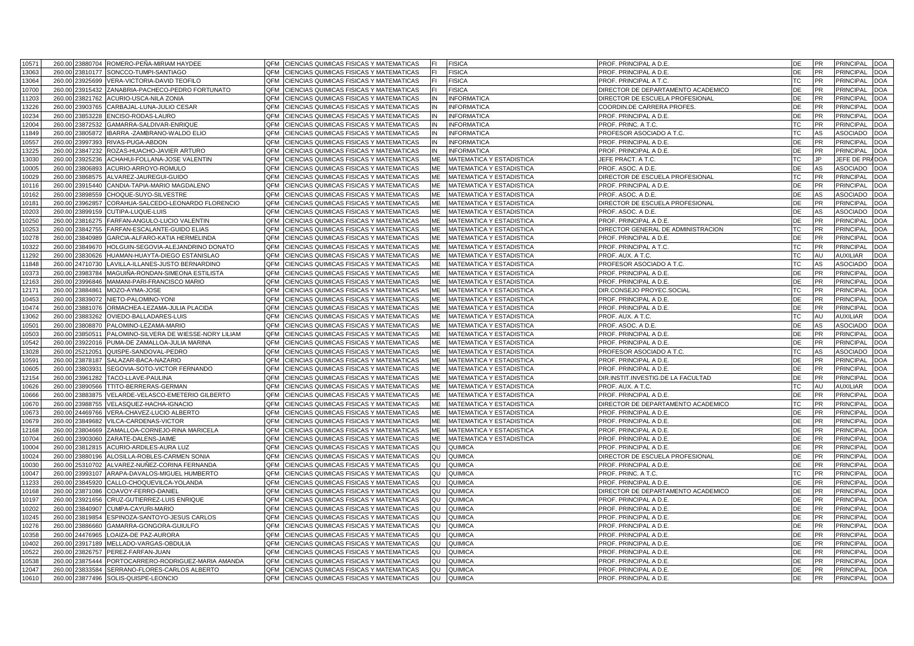| | | | | | | | | | | | | | |
|---|---|---|---|---|---|---|---|---|---|---|---|---|---|
| 10571 | 260.00 | 23880704 | ROMERO-PEÑA-MIRIAM HAYDEE | QFM | CIENCIAS QUIMICAS FISICAS Y MATEMATICAS | FI | FISICA | PROF. PRINCIPAL A D.E. | DE | PR | PRINCIPAL | DOA |
| 13063 | 260.00 | 23810177 | SONCCO-TUMPI-SANTIAGO | QFM | CIENCIAS QUIMICAS FISICAS Y MATEMATICAS | FI | FISICA | PROF. PRINCIPAL A D.E. | DE | PR | PRINCIPAL | DOA |
| 13064 | 260.00 | 23925699 | VERA-VICTORIA-DAVID TEOFILO | QFM | CIENCIAS QUIMICAS FISICAS Y MATEMATICAS | FI | FISICA | PROF. PRINCIPAL A T.C. | TC | PR | PRINCIPAL | DOA |
| 10700 | 260.00 | 23915432 | ZANABRIA-PACHECO-PEDRO FORTUNATO | QFM | CIENCIAS QUIMICAS FISICAS Y MATEMATICAS | FI | FISICA | DIRECTOR DE DEPARTAMENTO ACADEMICO | DE | PR | PRINCIPAL | DOA |
| 11203 | 260.00 | 23821762 | ACURIO-USCA-NILA ZONIA | QFM | CIENCIAS QUIMICAS FISICAS Y MATEMATICAS | IN | INFORMATICA | DIRECTOR DE ESCUELA PROFESIONAL | DE | PR | PRINCIPAL | DOA |
| 13226 | 260.00 | 23903765 | CARBAJAL-LUNA-JULIO CESAR | QFM | CIENCIAS QUIMICAS FISICAS Y MATEMATICAS | IN | INFORMATICA | COORDIN.DE CARRERA PROFES. | DE | PR | PRINCIPAL | DOA |
| 10234 | 260.00 | 23853228 | ENCISO-RODAS-LAURO | QFM | CIENCIAS QUIMICAS FISICAS Y MATEMATICAS | IN | INFORMATICA | PROF. PRINCIPAL A D.E. | DE | PR | PRINCIPAL | DOA |
| 12004 | 260.00 | 23872532 | GAMARRA-SALDIVAR-ENRIQUE | QFM | CIENCIAS QUIMICAS FISICAS Y MATEMATICAS | IN | INFORMATICA | PROF. PRINC. A T.C. | TC | PR | PRINCIPAL | DOA |
| 11849 | 260.00 | 23805872 | IBARRA -ZAMBRANO-WALDO ELIO | QFM | CIENCIAS QUIMICAS FISICAS Y MATEMATICAS | IN | INFORMATICA | PROFESOR ASOCIADO A T.C. | TC | AS | ASOCIADO | DOA |
| 10557 | 260.00 | 23997393 | RIVAS-PUGA-ABDON | QFM | CIENCIAS QUIMICAS FISICAS Y MATEMATICAS | IN | INFORMATICA | PROF. PRINCIPAL A D.E. | DE | PR | PRINCIPAL | DOA |
| 13225 | 260.00 | 23847232 | ROZAS-HUACHO-JAVIER ARTURO | QFM | CIENCIAS QUIMICAS FISICAS Y MATEMATICAS | IN | INFORMATICA | PROF. PRINCIPAL A D.E. | DE | PR | PRINCIPAL | DOA |
| 13030 | 260.00 | 23925236 | ACHAHUI-FOLLANA-JOSE VALENTIN | QFM | CIENCIAS QUIMICAS FISICAS Y MATEMATICAS | ME | MATEMATICA Y ESTADISTICA | JEFE PRACT. A T.C. | TC | JP | JEFE DE PRA | DOA |
| 10005 | 260.00 | 23806893 | ACURIO-ARROYO-ROMULO | QFM | CIENCIAS QUIMICAS FISICAS Y MATEMATICAS | ME | MATEMATICA Y ESTADISTICA | PROF. ASOC. A D.E. | DE | AS | ASOCIADO | DOA |
| 10029 | 260.00 | 23868575 | ALVAREZ-JAUREGUI-GUIDO | QFM | CIENCIAS QUIMICAS FISICAS Y MATEMATICAS | ME | MATEMATICA Y ESTADISTICA | DIRECTOR DE ESCUELA PROFESIONAL | TC | PR | PRINCIPAL | DOA |
| 10116 | 260.00 | 23915440 | CANDIA-TAPIA-MARIO MAGDALENO | QFM | CIENCIAS QUIMICAS FISICAS Y MATEMATICAS | ME | MATEMATICA Y ESTADISTICA | PROF. PRINCIPAL A D.E. | DE | PR | PRINCIPAL | DOA |
| 10162 | 260.00 | 23898559 | CHOQUE-SUYO-SILVESTRE | QFM | CIENCIAS QUIMICAS FISICAS Y MATEMATICAS | ME | MATEMATICA Y ESTADISTICA | PROF. ASOC. A D.E. | DE | AS | ASOCIADO | DOA |
| 10181 | 260.00 | 23962857 | CORAHUA-SALCEDO-LEONARDO FLORENCIO | QFM | CIENCIAS QUIMICAS FISICAS Y MATEMATICAS | ME | MATEMATICA Y ESTADISTICA | DIRECTOR DE ESCUELA PROFESIONAL | DE | PR | PRINCIPAL | DOA |
| 10203 | 260.00 | 23899159 | CUTIPA-LUQUE-LUIS | QFM | CIENCIAS QUIMICAS FISICAS Y MATEMATICAS | ME | MATEMATICA Y ESTADISTICA | PROF. ASOC. A D.E. | DE | AS | ASOCIADO | DOA |
| 10250 | 260.00 | 23816275 | FARFAN-ANGULO-LUCIO VALENTIN | QFM | CIENCIAS QUIMICAS FISICAS Y MATEMATICAS | ME | MATEMATICA Y ESTADISTICA | PROF. PRINCIPAL A D.E. | DE | PR | PRINCIPAL | DOA |
| 10253 | 260.00 | 23842755 | FARFAN-ESCALANTE-GUIDO ELIAS | QFM | CIENCIAS QUIMICAS FISICAS Y MATEMATICAS | ME | MATEMATICA Y ESTADISTICA | DIRECTOR GENERAL DE ADMINISTRACION | TC | PR | PRINCIPAL | DOA |
| 10278 | 260.00 | 23840989 | GARCIA-ALFARO-KATIA HERMELINDA | QFM | CIENCIAS QUIMICAS FISICAS Y MATEMATICAS | ME | MATEMATICA Y ESTADISTICA | PROF. PRINCIPAL A D.E. | DE | PR | PRINCIPAL | DOA |
| 10322 | 260.00 | 23849670 | HOLGUIN-SEGOVIA-ALEJANDRINO DONATO | QFM | CIENCIAS QUIMICAS FISICAS Y MATEMATICAS | ME | MATEMATICA Y ESTADISTICA | PROF. PRINCIPAL A T.C. | TC | PR | PRINCIPAL | DOA |
| 11292 | 260.00 | 23830626 | HUAMAN-HUAYTA-DIEGO ESTANISLAO | QFM | CIENCIAS QUIMICAS FISICAS Y MATEMATICAS | ME | MATEMATICA Y ESTADISTICA | PROF. AUX. A T.C. | TC | AU | AUXILIAR | DOA |
| 11848 | 260.00 | 24710730 | LAVILLA-ILLANES-JUSTO BERNARDINO | QFM | CIENCIAS QUIMICAS FISICAS Y MATEMATICAS | ME | MATEMATICA Y ESTADISTICA | PROFESOR ASOCIADO A T.C. | TC | AS | ASOCIADO | DOA |
| 10373 | 260.00 | 23983784 | MAGUIÑA-RONDAN-SIMEONA ESTILISTA | QFM | CIENCIAS QUIMICAS FISICAS Y MATEMATICAS | ME | MATEMATICA Y ESTADISTICA | PROF. PRINCIPAL A D.E. | DE | PR | PRINCIPAL | DOA |
| 12163 | 260.00 | 23996846 | MAMANI-PARI-FRANCISCO MARIO | QFM | CIENCIAS QUIMICAS FISICAS Y MATEMATICAS | ME | MATEMATICA Y ESTADISTICA | PROF. PRINCIPAL A D.E. | DE | PR | PRINCIPAL | DOA |
| 12171 | 260.00 | 23884861 | MOZO-AYMA-JOSE | QFM | CIENCIAS QUIMICAS FISICAS Y MATEMATICAS | ME | MATEMATICA Y ESTADISTICA | DIR.CONSEJO PROYEC.SOCIAL | TC | PR | PRINCIPAL | DOA |
| 10453 | 260.00 | 23839072 | NIETO-PALOMINO-YONI | QFM | CIENCIAS QUIMICAS FISICAS Y MATEMATICAS | ME | MATEMATICA Y ESTADISTICA | PROF. PRINCIPAL A D.E. | DE | PR | PRINCIPAL | DOA |
| 10474 | 260.00 | 23881076 | ORMACHEA-LEZAMA-JULIA PLACIDA | QFM | CIENCIAS QUIMICAS FISICAS Y MATEMATICAS | ME | MATEMATICA Y ESTADISTICA | PROF. PRINCIPAL A D.E. | DE | PR | PRINCIPAL | DOA |
| 13062 | 260.00 | 23883262 | OVIEDO-BALLADARES-LUIS | QFM | CIENCIAS QUIMICAS FISICAS Y MATEMATICAS | ME | MATEMATICA Y ESTADISTICA | PROF. AUX. A T.C. | TC | AU | AUXILIAR | DOA |
| 10501 | 260.00 | 23808870 | PALOMINO-LEZAMA-MARIO | QFM | CIENCIAS QUIMICAS FISICAS Y MATEMATICAS | ME | MATEMATICA Y ESTADISTICA | PROF. ASOC. A D.E. | DE | AS | ASOCIADO | DOA |
| 10503 | 260.00 | 23850511 | PALOMINO-SILVERA DE WIESSE-NORY LILIAM | QFM | CIENCIAS QUIMICAS FISICAS Y MATEMATICAS | ME | MATEMATICA Y ESTADISTICA | PROF. PRINCIPAL A D.E. | DE | PR | PRINCIPAL | DOA |
| 10542 | 260.00 | 23922016 | PUMA-DE ZAMALLOA-JULIA MARINA | QFM | CIENCIAS QUIMICAS FISICAS Y MATEMATICAS | ME | MATEMATICA Y ESTADISTICA | PROF. PRINCIPAL A D.E. | DE | PR | PRINCIPAL | DOA |
| 13028 | 260.00 | 25212051 | QUISPE-SANDOVAL-PEDRO | QFM | CIENCIAS QUIMICAS FISICAS Y MATEMATICAS | ME | MATEMATICA Y ESTADISTICA | PROFESOR ASOCIADO A T.C. | TC | AS | ASOCIADO | DOA |
| 10591 | 260.00 | 23878187 | SALAZAR-BACA-NAZARIO | QFM | CIENCIAS QUIMICAS FISICAS Y MATEMATICAS | ME | MATEMATICA Y ESTADISTICA | PROF. PRINCIPAL A D.E. | DE | PR | PRINCIPAL | DOA |
| 10605 | 260.00 | 23803931 | SEGOVIA-SOTO-VICTOR FERNANDO | QFM | CIENCIAS QUIMICAS FISICAS Y MATEMATICAS | ME | MATEMATICA Y ESTADISTICA | PROF. PRINCIPAL A D.E. | DE | PR | PRINCIPAL | DOA |
| 12154 | 260.00 | 23961282 | TACO-LLAVE-PAULINA | QFM | CIENCIAS QUIMICAS FISICAS Y MATEMATICAS | ME | MATEMATICA Y ESTADISTICA | DIR.INSTIT.INVESTIG.DE LA FACULTAD | DE | PR | PRINCIPAL | DOA |
| 10626 | 260.00 | 23890566 | TTITO-BERRERAS-GERMAN | QFM | CIENCIAS QUIMICAS FISICAS Y MATEMATICAS | ME | MATEMATICA Y ESTADISTICA | PROF. AUX. A T.C. | TC | AU | AUXILIAR | DOA |
| 10666 | 260.00 | 23883875 | VELARDE-VELASCO-EMETERIO GILBERTO | QFM | CIENCIAS QUIMICAS FISICAS Y MATEMATICAS | ME | MATEMATICA Y ESTADISTICA | PROF. PRINCIPAL A D.E. | DE | PR | PRINCIPAL | DOA |
| 10670 | 260.00 | 23988755 | VELASQUEZ-HACHA-IGNACIO | QFM | CIENCIAS QUIMICAS FISICAS Y MATEMATICAS | ME | MATEMATICA Y ESTADISTICA | DIRECTOR DE DEPARTAMENTO ACADEMICO | TC | PR | PRINCIPAL | DOA |
| 10673 | 260.00 | 24469766 | VERA-CHAVEZ-LUCIO ALBERTO | QFM | CIENCIAS QUIMICAS FISICAS Y MATEMATICAS | ME | MATEMATICA Y ESTADISTICA | PROF. PRINCIPAL A D.E. | DE | PR | PRINCIPAL | DOA |
| 10679 | 260.00 | 23849682 | VILCA-CARDENAS-VICTOR | QFM | CIENCIAS QUIMICAS FISICAS Y MATEMATICAS | ME | MATEMATICA Y ESTADISTICA | PROF. PRINCIPAL A D.E. | DE | PR | PRINCIPAL | DOA |
| 12168 | 260.00 | 23804669 | ZAMALLOA-CORNEJO-RINA MARICELA | QFM | CIENCIAS QUIMICAS FISICAS Y MATEMATICAS | ME | MATEMATICA Y ESTADISTICA | PROF. PRINCIPAL A D.E. | DE | PR | PRINCIPAL | DOA |
| 10704 | 260.00 | 23903060 | ZARATE-DALENS-JAIME | QFM | CIENCIAS QUIMICAS FISICAS Y MATEMATICAS | ME | MATEMATICA Y ESTADISTICA | PROF. PRINCIPAL A D.E. | DE | PR | PRINCIPAL | DOA |
| 10004 | 260.00 | 23812815 | ACURIO-ARDILES-AURA LUZ | QFM | CIENCIAS QUIMICAS FISICAS Y MATEMATICAS | QU | QUIMICA | PROF. PRINCIPAL A D.E. | DE | PR | PRINCIPAL | DOA |
| 10024 | 260.00 | 23880196 | ALOSILLA-ROBLES-CARMEN SONIA | QFM | CIENCIAS QUIMICAS FISICAS Y MATEMATICAS | QU | QUIMICA | DIRECTOR DE ESCUELA PROFESIONAL | DE | PR | PRINCIPAL | DOA |
| 10030 | 260.00 | 25310702 | ALVAREZ-NUÑEZ-CORINA FERNANDA | QFM | CIENCIAS QUIMICAS FISICAS Y MATEMATICAS | QU | QUIMICA | PROF. PRINCIPAL A D.E. | DE | PR | PRINCIPAL | DOA |
| 10047 | 260.00 | 23993107 | ARAPA-DAVALOS-MIGUEL HUMBERTO | QFM | CIENCIAS QUIMICAS FISICAS Y MATEMATICAS | QU | QUIMICA | PROF. PRINC. A T.C. | TC | PR | PRINCIPAL | DOA |
| 11233 | 260.00 | 23845920 | CALLO-CHOQUEVILCA-YOLANDA | QFM | CIENCIAS QUIMICAS FISICAS Y MATEMATICAS | QU | QUIMICA | PROF. PRINCIPAL A D.E. | DE | PR | PRINCIPAL | DOA |
| 10168 | 260.00 | 23871086 | COAVOY-FERRO-DANIEL | QFM | CIENCIAS QUIMICAS FISICAS Y MATEMATICAS | QU | QUIMICA | DIRECTOR DE DEPARTAMENTO ACADEMICO | DE | PR | PRINCIPAL | DOA |
| 10197 | 260.00 | 23921656 | CRUZ-GUTIERREZ-LUIS ENRIQUE | QFM | CIENCIAS QUIMICAS FISICAS Y MATEMATICAS | QU | QUIMICA | PROF. PRINCIPAL A D.E. | DE | PR | PRINCIPAL | DOA |
| 10202 | 260.00 | 23840907 | CUMPA-CAYURI-MARIO | QFM | CIENCIAS QUIMICAS FISICAS Y MATEMATICAS | QU | QUIMICA | PROF. PRINCIPAL A D.E. | DE | PR | PRINCIPAL | DOA |
| 10245 | 260.00 | 23819854 | ESPINOZA-SANTOYO-JESUS CARLOS | QFM | CIENCIAS QUIMICAS FISICAS Y MATEMATICAS | QU | QUIMICA | PROF. PRINCIPAL A D.E. | DE | PR | PRINCIPAL | DOA |
| 10276 | 260.00 | 23886660 | GAMARRA-GONGORA-GUIULFO | QFM | CIENCIAS QUIMICAS FISICAS Y MATEMATICAS | QU | QUIMICA | PROF. PRINCIPAL A D.E. | DE | PR | PRINCIPAL | DOA |
| 10358 | 260.00 | 24476965 | LOAIZA-DE PAZ-AURORA | QFM | CIENCIAS QUIMICAS FISICAS Y MATEMATICAS | QU | QUIMICA | PROF. PRINCIPAL A D.E. | DE | PR | PRINCIPAL | DOA |
| 10402 | 260.00 | 23917189 | MELLADO-VARGAS-OBDULIA | QFM | CIENCIAS QUIMICAS FISICAS Y MATEMATICAS | QU | QUIMICA | PROF. PRINCIPAL A D.E. | DE | PR | PRINCIPAL | DOA |
| 10522 | 260.00 | 23826757 | PEREZ-FARFAN-JUAN | QFM | CIENCIAS QUIMICAS FISICAS Y MATEMATICAS | QU | QUIMICA | PROF. PRINCIPAL A D.E. | DE | PR | PRINCIPAL | DOA |
| 10538 | 260.00 | 23875444 | PORTOCARRERO-RODRIGUEZ-MARIA AMANDA | QFM | CIENCIAS QUIMICAS FISICAS Y MATEMATICAS | QU | QUIMICA | PROF. PRINCIPAL A D.E. | DE | PR | PRINCIPAL | DOA |
| 12047 | 260.00 | 23833584 | SERRANO-FLORES-CARLOS ALBERTO | QFM | CIENCIAS QUIMICAS FISICAS Y MATEMATICAS | QU | QUIMICA | PROF. PRINCIPAL A D.E. | DE | PR | PRINCIPAL | DOA |
| 10610 | 260.00 | 23877496 | SOLIS-QUISPE-LEONCIO | QFM | CIENCIAS QUIMICAS FISICAS Y MATEMATICAS | QU | QUIMICA | PROF. PRINCIPAL A D.E. | DE | PR | PRINCIPAL | DOA |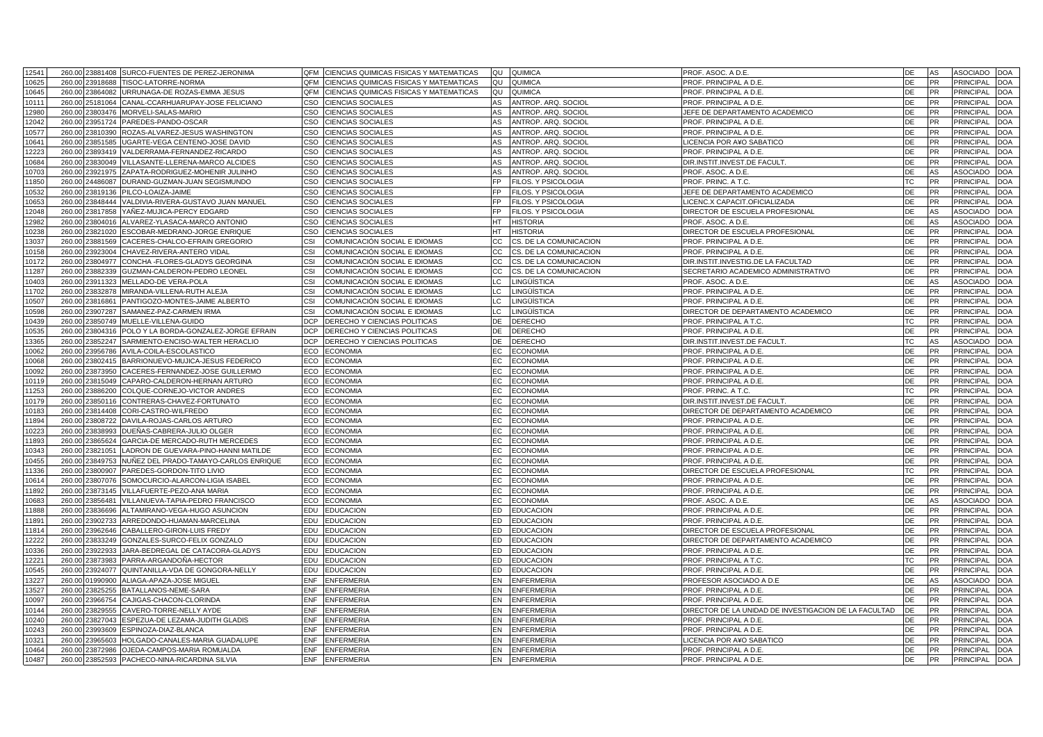| | | | | | | | | | | | | | |
|---|---|---|---|---|---|---|---|---|---|---|---|---|---|
| 12541 | 260.00 | 23881408 | SURCO-FUENTES DE PEREZ-JERONIMA | QFM | CIENCIAS QUIMICAS FISICAS Y MATEMATICAS | QU | QUIMICA | PROF. ASOC. A D.E. | DE | AS | ASOCIADO | DOA |
| 10625 | 260.00 | 23918688 | TISOC-LATORRE-NORMA | QFM | CIENCIAS QUIMICAS FISICAS Y MATEMATICAS | QU | QUIMICA | PROF. PRINCIPAL A D.E. | DE | PR | PRINCIPAL | DOA |
| 10645 | 260.00 | 23864082 | URRUNAGA-DE ROZAS-EMMA JESUS | QFM | CIENCIAS QUIMICAS FISICAS Y MATEMATICAS | QU | QUIMICA | PROF. PRINCIPAL A D.E. | DE | PR | PRINCIPAL | DOA |
| 10111 | 260.00 | 25181064 | CANAL-CCARHUARUPAY-JOSE FELICIANO | CSO | CIENCIAS SOCIALES | AS | ANTROP. ARQ. SOCIOL | PROF. PRINCIPAL A D.E. | DE | PR | PRINCIPAL | DOA |
| 12980 | 260.00 | 23803476 | MORVELI-SALAS-MARIO | CSO | CIENCIAS SOCIALES | AS | ANTROP. ARQ. SOCIOL | JEFE DE DEPARTAMENTO ACADEMICO | DE | PR | PRINCIPAL | DOA |
| 12042 | 260.00 | 23951724 | PAREDES-PANDO-OSCAR | CSO | CIENCIAS SOCIALES | AS | ANTROP. ARQ. SOCIOL | PROF. PRINCIPAL A D.E. | DE | PR | PRINCIPAL | DOA |
| 10577 | 260.00 | 23810390 | ROZAS-ALVAREZ-JESUS WASHINGTON | CSO | CIENCIAS SOCIALES | AS | ANTROP. ARQ. SOCIOL | PROF. PRINCIPAL A D.E. | DE | PR | PRINCIPAL | DOA |
| 10641 | 260.00 | 23851585 | UGARTE-VEGA CENTENO-JOSE DAVID | CSO | CIENCIAS SOCIALES | AS | ANTROP. ARQ. SOCIOL | LICENCIA POR A¥O SABATICO | DE | PR | PRINCIPAL | DOA |
| 12223 | 260.00 | 23893419 | VALDERRAMA-FERNANDEZ-RICARDO | CSO | CIENCIAS SOCIALES | AS | ANTROP. ARQ. SOCIOL | PROF. PRINCIPAL A D.E. | DE | PR | PRINCIPAL | DOA |
| 10684 | 260.00 | 23830049 | VILLASANTE-LLERENA-MARCO ALCIDES | CSO | CIENCIAS SOCIALES | AS | ANTROP. ARQ. SOCIOL | DIR.INSTIT.INVEST.DE FACULT. | DE | PR | PRINCIPAL | DOA |
| 10703 | 260.00 | 23921975 | ZAPATA-RODRIGUEZ-MOHENIR JULINHO | CSO | CIENCIAS SOCIALES | AS | ANTROP. ARQ. SOCIOL | PROF. ASOC. A D.E. | DE | AS | ASOCIADO | DOA |
| 11850 | 260.00 | 24486087 | DURAND-GUZMAN-JUAN SEGISMUNDO | CSO | CIENCIAS SOCIALES | FP | FILOS. Y PSICOLOGIA | PROF. PRINC. A T.C. | TC | PR | PRINCIPAL | DOA |
| 10532 | 260.00 | 23819136 | PILCO-LOAIZA-JAIME | CSO | CIENCIAS SOCIALES | FP | FILOS. Y PSICOLOGIA | JEFE DE DEPARTAMENTO ACADEMICO | DE | PR | PRINCIPAL | DOA |
| 10653 | 260.00 | 23848444 | VALDIVIA-RIVERA-GUSTAVO JUAN MANUEL | CSO | CIENCIAS SOCIALES | FP | FILOS. Y PSICOLOGIA | LICENC.X CAPACIT.OFICIALIZADA | DE | PR | PRINCIPAL | DOA |
| 12048 | 260.00 | 23817858 | YAÑEZ-MUJICA-PERCY EDGARD | CSO | CIENCIAS SOCIALES | FP | FILOS. Y PSICOLOGIA | DIRECTOR DE ESCUELA PROFESIONAL | DE | AS | ASOCIADO | DOA |
| 12982 | 260.00 | 23804016 | ALVAREZ-YLASACA-MARCO ANTONIO | CSO | CIENCIAS SOCIALES | HT | HISTORIA | PROF. ASOC. A D.E. | DE | AS | ASOCIADO | DOA |
| 10238 | 260.00 | 23821020 | ESCOBAR-MEDRANO-JORGE ENRIQUE | CSO | CIENCIAS SOCIALES | HT | HISTORIA | DIRECTOR DE ESCUELA PROFESIONAL | DE | PR | PRINCIPAL | DOA |
| 13037 | 260.00 | 23881569 | CACERES-CHALCO-EFRAIN GREGORIO | CSI | COMUNICACIÓN SOCIAL E IDIOMAS | CC | CS. DE LA COMUNICACION | PROF. PRINCIPAL A D.E. | DE | PR | PRINCIPAL | DOA |
| 10158 | 260.00 | 23923004 | CHAVEZ-RIVERA-ANTERO VIDAL | CSI | COMUNICACIÓN SOCIAL E IDIOMAS | CC | CS. DE LA COMUNICACION | PROF. PRINCIPAL A D.E. | DE | PR | PRINCIPAL | DOA |
| 10172 | 260.00 | 23804977 | CONCHA -FLORES-GLADYS GEORGINA | CSI | COMUNICACIÓN SOCIAL E IDIOMAS | CC | CS. DE LA COMUNICACION | DIR.INSTIT.INVESTIG.DE LA FACULTAD | DE | PR | PRINCIPAL | DOA |
| 11287 | 260.00 | 23882339 | GUZMAN-CALDERON-PEDRO LEONEL | CSI | COMUNICACIÓN SOCIAL E IDIOMAS | CC | CS. DE LA COMUNICACION | SECRETARIO ACADEMICO ADMINISTRATIVO | DE | PR | PRINCIPAL | DOA |
| 10403 | 260.00 | 23911323 | MELLADO-DE VERA-POLA | CSI | COMUNICACIÓN SOCIAL E IDIOMAS | LC | LINGÜÍSTICA | PROF. ASOC. A D.E. | DE | AS | ASOCIADO | DOA |
| 11702 | 260.00 | 23832878 | MIRANDA-VILLENA-RUTH ALEJA | CSI | COMUNICACIÓN SOCIAL E IDIOMAS | LC | LINGÜÍSTICA | PROF. PRINCIPAL A D.E. | DE | PR | PRINCIPAL | DOA |
| 10507 | 260.00 | 23816861 | PANTIGOZO-MONTES-JAIME ALBERTO | CSI | COMUNICACIÓN SOCIAL E IDIOMAS | LC | LINGÜÍSTICA | PROF. PRINCIPAL A D.E. | DE | PR | PRINCIPAL | DOA |
| 10598 | 260.00 | 23907287 | SAMANEZ-PAZ-CARMEN IRMA | CSI | COMUNICACIÓN SOCIAL E IDIOMAS | LC | LINGÜÍSTICA | DIRECTOR DE DEPARTAMENTO ACADEMICO | DE | PR | PRINCIPAL | DOA |
| 10439 | 260.00 | 23850749 | MUELLE-VILLENA-GUIDO | DCP | DERECHO Y CIENCIAS POLITICAS | DE | DERECHO | PROF. PRINCIPAL A T.C. | TC | PR | PRINCIPAL | DOA |
| 10535 | 260.00 | 23804316 | POLO Y LA BORDA-GONZALEZ-JORGE EFRAIN | DCP | DERECHO Y CIENCIAS POLITICAS | DE | DERECHO | PROF. PRINCIPAL A D.E. | DE | PR | PRINCIPAL | DOA |
| 13365 | 260.00 | 23852247 | SARMIENTO-ENCISO-WALTER HERACLIO | DCP | DERECHO Y CIENCIAS POLITICAS | DE | DERECHO | DIR.INSTIT.INVEST.DE FACULT. | TC | AS | ASOCIADO | DOA |
| 10062 | 260.00 | 23956786 | AVILA-COILA-ESCOLASTICO | ECO | ECONOMIA | EC | ECONOMIA | PROF. PRINCIPAL A D.E. | DE | PR | PRINCIPAL | DOA |
| 10068 | 260.00 | 23802415 | BARRIONUEVO-MUJICA-JESUS FEDERICO | ECO | ECONOMIA | EC | ECONOMIA | PROF. PRINCIPAL A D.E. | DE | PR | PRINCIPAL | DOA |
| 10092 | 260.00 | 23873950 | CACERES-FERNANDEZ-JOSE GUILLERMO | ECO | ECONOMIA | EC | ECONOMIA | PROF. PRINCIPAL A D.E. | DE | PR | PRINCIPAL | DOA |
| 10119 | 260.00 | 23815049 | CAPARO-CALDERON-HERNAN ARTURO | ECO | ECONOMIA | EC | ECONOMIA | PROF. PRINCIPAL A D.E. | DE | PR | PRINCIPAL | DOA |
| 11253 | 260.00 | 23886200 | COLQUE-CORNEJO-VICTOR ANDRES | ECO | ECONOMIA | EC | ECONOMIA | PROF. PRINC. A T.C. | TC | PR | PRINCIPAL | DOA |
| 10179 | 260.00 | 23850116 | CONTRERAS-CHAVEZ-FORTUNATO | ECO | ECONOMIA | EC | ECONOMIA | DIR.INSTIT.INVEST.DE FACULT. | DE | PR | PRINCIPAL | DOA |
| 10183 | 260.00 | 23814408 | CORI-CASTRO-WILFREDO | ECO | ECONOMIA | EC | ECONOMIA | DIRECTOR DE DEPARTAMENTO ACADEMICO | DE | PR | PRINCIPAL | DOA |
| 11894 | 260.00 | 23808722 | DAVILA-ROJAS-CARLOS ARTURO | ECO | ECONOMIA | EC | ECONOMIA | PROF. PRINCIPAL A D.E. | DE | PR | PRINCIPAL | DOA |
| 10223 | 260.00 | 23838993 | DUEÑAS-CABRERA-JULIO OLGER | ECO | ECONOMIA | EC | ECONOMIA | PROF. PRINCIPAL A D.E. | DE | PR | PRINCIPAL | DOA |
| 11893 | 260.00 | 23865624 | GARCIA-DE MERCADO-RUTH MERCEDES | ECO | ECONOMIA | EC | ECONOMIA | PROF. PRINCIPAL A D.E. | DE | PR | PRINCIPAL | DOA |
| 10343 | 260.00 | 23821051 | LADRON DE GUEVARA-PINO-HANNI MATILDE | ECO | ECONOMIA | EC | ECONOMIA | PROF. PRINCIPAL A D.E. | DE | PR | PRINCIPAL | DOA |
| 10455 | 260.00 | 23849753 | NUÑEZ DEL PRADO-TAMAYO-CARLOS ENRIQUE | ECO | ECONOMIA | EC | ECONOMIA | PROF. PRINCIPAL A D.E. | DE | PR | PRINCIPAL | DOA |
| 11336 | 260.00 | 23800907 | PAREDES-GORDON-TITO LIVIO | ECO | ECONOMIA | EC | ECONOMIA | DIRECTOR DE ESCUELA PROFESIONAL | TC | PR | PRINCIPAL | DOA |
| 10614 | 260.00 | 23807076 | SOMOCURCIO-ALARCON-LIGIA ISABEL | ECO | ECONOMIA | EC | ECONOMIA | PROF. PRINCIPAL A D.E. | DE | PR | PRINCIPAL | DOA |
| 11892 | 260.00 | 23873145 | VILLAFUERTE-PEZO-ANA MARIA | ECO | ECONOMIA | EC | ECONOMIA | PROF. PRINCIPAL A D.E. | DE | PR | PRINCIPAL | DOA |
| 10683 | 260.00 | 23856481 | VILLANUEVA-TAPIA-PEDRO FRANCISCO | ECO | ECONOMIA | EC | ECONOMIA | PROF. ASOC. A D.E. | DE | AS | ASOCIADO | DOA |
| 11888 | 260.00 | 23836696 | ALTAMIRANO-VEGA-HUGO ASUNCION | EDU | EDUCACION | ED | EDUCACION | PROF. PRINCIPAL A D.E. | DE | PR | PRINCIPAL | DOA |
| 11891 | 260.00 | 23902733 | ARREDONDO-HUAMAN-MARCELINA | EDU | EDUCACION | ED | EDUCACION | PROF. PRINCIPAL A D.E. | DE | PR | PRINCIPAL | DOA |
| 11814 | 260.00 | 23962646 | CABALLERO-GIRON-LUIS FREDY | EDU | EDUCACION | ED | EDUCACION | DIRECTOR DE ESCUELA PROFESIONAL | DE | PR | PRINCIPAL | DOA |
| 12222 | 260.00 | 23833249 | GONZALES-SURCO-FELIX GONZALO | EDU | EDUCACION | ED | EDUCACION | DIRECTOR DE DEPARTAMENTO ACADEMICO | DE | PR | PRINCIPAL | DOA |
| 10336 | 260.00 | 23922933 | JARA-BEDREGAL DE CATACORA-GLADYS | EDU | EDUCACION | ED | EDUCACION | PROF. PRINCIPAL A D.E. | DE | PR | PRINCIPAL | DOA |
| 12221 | 260.00 | 23873983 | PARRA-ARGANDOÑA-HECTOR | EDU | EDUCACION | ED | EDUCACION | PROF. PRINCIPAL A T.C. | TC | PR | PRINCIPAL | DOA |
| 10545 | 260.00 | 23924077 | QUINTANILLA-VDA DE GONGORA-NELLY | EDU | EDUCACION | ED | EDUCACION | PROF. PRINCIPAL A D.E. | DE | PR | PRINCIPAL | DOA |
| 13227 | 260.00 | 01990900 | ALIAGA-APAZA-JOSE MIGUEL | ENF | ENFERMERIA | EN | ENFERMERIA | PROFESOR ASOCIADO A D.E | DE | AS | ASOCIADO | DOA |
| 13527 | 260.00 | 23825255 | BATALLANOS-NEME-SARA | ENF | ENFERMERIA | EN | ENFERMERIA | PROF. PRINCIPAL A D.E. | DE | PR | PRINCIPAL | DOA |
| 10097 | 260.00 | 23966754 | CAJIGAS-CHACON-CLORINDA | ENF | ENFERMERIA | EN | ENFERMERIA | PROF. PRINCIPAL A D.E. | DE | PR | PRINCIPAL | DOA |
| 10144 | 260.00 | 23829555 | CAVERO-TORRE-NELLY AYDE | ENF | ENFERMERIA | EN | ENFERMERIA | DIRECTOR DE LA UNIDAD DE INVESTIGACION DE LA FACULTAD | DE | PR | PRINCIPAL | DOA |
| 10240 | 260.00 | 23827043 | ESPEZUA-DE LEZAMA-JUDITH GLADIS | ENF | ENFERMERIA | EN | ENFERMERIA | PROF. PRINCIPAL A D.E. | DE | PR | PRINCIPAL | DOA |
| 10243 | 260.00 | 23993609 | ESPINOZA-DIAZ-BLANCA | ENF | ENFERMERIA | EN | ENFERMERIA | PROF. PRINCIPAL A D.E. | DE | PR | PRINCIPAL | DOA |
| 10321 | 260.00 | 23965603 | HOLGADO-CANALES-MARIA GUADALUPE | ENF | ENFERMERIA | EN | ENFERMERIA | LICENCIA POR A¥O SABATICO | DE | PR | PRINCIPAL | DOA |
| 10464 | 260.00 | 23872986 | OJEDA-CAMPOS-MARIA ROMUALDA | ENF | ENFERMERIA | EN | ENFERMERIA | PROF. PRINCIPAL A D.E. | DE | PR | PRINCIPAL | DOA |
| 10487 | 260.00 | 23852593 | PACHECO-NINA-RICARDINA SILVIA | ENF | ENFERMERIA | EN | ENFERMERIA | PROF. PRINCIPAL A D.E. | DE | PR | PRINCIPAL | DOA |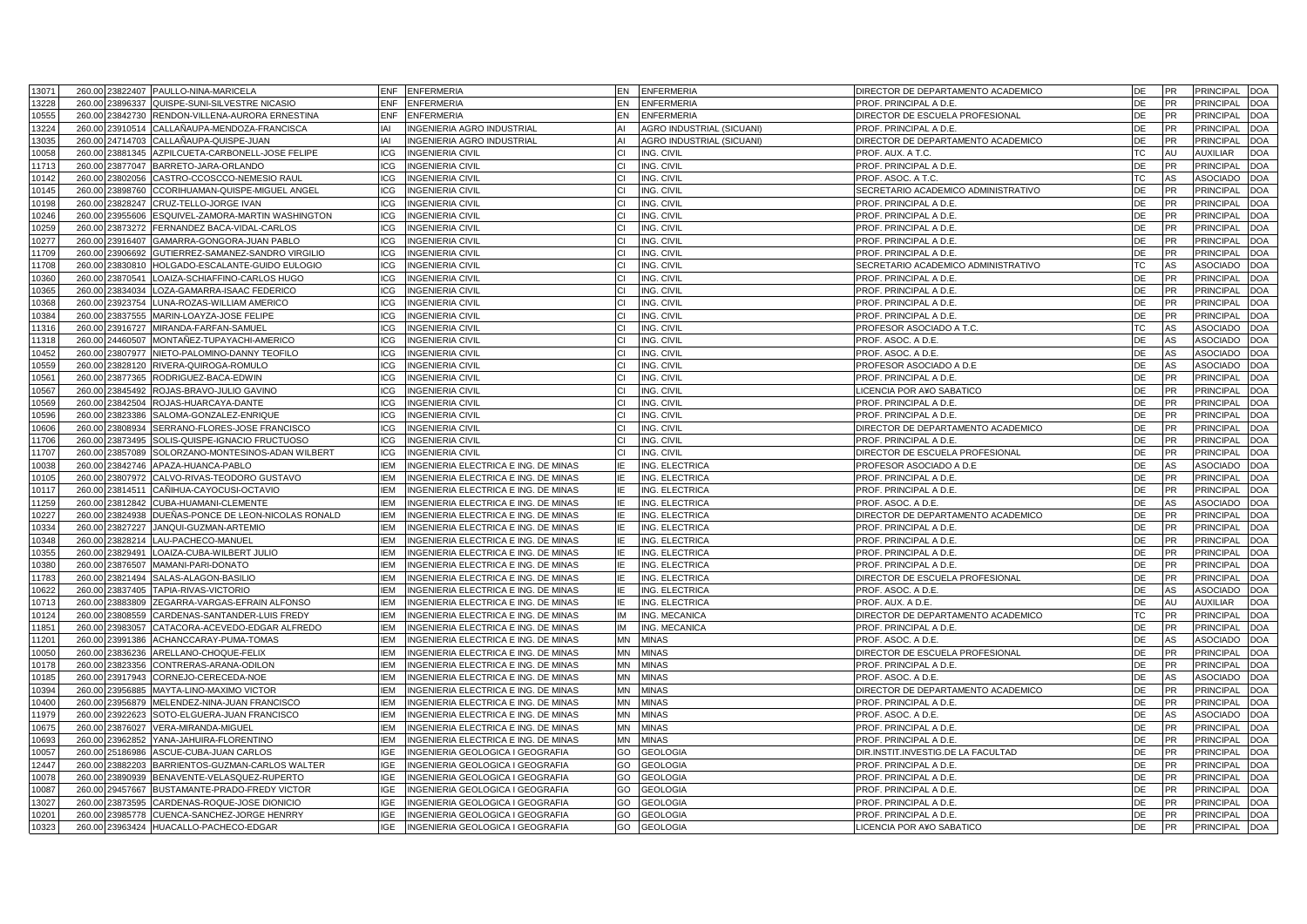| | | | | | | | | | | | | |
|---|---|---|---|---|---|---|---|---|---|---|---|---|
| 13071 | 260.00 | 23822407 | PAULLO-NINA-MARICELA | ENF | ENFERMERIA | EN | ENFERMERIA | DIRECTOR DE DEPARTAMENTO ACADEMICO | DE | PR | PRINCIPAL | DOA |
| 13228 | 260.00 | 23896337 | QUISPE-SUNI-SILVESTRE NICASIO | ENF | ENFERMERIA | EN | ENFERMERIA | PROF. PRINCIPAL A D.E. | DE | PR | PRINCIPAL | DOA |
| 10555 | 260.00 | 23842730 | RENDON-VILLENA-AURORA ERNESTINA | ENF | ENFERMERIA | EN | ENFERMERIA | DIRECTOR DE ESCUELA PROFESIONAL | DE | PR | PRINCIPAL | DOA |
| 13224 | 260.00 | 23910514 | CALLAÑAUPA-MENDOZA-FRANCISCA | IAI | INGENIERIA AGRO INDUSTRIAL | AI | AGRO INDUSTRIAL (SICUANI) | PROF. PRINCIPAL A D.E. | DE | PR | PRINCIPAL | DOA |
| 13035 | 260.00 | 24714703 | CALLAÑAUPA-QUISPE-JUAN | IAI | INGENIERIA AGRO INDUSTRIAL | AI | AGRO INDUSTRIAL (SICUANI) | DIRECTOR DE DEPARTAMENTO ACADEMICO | DE | PR | PRINCIPAL | DOA |
| 10058 | 260.00 | 23881345 | AZPILCUETA-CARBONELL-JOSE FELIPE | ICG | INGENIERIA CIVIL | CI | ING. CIVIL | PROF. AUX. A T.C. | TC | AU | AUXILIAR | DOA |
| 11713 | 260.00 | 23877047 | BARRETO-JARA-ORLANDO | ICG | INGENIERIA CIVIL | CI | ING. CIVIL | PROF. PRINCIPAL A D.E. | DE | PR | PRINCIPAL | DOA |
| 10142 | 260.00 | 23802056 | CASTRO-CCOSCCO-NEMESIO RAUL | ICG | INGENIERIA CIVIL | CI | ING. CIVIL | PROF. ASOC. A T.C. | TC | AS | ASOCIADO | DOA |
| 10145 | 260.00 | 23898760 | CCORIHUAMAN-QUISPE-MIGUEL ANGEL | ICG | INGENIERIA CIVIL | CI | ING. CIVIL | SECRETARIO ACADEMICO ADMINISTRATIVO | DE | PR | PRINCIPAL | DOA |
| 10198 | 260.00 | 23828247 | CRUZ-TELLO-JORGE IVAN | ICG | INGENIERIA CIVIL | CI | ING. CIVIL | PROF. PRINCIPAL A D.E. | DE | PR | PRINCIPAL | DOA |
| 10246 | 260.00 | 23955606 | ESQUIVEL-ZAMORA-MARTIN WASHINGTON | ICG | INGENIERIA CIVIL | CI | ING. CIVIL | PROF. PRINCIPAL A D.E. | DE | PR | PRINCIPAL | DOA |
| 10259 | 260.00 | 23873272 | FERNANDEZ BACA-VIDAL-CARLOS | ICG | INGENIERIA CIVIL | CI | ING. CIVIL | PROF. PRINCIPAL A D.E. | DE | PR | PRINCIPAL | DOA |
| 10277 | 260.00 | 23916407 | GAMARRA-GONGORA-JUAN PABLO | ICG | INGENIERIA CIVIL | CI | ING. CIVIL | PROF. PRINCIPAL A D.E. | DE | PR | PRINCIPAL | DOA |
| 11709 | 260.00 | 23906692 | GUTIERREZ-SAMANEZ-SANDRO VIRGILIO | ICG | INGENIERIA CIVIL | CI | ING. CIVIL | PROF. PRINCIPAL A D.E. | DE | PR | PRINCIPAL | DOA |
| 11708 | 260.00 | 23830810 | HOLGADO-ESCALANTE-GUIDO EULOGIO | ICG | INGENIERIA CIVIL | CI | ING. CIVIL | SECRETARIO ACADEMICO ADMINISTRATIVO | TC | AS | ASOCIADO | DOA |
| 10360 | 260.00 | 23870541 | LOAIZA-SCHIAFFINO-CARLOS HUGO | ICG | INGENIERIA CIVIL | CI | ING. CIVIL | PROF. PRINCIPAL A D.E. | DE | PR | PRINCIPAL | DOA |
| 10365 | 260.00 | 23834034 | LOZA-GAMARRA-ISAAC FEDERICO | ICG | INGENIERIA CIVIL | CI | ING. CIVIL | PROF. PRINCIPAL A D.E. | DE | PR | PRINCIPAL | DOA |
| 10368 | 260.00 | 23923754 | LUNA-ROZAS-WILLIAM AMERICO | ICG | INGENIERIA CIVIL | CI | ING. CIVIL | PROF. PRINCIPAL A D.E. | DE | PR | PRINCIPAL | DOA |
| 10384 | 260.00 | 23837555 | MARIN-LOAYZA-JOSE FELIPE | ICG | INGENIERIA CIVIL | CI | ING. CIVIL | PROF. PRINCIPAL A D.E. | DE | PR | PRINCIPAL | DOA |
| 11316 | 260.00 | 23916727 | MIRANDA-FARFAN-SAMUEL | ICG | INGENIERIA CIVIL | CI | ING. CIVIL | PROFESOR ASOCIADO A T.C. | TC | AS | ASOCIADO | DOA |
| 11318 | 260.00 | 24460507 | MONTAÑEZ-TUPAYACHI-AMERICO | ICG | INGENIERIA CIVIL | CI | ING. CIVIL | PROF. ASOC. A D.E. | DE | AS | ASOCIADO | DOA |
| 10452 | 260.00 | 23807977 | NIETO-PALOMINO-DANNY TEOFILO | ICG | INGENIERIA CIVIL | CI | ING. CIVIL | PROF. ASOC. A D.E. | DE | AS | ASOCIADO | DOA |
| 10559 | 260.00 | 23828120 | RIVERA-QUIROGA-ROMULO | ICG | INGENIERIA CIVIL | CI | ING. CIVIL | PROFESOR ASOCIADO A D.E | DE | AS | ASOCIADO | DOA |
| 10561 | 260.00 | 23877365 | RODRIGUEZ-BACA-EDWIN | ICG | INGENIERIA CIVIL | CI | ING. CIVIL | PROF. PRINCIPAL A D.E. | DE | PR | PRINCIPAL | DOA |
| 10567 | 260.00 | 23845492 | ROJAS-BRAVO-JULIO GAVINO | ICG | INGENIERIA CIVIL | CI | ING. CIVIL | LICENCIA POR A¥O SABATICO | DE | PR | PRINCIPAL | DOA |
| 10569 | 260.00 | 23842504 | ROJAS-HUARCAYA-DANTE | ICG | INGENIERIA CIVIL | CI | ING. CIVIL | PROF. PRINCIPAL A D.E. | DE | PR | PRINCIPAL | DOA |
| 10596 | 260.00 | 23823386 | SALOMA-GONZALEZ-ENRIQUE | ICG | INGENIERIA CIVIL | CI | ING. CIVIL | PROF. PRINCIPAL A D.E. | DE | PR | PRINCIPAL | DOA |
| 10606 | 260.00 | 23808934 | SERRANO-FLORES-JOSE FRANCISCO | ICG | INGENIERIA CIVIL | CI | ING. CIVIL | DIRECTOR DE DEPARTAMENTO ACADEMICO | DE | PR | PRINCIPAL | DOA |
| 11706 | 260.00 | 23873495 | SOLIS-QUISPE-IGNACIO FRUCTUOSO | ICG | INGENIERIA CIVIL | CI | ING. CIVIL | PROF. PRINCIPAL A D.E. | DE | PR | PRINCIPAL | DOA |
| 11707 | 260.00 | 23857089 | SOLORZANO-MONTESINOS-ADAN WILBERT | ICG | INGENIERIA CIVIL | CI | ING. CIVIL | DIRECTOR DE ESCUELA PROFESIONAL | DE | PR | PRINCIPAL | DOA |
| 10038 | 260.00 | 23842746 | APAZA-HUANCA-PABLO | IEM | INGENIERIA ELECTRICA E ING. DE MINAS | IE | ING. ELECTRICA | PROFESOR ASOCIADO A D.E | DE | AS | ASOCIADO | DOA |
| 10105 | 260.00 | 23807972 | CALVO-RIVAS-TEODORO GUSTAVO | IEM | INGENIERIA ELECTRICA E ING. DE MINAS | IE | ING. ELECTRICA | PROF. PRINCIPAL A D.E. | DE | PR | PRINCIPAL | DOA |
| 10117 | 260.00 | 23814511 | CAÑIHUA-CAYOCUSI-OCTAVIO | IEM | INGENIERIA ELECTRICA E ING. DE MINAS | IE | ING. ELECTRICA | PROF. PRINCIPAL A D.E. | DE | PR | PRINCIPAL | DOA |
| 11259 | 260.00 | 23812842 | CUBA-HUAMANI-CLEMENTE | IEM | INGENIERIA ELECTRICA E ING. DE MINAS | IE | ING. ELECTRICA | PROF. ASOC. A D.E. | DE | AS | ASOCIADO | DOA |
| 10227 | 260.00 | 23824938 | DUEÑAS-PONCE DE LEON-NICOLAS RONALD | IEM | INGENIERIA ELECTRICA E ING. DE MINAS | IE | ING. ELECTRICA | DIRECTOR DE DEPARTAMENTO ACADEMICO | DE | PR | PRINCIPAL | DOA |
| 10334 | 260.00 | 23827227 | JANQUI-GUZMAN-ARTEMIO | IEM | INGENIERIA ELECTRICA E ING. DE MINAS | IE | ING. ELECTRICA | PROF. PRINCIPAL A D.E. | DE | PR | PRINCIPAL | DOA |
| 10348 | 260.00 | 23828214 | LAU-PACHECO-MANUEL | IEM | INGENIERIA ELECTRICA E ING. DE MINAS | IE | ING. ELECTRICA | PROF. PRINCIPAL A D.E. | DE | PR | PRINCIPAL | DOA |
| 10355 | 260.00 | 23829491 | LOAIZA-CUBA-WILBERT JULIO | IEM | INGENIERIA ELECTRICA E ING. DE MINAS | IE | ING. ELECTRICA | PROF. PRINCIPAL A D.E. | DE | PR | PRINCIPAL | DOA |
| 10380 | 260.00 | 23876507 | MAMANI-PARI-DONATO | IEM | INGENIERIA ELECTRICA E ING. DE MINAS | IE | ING. ELECTRICA | PROF. PRINCIPAL A D.E. | DE | PR | PRINCIPAL | DOA |
| 11783 | 260.00 | 23821494 | SALAS-ALAGON-BASILIO | IEM | INGENIERIA ELECTRICA E ING. DE MINAS | IE | ING. ELECTRICA | DIRECTOR DE ESCUELA PROFESIONAL | DE | PR | PRINCIPAL | DOA |
| 10622 | 260.00 | 23837405 | TAPIA-RIVAS-VICTORIO | IEM | INGENIERIA ELECTRICA E ING. DE MINAS | IE | ING. ELECTRICA | PROF. ASOC. A D.E. | DE | AS | ASOCIADO | DOA |
| 10713 | 260.00 | 23883809 | ZEGARRA-VARGAS-EFRAIN ALFONSO | IEM | INGENIERIA ELECTRICA E ING. DE MINAS | IE | ING. ELECTRICA | PROF. AUX. A D.E. | DE | AU | AUXILIAR | DOA |
| 10124 | 260.00 | 23808559 | CARDENAS-SANTANDER-LUIS FREDY | IEM | INGENIERIA ELECTRICA E ING. DE MINAS | IM | ING. MECANICA | DIRECTOR DE DEPARTAMENTO ACADEMICO | TC | PR | PRINCIPAL | DOA |
| 11851 | 260.00 | 23983057 | CATACORA-ACEVEDO-EDGAR ALFREDO | IEM | INGENIERIA ELECTRICA E ING. DE MINAS | IM | ING. MECANICA | PROF. PRINCIPAL A D.E. | DE | PR | PRINCIPAL | DOA |
| 11201 | 260.00 | 23991386 | ACHANCCARAY-PUMA-TOMAS | IEM | INGENIERIA ELECTRICA E ING. DE MINAS | MN | MINAS | PROF. ASOC. A D.E. | DE | AS | ASOCIADO | DOA |
| 10050 | 260.00 | 23836236 | ARELLANO-CHOQUE-FELIX | IEM | INGENIERIA ELECTRICA E ING. DE MINAS | MN | MINAS | DIRECTOR DE ESCUELA PROFESIONAL | DE | PR | PRINCIPAL | DOA |
| 10178 | 260.00 | 23823356 | CONTRERAS-ARANA-ODILON | IEM | INGENIERIA ELECTRICA E ING. DE MINAS | MN | MINAS | PROF. PRINCIPAL A D.E. | DE | PR | PRINCIPAL | DOA |
| 10185 | 260.00 | 23917943 | CORNEJO-CERECEDA-NOE | IEM | INGENIERIA ELECTRICA E ING. DE MINAS | MN | MINAS | PROF. ASOC. A D.E. | DE | AS | ASOCIADO | DOA |
| 10394 | 260.00 | 23956885 | MAYTA-LINO-MAXIMO VICTOR | IEM | INGENIERIA ELECTRICA E ING. DE MINAS | MN | MINAS | DIRECTOR DE DEPARTAMENTO ACADEMICO | DE | PR | PRINCIPAL | DOA |
| 10400 | 260.00 | 23956879 | MELENDEZ-NINA-JUAN FRANCISCO | IEM | INGENIERIA ELECTRICA E ING. DE MINAS | MN | MINAS | PROF. PRINCIPAL A D.E. | DE | PR | PRINCIPAL | DOA |
| 11979 | 260.00 | 23922623 | SOTO-ELGUERA-JUAN FRANCISCO | IEM | INGENIERIA ELECTRICA E ING. DE MINAS | MN | MINAS | PROF. ASOC. A D.E. | DE | AS | ASOCIADO | DOA |
| 10675 | 260.00 | 23876027 | VERA-MIRANDA-MIGUEL | IEM | INGENIERIA ELECTRICA E ING. DE MINAS | MN | MINAS | PROF. PRINCIPAL A D.E. | DE | PR | PRINCIPAL | DOA |
| 10693 | 260.00 | 23962852 | YANA-JAHUIRA-FLORENTINO | IEM | INGENIERIA ELECTRICA E ING. DE MINAS | MN | MINAS | PROF. PRINCIPAL A D.E. | DE | PR | PRINCIPAL | DOA |
| 10057 | 260.00 | 25186986 | ASCUE-CUBA-JUAN CARLOS | IGE | INGENIERIA GEOLOGICA I GEOGRAFIA | GO | GEOLOGIA | DIR.INSTIT.INVESTIG.DE LA FACULTAD | DE | PR | PRINCIPAL | DOA |
| 12447 | 260.00 | 23882203 | BARRIENTOS-GUZMAN-CARLOS WALTER | IGE | INGENIERIA GEOLOGICA I GEOGRAFIA | GO | GEOLOGIA | PROF. PRINCIPAL A D.E. | DE | PR | PRINCIPAL | DOA |
| 10078 | 260.00 | 23890939 | BENAVENTE-VELASQUEZ-RUPERTO | IGE | INGENIERIA GEOLOGICA I GEOGRAFIA | GO | GEOLOGIA | PROF. PRINCIPAL A D.E. | DE | PR | PRINCIPAL | DOA |
| 10087 | 260.00 | 29457667 | BUSTAMANTE-PRADO-FREDY VICTOR | IGE | INGENIERIA GEOLOGICA I GEOGRAFIA | GO | GEOLOGIA | PROF. PRINCIPAL A D.E. | DE | PR | PRINCIPAL | DOA |
| 13027 | 260.00 | 23873595 | CARDENAS-ROQUE-JOSE DIONICIO | IGE | INGENIERIA GEOLOGICA I GEOGRAFIA | GO | GEOLOGIA | PROF. PRINCIPAL A D.E. | DE | PR | PRINCIPAL | DOA |
| 10201 | 260.00 | 23985778 | CUENCA-SANCHEZ-JORGE HENRRY | IGE | INGENIERIA GEOLOGICA I GEOGRAFIA | GO | GEOLOGIA | PROF. PRINCIPAL A D.E. | DE | PR | PRINCIPAL | DOA |
| 10323 | 260.00 | 23963424 | HUACALLO-PACHECO-EDGAR | IGE | INGENIERIA GEOLOGICA I GEOGRAFIA | GO | GEOLOGIA | LICENCIA POR A¥O SABATICO | DE | PR | PRINCIPAL | DOA |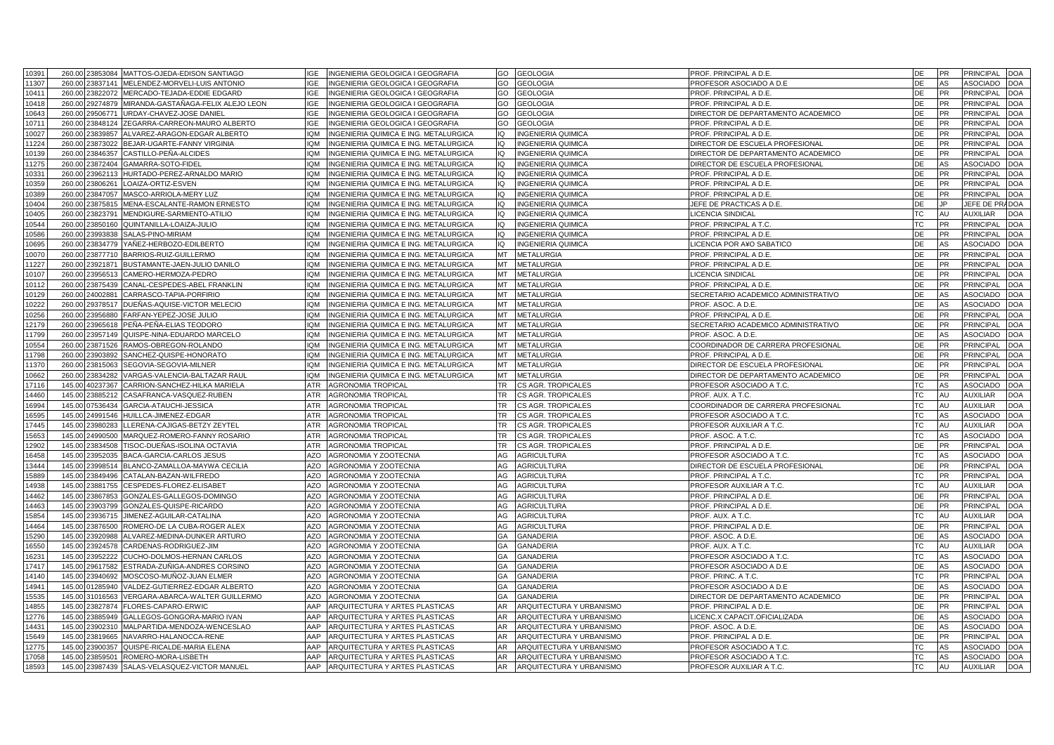| | | | | | | | | | | | | | |
|---|---|---|---|---|---|---|---|---|---|---|---|---|---|
| 10391 | 260.00 | 23853084 | MATTOS-OJEDA-EDISON SANTIAGO | IGE | INGENIERIA GEOLOGICA I GEOGRAFIA | GO | GEOLOGIA | PROF. PRINCIPAL A D.E. | DE | PR | PRINCIPAL | DOA |
| 11307 | 260.00 | 23837141 | MELENDEZ-MORVELI-LUIS ANTONIO | IGE | INGENIERIA GEOLOGICA I GEOGRAFIA | GO | GEOLOGIA | PROFESOR ASOCIADO A D.E | DE | AS | ASOCIADO | DOA |
| 10411 | 260.00 | 23822072 | MERCADO-TEJADA-EDDIE EDGARD | IGE | INGENIERIA GEOLOGICA I GEOGRAFIA | GO | GEOLOGIA | PROF. PRINCIPAL A D.E. | DE | PR | PRINCIPAL | DOA |
| 10418 | 260.00 | 29274879 | MIRANDA-GASTAÑAGA-FELIX ALEJO LEON | IGE | INGENIERIA GEOLOGICA I GEOGRAFIA | GO | GEOLOGIA | PROF. PRINCIPAL A D.E. | DE | PR | PRINCIPAL | DOA |
| 10643 | 260.00 | 29506771 | URDAY-CHAVEZ-JOSE DANIEL | IGE | INGENIERIA GEOLOGICA I GEOGRAFIA | GO | GEOLOGIA | DIRECTOR DE DEPARTAMENTO ACADEMICO | DE | PR | PRINCIPAL | DOA |
| 10711 | 260.00 | 23848124 | ZEGARRA-CARREON-MAURO ALBERTO | IGE | INGENIERIA GEOLOGICA I GEOGRAFIA | GO | GEOLOGIA | PROF. PRINCIPAL A D.E. | DE | PR | PRINCIPAL | DOA |
| 10027 | 260.00 | 23839857 | ALVAREZ-ARAGON-EDGAR ALBERTO | IQM | INGENIERIA QUIMICA E ING. METALURGICA | IQ | INGENIERIA QUIMICA | PROF. PRINCIPAL A D.E. | DE | PR | PRINCIPAL | DOA |
| 11224 | 260.00 | 23873022 | BEJAR-UGARTE-FANNY VIRGINIA | IQM | INGENIERIA QUIMICA E ING. METALURGICA | IQ | INGENIERIA QUIMICA | DIRECTOR DE ESCUELA PROFESIONAL | DE | PR | PRINCIPAL | DOA |
| 10139 | 260.00 | 23846357 | CASTILLO-PEÑA-ALCIDES | IQM | INGENIERIA QUIMICA E ING. METALURGICA | IQ | INGENIERIA QUIMICA | DIRECTOR DE DEPARTAMENTO ACADEMICO | DE | PR | PRINCIPAL | DOA |
| 11275 | 260.00 | 23872404 | GAMARRA-SOTO-FIDEL | IQM | INGENIERIA QUIMICA E ING. METALURGICA | IQ | INGENIERIA QUIMICA | DIRECTOR DE ESCUELA PROFESIONAL | DE | AS | ASOCIADO | DOA |
| 10331 | 260.00 | 23962113 | HURTADO-PEREZ-ARNALDO MARIO | IQM | INGENIERIA QUIMICA E ING. METALURGICA | IQ | INGENIERIA QUIMICA | PROF. PRINCIPAL A D.E. | DE | PR | PRINCIPAL | DOA |
| 10359 | 260.00 | 23806261 | LOAIZA-ORTIZ-ESVEN | IQM | INGENIERIA QUIMICA E ING. METALURGICA | IQ | INGENIERIA QUIMICA | PROF. PRINCIPAL A D.E. | DE | PR | PRINCIPAL | DOA |
| 10389 | 260.00 | 23847057 | MASCO-ARRIOLA-MERY LUZ | IQM | INGENIERIA QUIMICA E ING. METALURGICA | IQ | INGENIERIA QUIMICA | PROF. PRINCIPAL A D.E. | DE | PR | PRINCIPAL | DOA |
| 10404 | 260.00 | 23875815 | MENA-ESCALANTE-RAMON ERNESTO | IQM | INGENIERIA QUIMICA E ING. METALURGICA | IQ | INGENIERIA QUIMICA | JEFE DE PRACTICAS A D.E. | DE | JP | JEFE DE PRA | DOA |
| 10405 | 260.00 | 23823791 | MENDIGURE-SARMIENTO-ATILIO | IQM | INGENIERIA QUIMICA E ING. METALURGICA | IQ | INGENIERIA QUIMICA | LICENCIA SINDICAL | TC | AU | AUXILIAR | DOA |
| 10544 | 260.00 | 23850160 | QUINTANILLA-LOAIZA-JULIO | IQM | INGENIERIA QUIMICA E ING. METALURGICA | IQ | INGENIERIA QUIMICA | PROF. PRINCIPAL A T.C. | TC | PR | PRINCIPAL | DOA |
| 10586 | 260.00 | 23993838 | SALAS-PINO-MIRIAM | IQM | INGENIERIA QUIMICA E ING. METALURGICA | IQ | INGENIERIA QUIMICA | PROF. PRINCIPAL A D.E. | DE | PR | PRINCIPAL | DOA |
| 10695 | 260.00 | 23834779 | YAÑEZ-HERBOZO-EDILBERTO | IQM | INGENIERIA QUIMICA E ING. METALURGICA | IQ | INGENIERIA QUIMICA | LICENCIA POR A¥O SABATICO | DE | AS | ASOCIADO | DOA |
| 10070 | 260.00 | 23877710 | BARRIOS-RUIZ-GUILLERMO | IQM | INGENIERIA QUIMICA E ING. METALURGICA | MT | METALURGIA | PROF. PRINCIPAL A D.E. | DE | PR | PRINCIPAL | DOA |
| 11227 | 260.00 | 23921871 | BUSTAMANTE-JAEN-JULIO DANILO | IQM | INGENIERIA QUIMICA E ING. METALURGICA | MT | METALURGIA | PROF. PRINCIPAL A D.E. | DE | PR | PRINCIPAL | DOA |
| 10107 | 260.00 | 23956513 | CAMERO-HERMOZA-PEDRO | IQM | INGENIERIA QUIMICA E ING. METALURGICA | MT | METALURGIA | LICENCIA SINDICAL | DE | PR | PRINCIPAL | DOA |
| 10112 | 260.00 | 23875439 | CANAL-CESPEDES-ABEL FRANKLIN | IQM | INGENIERIA QUIMICA E ING. METALURGICA | MT | METALURGIA | PROF. PRINCIPAL A D.E. | DE | PR | PRINCIPAL | DOA |
| 10129 | 260.00 | 24002881 | CARRASCO-TAPIA-PORFIRIO | IQM | INGENIERIA QUIMICA E ING. METALURGICA | MT | METALURGIA | SECRETARIO ACADEMICO ADMINISTRATIVO | DE | AS | ASOCIADO | DOA |
| 10222 | 260.00 | 29378517 | DUEÑAS-AQUISE-VICTOR MELECIO | IQM | INGENIERIA QUIMICA E ING. METALURGICA | MT | METALURGIA | PROF. ASOC. A D.E. | DE | AS | ASOCIADO | DOA |
| 10256 | 260.00 | 23956880 | FARFAN-YEPEZ-JOSE JULIO | IQM | INGENIERIA QUIMICA E ING. METALURGICA | MT | METALURGIA | PROF. PRINCIPAL A D.E. | DE | PR | PRINCIPAL | DOA |
| 12179 | 260.00 | 23965618 | PEÑA-PEÑA-ELIAS TEODORO | IQM | INGENIERIA QUIMICA E ING. METALURGICA | MT | METALURGIA | SECRETARIO ACADEMICO ADMINISTRATIVO | DE | PR | PRINCIPAL | DOA |
| 11799 | 260.00 | 23957149 | QUISPE-NINA-EDUARDO MARCELO | IQM | INGENIERIA QUIMICA E ING. METALURGICA | MT | METALURGIA | PROF. ASOC. A D.E. | DE | AS | ASOCIADO | DOA |
| 10554 | 260.00 | 23871526 | RAMOS-OBREGON-ROLANDO | IQM | INGENIERIA QUIMICA E ING. METALURGICA | MT | METALURGIA | COORDINADOR DE CARRERA PROFESIONAL | DE | PR | PRINCIPAL | DOA |
| 11798 | 260.00 | 23903892 | SANCHEZ-QUISPE-HONORATO | IQM | INGENIERIA QUIMICA E ING. METALURGICA | MT | METALURGIA | PROF. PRINCIPAL A D.E. | DE | PR | PRINCIPAL | DOA |
| 11370 | 260.00 | 23815063 | SEGOVIA-SEGOVIA-MILNER | IQM | INGENIERIA QUIMICA E ING. METALURGICA | MT | METALURGIA | DIRECTOR DE ESCUELA PROFESIONAL | DE | PR | PRINCIPAL | DOA |
| 10662 | 260.00 | 23834282 | VARGAS-VALENCIA-BALTAZAR RAUL | IQM | INGENIERIA QUIMICA E ING. METALURGICA | MT | METALURGIA | DIRECTOR DE DEPARTAMENTO ACADEMICO | DE | PR | PRINCIPAL | DOA |
| 17116 | 145.00 | 40237367 | CARRION-SANCHEZ-HILKA MARIELA | ATR | AGRONOMIA TROPICAL | TR | CS AGR. TROPICALES | PROFESOR ASOCIADO A T.C. | TC | AS | ASOCIADO | DOA |
| 14460 | 145.00 | 23885212 | CASAFRANCA-VASQUEZ-RUBEN | ATR | AGRONOMIA TROPICAL | TR | CS AGR. TROPICALES | PROF. AUX. A T.C. | TC | AU | AUXILIAR | DOA |
| 16994 | 145.00 | 07536434 | GARCIA-ATAUCHI-JESSICA | ATR | AGRONOMIA TROPICAL | TR | CS AGR. TROPICALES | COORDINADOR DE CARRERA PROFESIONAL | TC | AU | AUXILIAR | DOA |
| 16595 | 145.00 | 24991546 | HUILLCA-JIMENEZ-EDGAR | ATR | AGRONOMIA TROPICAL | TR | CS AGR. TROPICALES | PROFESOR ASOCIADO A T.C. | TC | AS | ASOCIADO | DOA |
| 17445 | 145.00 | 23980283 | LLERENA-CAJIGAS-BETZY ZEYTEL | ATR | AGRONOMIA TROPICAL | TR | CS AGR. TROPICALES | PROFESOR AUXILIAR A T.C. | TC | AU | AUXILIAR | DOA |
| 15653 | 145.00 | 24990500 | MARQUEZ-ROMERO-FANNY ROSARIO | ATR | AGRONOMIA TROPICAL | TR | CS AGR. TROPICALES | PROF. ASOC. A T.C. | TC | AS | ASOCIADO | DOA |
| 12902 | 145.00 | 23834508 | TISOC-DUEÑAS-ISOLINA OCTAVIA | ATR | AGRONOMIA TROPICAL | TR | CS AGR. TROPICALES | PROF. PRINCIPAL A D.E. | DE | PR | PRINCIPAL | DOA |
| 16458 | 145.00 | 23952035 | BACA-GARCIA-CARLOS JESUS | AZO | AGRONOMIA Y ZOOTECNIA | AG | AGRICULTURA | PROFESOR ASOCIADO A T.C. | TC | AS | ASOCIADO | DOA |
| 13444 | 145.00 | 23998514 | BLANCO-ZAMALLOA-MAYWA CECILIA | AZO | AGRONOMIA Y ZOOTECNIA | AG | AGRICULTURA | DIRECTOR DE ESCUELA PROFESIONAL | DE | PR | PRINCIPAL | DOA |
| 15889 | 145.00 | 23849496 | CATALAN-BAZAN-WILFREDO | AZO | AGRONOMIA Y ZOOTECNIA | AG | AGRICULTURA | PROF. PRINCIPAL A T.C. | TC | PR | PRINCIPAL | DOA |
| 14938 | 145.00 | 23881755 | CESPEDES-FLOREZ-ELISABET | AZO | AGRONOMIA Y ZOOTECNIA | AG | AGRICULTURA | PROFESOR AUXILIAR A T.C. | TC | AU | AUXILIAR | DOA |
| 14462 | 145.00 | 23867853 | GONZALES-GALLEGOS-DOMINGO | AZO | AGRONOMIA Y ZOOTECNIA | AG | AGRICULTURA | PROF. PRINCIPAL A D.E. | DE | PR | PRINCIPAL | DOA |
| 14463 | 145.00 | 23903799 | GONZALES-QUISPE-RICARDO | AZO | AGRONOMIA Y ZOOTECNIA | AG | AGRICULTURA | PROF. PRINCIPAL A D.E. | DE | PR | PRINCIPAL | DOA |
| 15854 | 145.00 | 23936715 | JIMENEZ-AGUILAR-CATALINA | AZO | AGRONOMIA Y ZOOTECNIA | AG | AGRICULTURA | PROF. AUX. A T.C. | TC | AU | AUXILIAR | DOA |
| 14464 | 145.00 | 23876500 | ROMERO-DE LA CUBA-ROGER ALEX | AZO | AGRONOMIA Y ZOOTECNIA | AG | AGRICULTURA | PROF. PRINCIPAL A D.E. | DE | PR | PRINCIPAL | DOA |
| 15290 | 145.00 | 23920988 | ALVAREZ-MEDINA-DUNKER ARTURO | AZO | AGRONOMIA Y ZOOTECNIA | GA | GANADERIA | PROF. ASOC. A D.E. | DE | AS | ASOCIADO | DOA |
| 16550 | 145.00 | 23924578 | CARDENAS-RODRIGUEZ-JIM | AZO | AGRONOMIA Y ZOOTECNIA | GA | GANADERIA | PROF. AUX. A T.C. | TC | AU | AUXILIAR | DOA |
| 16231 | 145.00 | 23952222 | CUCHO-DOLMOS-HERNAN CARLOS | AZO | AGRONOMIA Y ZOOTECNIA | GA | GANADERIA | PROFESOR ASOCIADO A T.C. | TC | AS | ASOCIADO | DOA |
| 17417 | 145.00 | 29617582 | ESTRADA-ZUÑIGA-ANDRES CORSINO | AZO | AGRONOMIA Y ZOOTECNIA | GA | GANADERIA | PROFESOR ASOCIADO A D.E | DE | AS | ASOCIADO | DOA |
| 14140 | 145.00 | 23940692 | MOSCOSO-MUÑOZ-JUAN ELMER | AZO | AGRONOMIA Y ZOOTECNIA | GA | GANADERIA | PROF. PRINC. A T.C. | TC | PR | PRINCIPAL | DOA |
| 14941 | 145.00 | 01285940 | VALDEZ-GUTIERREZ-EDGAR ALBERTO | AZO | AGRONOMIA Y ZOOTECNIA | GA | GANADERIA | PROFESOR ASOCIADO A D.E | DE | AS | ASOCIADO | DOA |
| 15535 | 145.00 | 31016563 | VERGARA-ABARCA-WALTER GUILLERMO | AZO | AGRONOMIA Y ZOOTECNIA | GA | GANADERIA | DIRECTOR DE DEPARTAMENTO ACADEMICO | DE | PR | PRINCIPAL | DOA |
| 14855 | 145.00 | 23827874 | FLORES-CAPARO-ERWIC | AAP | ARQUITECTURA Y ARTES PLASTICAS | AR | ARQUITECTURA Y URBANISMO | PROF. PRINCIPAL A D.E. | DE | PR | PRINCIPAL | DOA |
| 12776 | 145.00 | 23885949 | GALLEGOS-GONGORA-MARIO IVAN | AAP | ARQUITECTURA Y ARTES PLASTICAS | AR | ARQUITECTURA Y URBANISMO | LICENC.X CAPACIT.OFICIALIZADA | DE | AS | ASOCIADO | DOA |
| 14431 | 145.00 | 23902310 | MALPARTIDA-MENDOZA-WENCESLAO | AAP | ARQUITECTURA Y ARTES PLASTICAS | AR | ARQUITECTURA Y URBANISMO | PROF. ASOC. A D.E. | DE | AS | ASOCIADO | DOA |
| 15649 | 145.00 | 23819665 | NAVARRO-HALANOCCA-RENE | AAP | ARQUITECTURA Y ARTES PLASTICAS | AR | ARQUITECTURA Y URBANISMO | PROF. PRINCIPAL A D.E. | DE | PR | PRINCIPAL | DOA |
| 12775 | 145.00 | 23900357 | QUISPE-RICALDE-MARIA ELENA | AAP | ARQUITECTURA Y ARTES PLASTICAS | AR | ARQUITECTURA Y URBANISMO | PROFESOR ASOCIADO A T.C. | TC | AS | ASOCIADO | DOA |
| 17058 | 145.00 | 23859501 | ROMERO-MORA-LISBETH | AAP | ARQUITECTURA Y ARTES PLASTICAS | AR | ARQUITECTURA Y URBANISMO | PROFESOR ASOCIADO A T.C. | TC | AS | ASOCIADO | DOA |
| 18593 | 145.00 | 23987439 | SALAS-VELASQUEZ-VICTOR MANUEL | AAP | ARQUITECTURA Y ARTES PLASTICAS | AR | ARQUITECTURA Y URBANISMO | PROFESOR AUXILIAR A T.C. | TC | AU | AUXILIAR | DOA |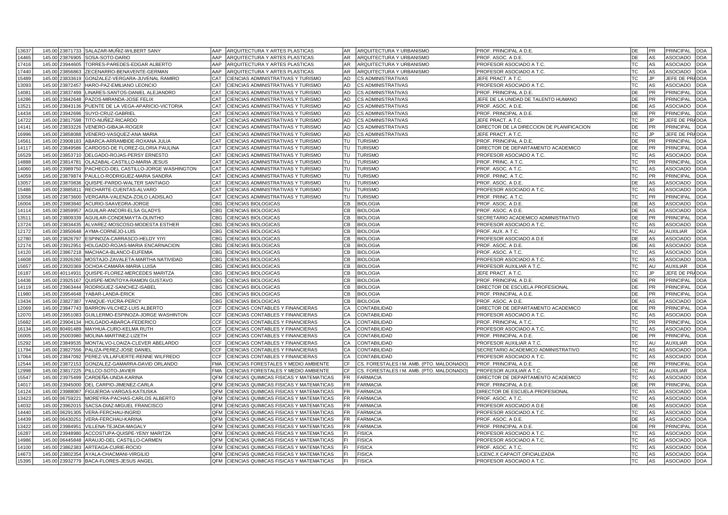| | | | | | | | | | | | | |
|---|---|---|---|---|---|---|---|---|---|---|---|---|
| 13637 | 145.00 | 23871733 | SALAZAR-MUÑIZ-WILBERT SANY | AAP | ARQUITECTURA Y ARTES PLASTICAS | AR | ARQUITECTURA Y URBANISMO | PROF. PRINCIPAL A D.E. | DE | PR | PRINCIPAL | DOA |
| 14465 | 145.00 | 23876905 | SOSA-SOTO-DARIO | AAP | ARQUITECTURA Y ARTES PLASTICAS | AR | ARQUITECTURA Y URBANISMO | PROF. ASOC. A D.E. | DE | AS | ASOCIADO | DOA |
| 17416 | 145.00 | 23944605 | TORRES-PAREDES-EDGAR ALBERTO | AAP | ARQUITECTURA Y ARTES PLASTICAS | AR | ARQUITECTURA Y URBANISMO | PROFESOR ASOCIADO A T.C. | TC | AS | ASOCIADO | DOA |
| 17440 | 145.00 | 23856863 | ZECENARRO-BENAVENTE-GERMAN | AAP | ARQUITECTURA Y ARTES PLASTICAS | AR | ARQUITECTURA Y URBANISMO | PROFESOR ASOCIADO A T.C. | TC | AS | ASOCIADO | DOA |
| 15489 | 145.00 | 23833619 | GONZALEZ-VERGARA-JUVENAL RAMIRO | CAT | CIENCIAS ADMINISTRATIVAS Y TURISMO | AD | CS ADMINISTRATIVAS | JEFE PRACT. A T.C. | TC | JP | JEFE DE PRA | DOA |
| 13093 | 145.00 | 23872457 | HARO-PAZ-EMILIANO LEONCIO | CAT | CIENCIAS ADMINISTRATIVAS Y TURISMO | AD | CS ADMINISTRATIVAS | PROFESOR ASOCIADO A T.C. | TC | AS | ASOCIADO | DOA |
| 14081 | 145.00 | 23837499 | LINARES-SANTOS-DANIEL ALEJANDRO | CAT | CIENCIAS ADMINISTRATIVAS Y TURISMO | AD | CS ADMINISTRATIVAS | PROF. PRINCIPAL A D.E. | DE | PR | PRINCIPAL | DOA |
| 14286 | 145.00 | 23842648 | PAZOS-MIRANDA-JOSE FELIX | CAT | CIENCIAS ADMINISTRATIVAS Y TURISMO | AD | CS ADMINISTRATIVAS | JEFE DE LA UNIDAD DE TALENTO HUMANO | DE | PR | PRINCIPAL | DOA |
| 13521 | 145.00 | 23843136 | PUENTE DE LA VEGA-APARICIO-VICTORIA | CAT | CIENCIAS ADMINISTRATIVAS Y TURISMO | AD | CS ADMINISTRATIVAS | PROF. ASOC. A D.E. | DE | AS | ASOCIADO | DOA |
| 14434 | 145.00 | 23942696 | SUYO-CRUZ-GABRIEL | CAT | CIENCIAS ADMINISTRATIVAS Y TURISMO | AD | CS ADMINISTRATIVAS | PROF. PRINCIPAL A D.E. | DE | PR | PRINCIPAL | DOA |
| 14722 | 145.00 | 23817598 | TITO-NUÑEZ-RICARDO | CAT | CIENCIAS ADMINISTRATIVAS Y TURISMO | AD | CS ADMINISTRATIVAS | JEFE PRACT. A T.C. | TC | JP | JEFE DE PRA | DOA |
| 14141 | 145.00 | 23833226 | VENERO-GIBAJA-ROGER | CAT | CIENCIAS ADMINISTRATIVAS Y TURISMO | AD | CS ADMINISTRATIVAS | DIRECTOR DE LA DIRECCION DE PLANIFICACION | DE | PR | PRINCIPAL | DOA |
| 16996 | 145.00 | 23858088 | VENERO-VASQUEZ-ANA MARIA | CAT | CIENCIAS ADMINISTRATIVAS Y TURISMO | AD | CS ADMINISTRATIVAS | JEFE PRACT. A T.C. | TC | JP | JEFE DE PRA | DOA |
| 14561 | 145.00 | 23908183 | ABARCA-ARRAMBIDE-ROXANA JULIA | CAT | CIENCIAS ADMINISTRATIVAS Y TURISMO | TU | TURISMO | PROF. PRINCIPAL A D.E. | DE | PR | PRINCIPAL | DOA |
| 14117 | 145.00 | 23849586 | CARDOSO-DE FLOREZ-GLORIA PAULINA | CAT | CIENCIAS ADMINISTRATIVAS Y TURISMO | TU | TURISMO | DIRECTOR DE DEPARTAMENTO ACADEMICO | DE | PR | PRINCIPAL | DOA |
| 16529 | 145.00 | 23853710 | DELGADO-ROJAS-PERSY ERNESTO | CAT | CIENCIAS ADMINISTRATIVAS Y TURISMO | TU | TURISMO | PROFESOR ASOCIADO A T.C. | TC | AS | ASOCIADO | DOA |
| 14888 | 145.00 | 23814781 | OLAZABAL-CASTILLO-MARIA JESUS | CAT | CIENCIAS ADMINISTRATIVAS Y TURISMO | TU | TURISMO | PROF. PRINC. A T.C. | TC | PR | PRINCIPAL | DOA |
| 14060 | 145.00 | 23989750 | PACHECO-DEL CASTILLO-JORGE WASHINGTON | CAT | CIENCIAS ADMINISTRATIVAS Y TURISMO | TU | TURISMO | PROF. ASOC. A T.C. | TC | AS | ASOCIADO | DOA |
| 14059 | 145.00 | 23879874 | PAULLO-RODRIGUEZ-MARIA SANDRA | CAT | CIENCIAS ADMINISTRATIVAS Y TURISMO | TU | TURISMO | PROF. PRINC. A T.C. | TC | PR | PRINCIPAL | DOA |
| 13057 | 145.00 | 23870836 | QUISPE-PARDO-WALTER SANTIAGO | CAT | CIENCIAS ADMINISTRATIVAS Y TURISMO | TU | TURISMO | PROF. ASOC. A D.E. | DE | AS | ASOCIADO | DOA |
| 15486 | 145.00 | 23885811 | RECHARTE-CUENTAS-ALVARO | CAT | CIENCIAS ADMINISTRATIVAS Y TURISMO | TU | TURISMO | PROFESOR ASOCIADO A T.C. | TC | AS | ASOCIADO | DOA |
| 13058 | 145.00 | 23873600 | VERGARA-VALENZA-ZOILO LADISLAO | CAT | CIENCIAS ADMINISTRATIVAS Y TURISMO | TU | TURISMO | PROF. PRINC. A T.C. | TC | PR | PRINCIPAL | DOA |
| 16004 | 145.00 | 23983840 | ACURIO-SAAVEDRA-JORGE | CBG | CIENCIAS BIOLOGICAS | CB | BIOLOGIA | PROF. ASOC. A D.E. | DE | AS | ASOCIADO | DOA |
| 14114 | 145.00 | 23859957 | AGUILAR-ANCORI-ELSA GLADYS | CBG | CIENCIAS BIOLOGICAS | CB | BIOLOGIA | PROF. ASOC. A D.E. | DE | AS | ASOCIADO | DOA |
| 13511 | 145.00 | 23809339 | AGUILAR-CONDEMAYTA-OLINTHO | CBG | CIENCIAS BIOLOGICAS | CB | BIOLOGIA | SECRETARIO ACADEMICO ADMINISTRATIVO | DE | PR | PRINCIPAL | DOA |
| 13724 | 145.00 | 23834435 | ALVAREZ-MOSCOSO-MODESTA ESTHER | CBG | CIENCIAS BIOLOGICAS | CB | BIOLOGIA | PROFESOR ASOCIADO A T.C. | TC | AS | ASOCIADO | DOA |
| 12172 | 145.00 | 23850648 | AYMA-CORNEJO-LUIS | CBG | CIENCIAS BIOLOGICAS | CB | BIOLOGIA | PROF. AUX. A T.C. | TC | AU | AUXILIAR | DOA |
| 12780 | 145.00 | 23826797 | ESPINOZA-CARRASCO-HELDY YIYI | CBG | CIENCIAS BIOLOGICAS | CB | BIOLOGIA | PROFESOR ASOCIADO A D.E | DE | AS | ASOCIADO | DOA |
| 12174 | 145.00 | 23912951 | HOLGADO-ROJAS-MARIA ENCARNACION | CBG | CIENCIAS BIOLOGICAS | CB | BIOLOGIA | PROF. ASOC. A D.E. | DE | AS | ASOCIADO | DOA |
| 14120 | 145.00 | 23867218 | MACHACA-BLANCO-EUFEMIA | CBG | CIENCIAS BIOLOGICAS | CB | BIOLOGIA | PROF. ASOC. A T.C. | TC | AS | ASOCIADO | DOA |
| 14608 | 145.00 | 23926260 | MOSTAJO-ZAVALETA-MARTHA NATIVIDAD | CBG | CIENCIAS BIOLOGICAS | CB | BIOLOGIA | PROFESOR ASOCIADO A T.C. | TC | AS | ASOCIADO | DOA |
| 15657 | 145.00 | 23920369 | OCHOA-CAMARA-MARIA LUISA | CBG | CIENCIAS BIOLOGICAS | CB | BIOLOGIA | PROFESOR AUXILIAR A T.C. | TC | AU | AUXILIAR | DOA |
| 16187 | 145.00 | 40114931 | QUISPE-FLOREZ-MERCEDES MARITZA | CBG | CIENCIAS BIOLOGICAS | CB | BIOLOGIA | JEFE PRACT. A T.C. | TC | JP | JEFE DE PRA | DOA |
| 14436 | 145.00 | 23925167 | QUISPE-MONTOYA-RAMON GUSTAVO | CBG | CIENCIAS BIOLOGICAS | CB | BIOLOGIA | PROF. PRINCIPAL A D.E. | DE | PR | PRINCIPAL | DOA |
| 14119 | 145.00 | 23963444 | RODRIGUEZ-SANCHEZ-ISABEL | CBG | CIENCIAS BIOLOGICAS | CB | BIOLOGIA | DIRECTOR DE ESCUELA PROFESIONAL | DE | PR | PRINCIPAL | DOA |
| 11980 | 145.00 | 23954648 | YABAR-LANDA-ERICK | CBG | CIENCIAS BIOLOGICAS | CB | BIOLOGIA | PROF. PRINCIPAL A D.E. | DE | PR | PRINCIPAL | DOA |
| 13434 | 145.00 | 23827387 | YANQUE-YUCRA-PERCY | CBG | CIENCIAS BIOLOGICAS | CB | BIOLOGIA | PROF. ASOC. A D.E. | DE | AS | ASOCIADO | DOA |
| 12069 | 145.00 | 23847743 | BARRON-VILCHEZ-LUIS ALBERTO | CCF | CIENCIAS CONTABLES Y FINANCIERAS | CA | CONTABILIDAD | DIRECTOR DE DEPARTAMENTO ACADEMICO | DE | PR | PRINCIPAL | DOA |
| 12070 | 145.00 | 23951083 | GUILLERMO-ESPINOZA-JORGE WASHINTON | CCF | CIENCIAS CONTABLES Y FINANCIERAS | CA | CONTABILIDAD | PROFESOR ASOCIADO A T.C. | TC | AS | ASOCIADO | DOA |
| 15682 | 145.00 | 23904134 | HOLGADO-ABARCA-FEDERICO | CCF | CIENCIAS CONTABLES Y FINANCIERAS | CA | CONTABILIDAD | PROF. PRINCIPAL A T.C. | TC | PR | PRINCIPAL | DOA |
| 16134 | 145.00 | 80491489 | MAYHUA-CURO-KELMA RUTH | CCF | CIENCIAS CONTABLES Y FINANCIERAS | CA | CONTABILIDAD | PROFESOR ASOCIADO A T.C. | TC | AS | ASOCIADO | DOA |
| 16005 | 145.00 | 25003980 | MOLINA-MARTINEZ-LIZETH | CCF | CIENCIAS CONTABLES Y FINANCIERAS | CA | CONTABILIDAD | PROF. PRINCIPAL A D.E. | DE | PR | PRINCIPAL | DOA |
| 15292 | 145.00 | 23849535 | MONTALVO-LOAIZA-CLEVER ABELARDO | CCF | CIENCIAS CONTABLES Y FINANCIERAS | CA | CONTABILIDAD | PROFESOR AUXILIAR A T.C. | TC | AU | AUXILIAR | DOA |
| 11794 | 145.00 | 23827556 | PALIZA-PEREZ-JOSE DANIEL | CCF | CIENCIAS CONTABLES Y FINANCIERAS | CA | CONTABILIDAD | SECRETARIO ACADEMICO ADMINISTRATIVO | TC | AS | ASOCIADO | DOA |
| 17064 | 145.00 | 23847092 | PEREZ-VILLAFUERTE-RENNE WILFREDO | CCF | CIENCIAS CONTABLES Y FINANCIERAS | CA | CONTABILIDAD | PROFESOR ASOCIADO A T.C. | TC | AS | ASOCIADO | DOA |
| 12544 | 145.00 | 23872153 | GONZALEZ-GAMARRA-DAVID ORLANDO | FMA | CIENCIAS FORESTALES Y MEDIO AMBIENTE | CF | CS. FORESTALES I M. AMB. (PTO. MALDONADO) | PROF. PRINCIPAL A D.E. | DE | PR | PRINCIPAL | DOA |
| 12998 | 145.00 | 23817225 | PILLCO-SOTO-JAVIER | FMA | CIENCIAS FORESTALES Y MEDIO AMBIENTE | CF | CS. FORESTALES I M. AMB. (PTO. MALDONADO) | PROFESOR AUXILIAR A T.C. | TC | AU | AUXILIAR | DOA |
| 15547 | 145.00 | 23975499 | CARDEÑA-UNDA-KARINA | QFM | CIENCIAS QUIMICAS FISICAS Y MATEMATICAS | FR | FARMACIA | DIRECTOR DE DEPARTAMENTO ACADEMICO | TC | AS | ASOCIADO | DOA |
| 14017 | 145.00 | 23945000 | DEL CARPIO-JIMENEZ-CARLA | QFM | CIENCIAS QUIMICAS FISICAS Y MATEMATICAS | FR | FARMACIA | PROF. PRINCIPAL A D.E. | DE | PR | PRINCIPAL | DOA |
| 14124 | 145.00 | 23988087 | FIGUEROA-VARGAS-KATIUSKA | QFM | CIENCIAS QUIMICAS FISICAS Y MATEMATICAS | FR | FARMACIA | DIRECTOR DE ESCUELA PROFESIONAL | TC | AS | ASOCIADO | DOA |
| 13423 | 145.00 | 06759221 | MOREYRA-PACHAS-CARLOS ALBERTO | QFM | CIENCIAS QUIMICAS FISICAS Y MATEMATICAS | FR | FARMACIA | PROF. ASOC. A T.C. | TC | AS | ASOCIADO | DOA |
| 14032 | 145.00 | 23962015 | SACSA-DIAZ-MIGUEL FRANCISCO | QFM | CIENCIAS QUIMICAS FISICAS Y MATEMATICAS | FR | FARMACIA | PROFESOR ASOCIADO A D.E | DE | AS | ASOCIADO | DOA |
| 14440 | 145.00 | 06291305 | VERA-FERCHAU-INGRID | QFM | CIENCIAS QUIMICAS FISICAS Y MATEMATICAS | FR | FARMACIA | PROFESOR ASOCIADO A T.C. | TC | AS | ASOCIADO | DOA |
| 14439 | 145.00 | 06430251 | VERA-FERCHAU-KARINA | QFM | CIENCIAS QUIMICAS FISICAS Y MATEMATICAS | FR | FARMACIA | PROF. ASOC. A D.E. | DE | AS | ASOCIADO | DOA |
| 13422 | 145.00 | 23984951 | VILLENA-TEJADA-MAGALY | QFM | CIENCIAS QUIMICAS FISICAS Y MATEMATICAS | FR | FARMACIA | PROF. PRINCIPAL A D.E. | DE | PR | PRINCIPAL | DOA |
| 16287 | 145.00 | 23948980 | ACCOSTUPA-QUISPE-YENY MARITZA | QFM | CIENCIAS QUIMICAS FISICAS Y MATEMATICAS | FI | FISICA | PROFESOR ASOCIADO A T.C. | TC | AS | ASOCIADO | DOA |
| 14986 | 145.00 | 06445848 | ARAUJO-DEL CASTILLO-CARMEN | QFM | CIENCIAS QUIMICAS FISICAS Y MATEMATICAS | FI | FISICA | PROFESOR ASOCIADO A T.C. | TC | AS | ASOCIADO | DOA |
| 14100 | 145.00 | 23862383 | ARTEAGA-CURIE-ROCIO | QFM | CIENCIAS QUIMICAS FISICAS Y MATEMATICAS | FI | FISICA | PROF. ASOC. A T.C. | TC | AS | ASOCIADO | DOA |
| 14673 | 145.00 | 23802354 | AYALA-CHACMANI-VIRGILIO | QFM | CIENCIAS QUIMICAS FISICAS Y MATEMATICAS | FI | FISICA | LICENC.X CAPACIT.OFICIALIZADA | TC | AS | ASOCIADO | DOA |
| 15395 | 145.00 | 23932779 | BACA-FLORES-JESUS ANGEL | QFM | CIENCIAS QUIMICAS FISICAS Y MATEMATICAS | FI | FISICA | PROFESOR ASOCIADO A T.C. | TC | AS | ASOCIADO | DOA |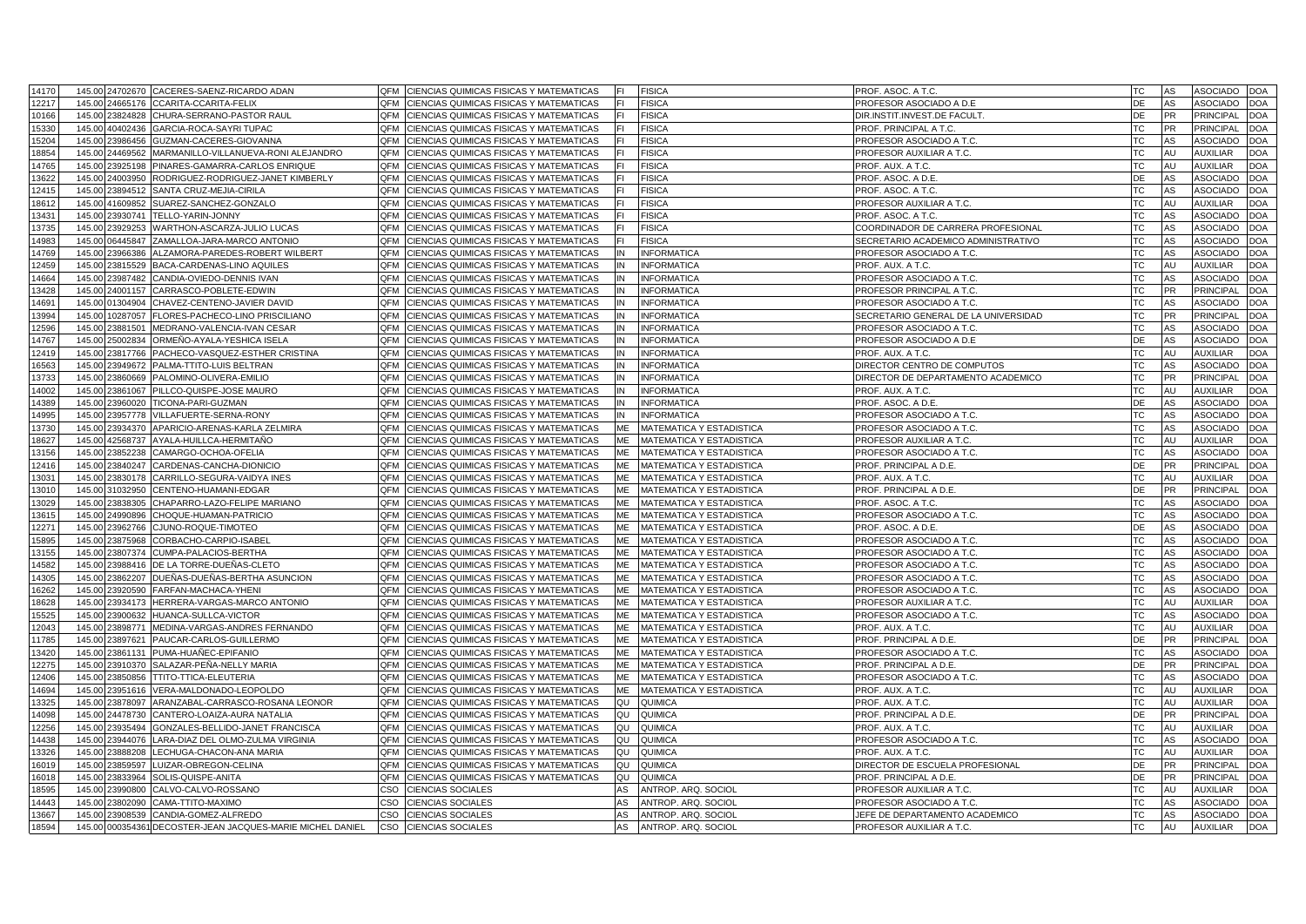| | | | | | | | | | | | | |
|---|---|---|---|---|---|---|---|---|---|---|---|---|
| 14170 | 145.00 | 24702670 | CACERES-SAENZ-RICARDO ADAN | QFM | CIENCIAS QUIMICAS FISICAS Y MATEMATICAS | FI | FISICA | PROF. ASOC. A T.C. | TC | AS | ASOCIADO | DOA |
| 12217 | 145.00 | 24665176 | CCARITA-CCARITA-FELIX | QFM | CIENCIAS QUIMICAS FISICAS Y MATEMATICAS | FI | FISICA | PROFESOR ASOCIADO A D.E | DE | AS | ASOCIADO | DOA |
| 10166 | 145.00 | 23824828 | CHURA-SERRANO-PASTOR RAUL | QFM | CIENCIAS QUIMICAS FISICAS Y MATEMATICAS | FI | FISICA | DIR.INSTIT.INVEST.DE FACULT. | DE | PR | PRINCIPAL | DOA |
| 15330 | 145.00 | 40402436 | GARCIA-ROCA-SAYRI TUPAC | QFM | CIENCIAS QUIMICAS FISICAS Y MATEMATICAS | FI | FISICA | PROF. PRINCIPAL A T.C. | TC | PR | PRINCIPAL | DOA |
| 15204 | 145.00 | 23986456 | GUZMAN-CACERES-GIOVANNA | QFM | CIENCIAS QUIMICAS FISICAS Y MATEMATICAS | FI | FISICA | PROFESOR ASOCIADO A T.C. | TC | AS | ASOCIADO | DOA |
| 18854 | 145.00 | 24469562 | MARMANILLO-VILLANUEVA-RONI ALEJANDRO | QFM | CIENCIAS QUIMICAS FISICAS Y MATEMATICAS | FI | FISICA | PROFESOR AUXILIAR A T.C. | TC | AU | AUXILIAR | DOA |
| 14765 | 145.00 | 23925198 | PINARES-GAMARRA-CARLOS ENRIQUE | QFM | CIENCIAS QUIMICAS FISICAS Y MATEMATICAS | FI | FISICA | PROF. AUX. A T.C. | TC | AU | AUXILIAR | DOA |
| 13622 | 145.00 | 24003950 | RODRIGUEZ-RODRIGUEZ-JANET KIMBERLY | QFM | CIENCIAS QUIMICAS FISICAS Y MATEMATICAS | FI | FISICA | PROF. ASOC. A D.E. | DE | AS | ASOCIADO | DOA |
| 12415 | 145.00 | 23894512 | SANTA CRUZ-MEJIA-CIRILA | QFM | CIENCIAS QUIMICAS FISICAS Y MATEMATICAS | FI | FISICA | PROF. ASOC. A T.C. | TC | AS | ASOCIADO | DOA |
| 18612 | 145.00 | 41609852 | SUAREZ-SANCHEZ-GONZALO | QFM | CIENCIAS QUIMICAS FISICAS Y MATEMATICAS | FI | FISICA | PROFESOR AUXILIAR A T.C. | TC | AU | AUXILIAR | DOA |
| 13431 | 145.00 | 23930741 | TELLO-YARIN-JONNY | QFM | CIENCIAS QUIMICAS FISICAS Y MATEMATICAS | FI | FISICA | PROF. ASOC. A T.C. | TC | AS | ASOCIADO | DOA |
| 13735 | 145.00 | 23929253 | WARTHON-ASCARZA-JULIO LUCAS | QFM | CIENCIAS QUIMICAS FISICAS Y MATEMATICAS | FI | FISICA | COORDINADOR DE CARRERA PROFESIONAL | TC | AS | ASOCIADO | DOA |
| 14983 | 145.00 | 06445847 | ZAMALLOA-JARA-MARCO ANTONIO | QFM | CIENCIAS QUIMICAS FISICAS Y MATEMATICAS | FI | FISICA | SECRETARIO ACADEMICO ADMINISTRATIVO | TC | AS | ASOCIADO | DOA |
| 14769 | 145.00 | 23966386 | ALZAMORA-PAREDES-ROBERT WILBERT | QFM | CIENCIAS QUIMICAS FISICAS Y MATEMATICAS | IN | INFORMATICA | PROFESOR ASOCIADO A T.C. | TC | AS | ASOCIADO | DOA |
| 12459 | 145.00 | 23815529 | BACA-CARDENAS-LINO AQUILES | QFM | CIENCIAS QUIMICAS FISICAS Y MATEMATICAS | IN | INFORMATICA | PROF. AUX. A T.C. | TC | AU | AUXILIAR | DOA |
| 14664 | 145.00 | 23987482 | CANDIA-OVIEDO-DENNIS IVAN | QFM | CIENCIAS QUIMICAS FISICAS Y MATEMATICAS | IN | INFORMATICA | PROFESOR ASOCIADO A T.C. | TC | AS | ASOCIADO | DOA |
| 13428 | 145.00 | 24001157 | CARRASCO-POBLETE-EDWIN | QFM | CIENCIAS QUIMICAS FISICAS Y MATEMATICAS | IN | INFORMATICA | PROFESOR PRINCIPAL A T.C. | TC | PR | PRINCIPAL | DOA |
| 14691 | 145.00 | 01304904 | CHAVEZ-CENTENO-JAVIER DAVID | QFM | CIENCIAS QUIMICAS FISICAS Y MATEMATICAS | IN | INFORMATICA | PROFESOR ASOCIADO A T.C. | TC | AS | ASOCIADO | DOA |
| 13994 | 145.00 | 10287057 | FLORES-PACHECO-LINO PRISCILIANO | QFM | CIENCIAS QUIMICAS FISICAS Y MATEMATICAS | IN | INFORMATICA | SECRETARIO GENERAL DE LA UNIVERSIDAD | TC | PR | PRINCIPAL | DOA |
| 12596 | 145.00 | 23881501 | MEDRANO-VALENCIA-IVAN CESAR | QFM | CIENCIAS QUIMICAS FISICAS Y MATEMATICAS | IN | INFORMATICA | PROFESOR ASOCIADO A T.C. | TC | AS | ASOCIADO | DOA |
| 14767 | 145.00 | 25002834 | ORMEÑO-AYALA-YESHICA ISELA | QFM | CIENCIAS QUIMICAS FISICAS Y MATEMATICAS | IN | INFORMATICA | PROFESOR ASOCIADO A D.E | DE | AS | ASOCIADO | DOA |
| 12419 | 145.00 | 23817766 | PACHECO-VASQUEZ-ESTHER CRISTINA | QFM | CIENCIAS QUIMICAS FISICAS Y MATEMATICAS | IN | INFORMATICA | PROF. AUX. A T.C. | TC | AU | AUXILIAR | DOA |
| 16563 | 145.00 | 23949672 | PALMA-TTITO-LUIS BELTRAN | QFM | CIENCIAS QUIMICAS FISICAS Y MATEMATICAS | IN | INFORMATICA | DIRECTOR CENTRO DE COMPUTOS | TC | AS | ASOCIADO | DOA |
| 13733 | 145.00 | 23860669 | PALOMINO-OLIVERA-EMILIO | QFM | CIENCIAS QUIMICAS FISICAS Y MATEMATICAS | IN | INFORMATICA | DIRECTOR DE DEPARTAMENTO ACADEMICO | TC | PR | PRINCIPAL | DOA |
| 14002 | 145.00 | 23861067 | PILLCO-QUISPE-JOSE MAURO | QFM | CIENCIAS QUIMICAS FISICAS Y MATEMATICAS | IN | INFORMATICA | PROF. AUX. A T.C. | TC | AU | AUXILIAR | DOA |
| 14389 | 145.00 | 23960020 | TICONA-PARI-GUZMAN | QFM | CIENCIAS QUIMICAS FISICAS Y MATEMATICAS | IN | INFORMATICA | PROF. ASOC. A D.E. | DE | AS | ASOCIADO | DOA |
| 14995 | 145.00 | 23957778 | VILLAFUERTE-SERNA-RONY | QFM | CIENCIAS QUIMICAS FISICAS Y MATEMATICAS | IN | INFORMATICA | PROFESOR ASOCIADO A T.C. | TC | AS | ASOCIADO | DOA |
| 13730 | 145.00 | 23934370 | APARICIO-ARENAS-KARLA ZELMIRA | QFM | CIENCIAS QUIMICAS FISICAS Y MATEMATICAS | ME | MATEMATICA Y ESTADISTICA | PROFESOR ASOCIADO A T.C. | TC | AS | ASOCIADO | DOA |
| 18627 | 145.00 | 42568737 | AYALA-HUILLCA-HERMITAÑO | QFM | CIENCIAS QUIMICAS FISICAS Y MATEMATICAS | ME | MATEMATICA Y ESTADISTICA | PROFESOR AUXILIAR A T.C. | TC | AU | AUXILIAR | DOA |
| 13156 | 145.00 | 23852238 | CAMARGO-OCHOA-OFELIA | QFM | CIENCIAS QUIMICAS FISICAS Y MATEMATICAS | ME | MATEMATICA Y ESTADISTICA | PROFESOR ASOCIADO A T.C. | TC | AS | ASOCIADO | DOA |
| 12416 | 145.00 | 23840247 | CARDENAS-CANCHA-DIONICIO | QFM | CIENCIAS QUIMICAS FISICAS Y MATEMATICAS | ME | MATEMATICA Y ESTADISTICA | PROF. PRINCIPAL A D.E. | DE | PR | PRINCIPAL | DOA |
| 13031 | 145.00 | 23830178 | CARRILLO-SEGURA-VAIDYA INES | QFM | CIENCIAS QUIMICAS FISICAS Y MATEMATICAS | ME | MATEMATICA Y ESTADISTICA | PROF. AUX. A T.C. | TC | AU | AUXILIAR | DOA |
| 13010 | 145.00 | 31032950 | CENTENO-HUAMANI-EDGAR | QFM | CIENCIAS QUIMICAS FISICAS Y MATEMATICAS | ME | MATEMATICA Y ESTADISTICA | PROF. PRINCIPAL A D.E. | DE | PR | PRINCIPAL | DOA |
| 13029 | 145.00 | 23838305 | CHAPARRO-LAZO-FELIPE MARIANO | QFM | CIENCIAS QUIMICAS FISICAS Y MATEMATICAS | ME | MATEMATICA Y ESTADISTICA | PROF. ASOC. A T.C. | TC | AS | ASOCIADO | DOA |
| 13615 | 145.00 | 24990896 | CHOQUE-HUAMAN-PATRICIO | QFM | CIENCIAS QUIMICAS FISICAS Y MATEMATICAS | ME | MATEMATICA Y ESTADISTICA | PROFESOR ASOCIADO A T.C. | TC | AS | ASOCIADO | DOA |
| 12271 | 145.00 | 23962766 | CJUNO-ROQUE-TIMOTEO | QFM | CIENCIAS QUIMICAS FISICAS Y MATEMATICAS | ME | MATEMATICA Y ESTADISTICA | PROF. ASOC. A D.E. | DE | AS | ASOCIADO | DOA |
| 15895 | 145.00 | 23875968 | CORBACHO-CARPIO-ISABEL | QFM | CIENCIAS QUIMICAS FISICAS Y MATEMATICAS | ME | MATEMATICA Y ESTADISTICA | PROFESOR ASOCIADO A T.C. | TC | AS | ASOCIADO | DOA |
| 13155 | 145.00 | 23807374 | CUMPA-PALACIOS-BERTHA | QFM | CIENCIAS QUIMICAS FISICAS Y MATEMATICAS | ME | MATEMATICA Y ESTADISTICA | PROFESOR ASOCIADO A T.C. | TC | AS | ASOCIADO | DOA |
| 14582 | 145.00 | 23988416 | DE LA TORRE-DUEÑAS-CLETO | QFM | CIENCIAS QUIMICAS FISICAS Y MATEMATICAS | ME | MATEMATICA Y ESTADISTICA | PROFESOR ASOCIADO A T.C. | TC | AS | ASOCIADO | DOA |
| 14305 | 145.00 | 23862207 | DUEÑAS-DUEÑAS-BERTHA ASUNCION | QFM | CIENCIAS QUIMICAS FISICAS Y MATEMATICAS | ME | MATEMATICA Y ESTADISTICA | PROFESOR ASOCIADO A T.C. | TC | AS | ASOCIADO | DOA |
| 16262 | 145.00 | 23920590 | FARFAN-MACHACA-YHENI | QFM | CIENCIAS QUIMICAS FISICAS Y MATEMATICAS | ME | MATEMATICA Y ESTADISTICA | PROFESOR ASOCIADO A T.C. | TC | AS | ASOCIADO | DOA |
| 18628 | 145.00 | 23934173 | HERRERA-VARGAS-MARCO ANTONIO | QFM | CIENCIAS QUIMICAS FISICAS Y MATEMATICAS | ME | MATEMATICA Y ESTADISTICA | PROFESOR AUXILIAR A T.C. | TC | AU | AUXILIAR | DOA |
| 15525 | 145.00 | 23900632 | HUANCA-SULLCA-VICTOR | QFM | CIENCIAS QUIMICAS FISICAS Y MATEMATICAS | ME | MATEMATICA Y ESTADISTICA | PROFESOR ASOCIADO A T.C. | TC | AS | ASOCIADO | DOA |
| 12043 | 145.00 | 23898771 | MEDINA-VARGAS-ANDRES FERNANDO | QFM | CIENCIAS QUIMICAS FISICAS Y MATEMATICAS | ME | MATEMATICA Y ESTADISTICA | PROF. AUX. A T.C. | TC | AU | AUXILIAR | DOA |
| 11785 | 145.00 | 23897621 | PAUCAR-CARLOS-GUILLERMO | QFM | CIENCIAS QUIMICAS FISICAS Y MATEMATICAS | ME | MATEMATICA Y ESTADISTICA | PROF. PRINCIPAL A D.E. | DE | PR | PRINCIPAL | DOA |
| 13420 | 145.00 | 23861131 | PUMA-HUAÑEC-EPIFANIO | QFM | CIENCIAS QUIMICAS FISICAS Y MATEMATICAS | ME | MATEMATICA Y ESTADISTICA | PROFESOR ASOCIADO A T.C. | TC | AS | ASOCIADO | DOA |
| 12275 | 145.00 | 23910370 | SALAZAR-PEÑA-NELLY MARIA | QFM | CIENCIAS QUIMICAS FISICAS Y MATEMATICAS | ME | MATEMATICA Y ESTADISTICA | PROF. PRINCIPAL A D.E. | DE | PR | PRINCIPAL | DOA |
| 12406 | 145.00 | 23850856 | TTITO-TTICA-ELEUTERIA | QFM | CIENCIAS QUIMICAS FISICAS Y MATEMATICAS | ME | MATEMATICA Y ESTADISTICA | PROFESOR ASOCIADO A T.C. | TC | AS | ASOCIADO | DOA |
| 14694 | 145.00 | 23951616 | VERA-MALDONADO-LEOPOLDO | QFM | CIENCIAS QUIMICAS FISICAS Y MATEMATICAS | ME | MATEMATICA Y ESTADISTICA | PROF. AUX. A T.C. | TC | AU | AUXILIAR | DOA |
| 13325 | 145.00 | 23878097 | ARANZABAL-CARRASCO-ROSANA LEONOR | QFM | CIENCIAS QUIMICAS FISICAS Y MATEMATICAS | QU | QUIMICA | PROF. AUX. A T.C. | TC | AU | AUXILIAR | DOA |
| 14098 | 145.00 | 24478730 | CANTERO-LOAIZA-AURA NATALIA | QFM | CIENCIAS QUIMICAS FISICAS Y MATEMATICAS | QU | QUIMICA | PROF. PRINCIPAL A D.E. | DE | PR | PRINCIPAL | DOA |
| 12256 | 145.00 | 23935494 | GONZALES-BELLIDO-JANET FRANCISCA | QFM | CIENCIAS QUIMICAS FISICAS Y MATEMATICAS | QU | QUIMICA | PROF. AUX. A T.C. | TC | AU | AUXILIAR | DOA |
| 14438 | 145.00 | 23944076 | LARA-DIAZ DEL OLMO-ZULMA VIRGINIA | QFM | CIENCIAS QUIMICAS FISICAS Y MATEMATICAS | QU | QUIMICA | PROFESOR ASOCIADO A T.C. | TC | AS | ASOCIADO | DOA |
| 13326 | 145.00 | 23888208 | LECHUGA-CHACON-ANA MARIA | QFM | CIENCIAS QUIMICAS FISICAS Y MATEMATICAS | QU | QUIMICA | PROF. AUX. A T.C. | TC | AU | AUXILIAR | DOA |
| 16019 | 145.00 | 23859597 | LUIZAR-OBREGON-CELINA | QFM | CIENCIAS QUIMICAS FISICAS Y MATEMATICAS | QU | QUIMICA | DIRECTOR DE ESCUELA PROFESIONAL | DE | PR | PRINCIPAL | DOA |
| 16018 | 145.00 | 23833964 | SOLIS-QUISPE-ANITA | QFM | CIENCIAS QUIMICAS FISICAS Y MATEMATICAS | QU | QUIMICA | PROF. PRINCIPAL A D.E. | DE | PR | PRINCIPAL | DOA |
| 18595 | 145.00 | 23990800 | CALVO-CALVO-ROSSANO | CSO | CIENCIAS SOCIALES | AS | ANTROP. ARQ. SOCIOL | PROFESOR AUXILIAR A T.C. | TC | AU | AUXILIAR | DOA |
| 14443 | 145.00 | 23802090 | CAMA-TTITO-MAXIMO | CSO | CIENCIAS SOCIALES | AS | ANTROP. ARQ. SOCIOL | PROFESOR ASOCIADO A T.C. | TC | AS | ASOCIADO | DOA |
| 13667 | 145.00 | 23908539 | CANDIA-GOMEZ-ALFREDO | CSO | CIENCIAS SOCIALES | AS | ANTROP. ARQ. SOCIOL | JEFE DE DEPARTAMENTO ACADEMICO | TC | AS | ASOCIADO | DOA |
| 18594 | 145.00 | 000354361 | DECOSTER-JEAN JACQUES-MARIE MICHEL DANIEL | CSO | CIENCIAS SOCIALES | AS | ANTROP. ARQ. SOCIOL | PROFESOR AUXILIAR A T.C. | TC | AU | AUXILIAR | DOA |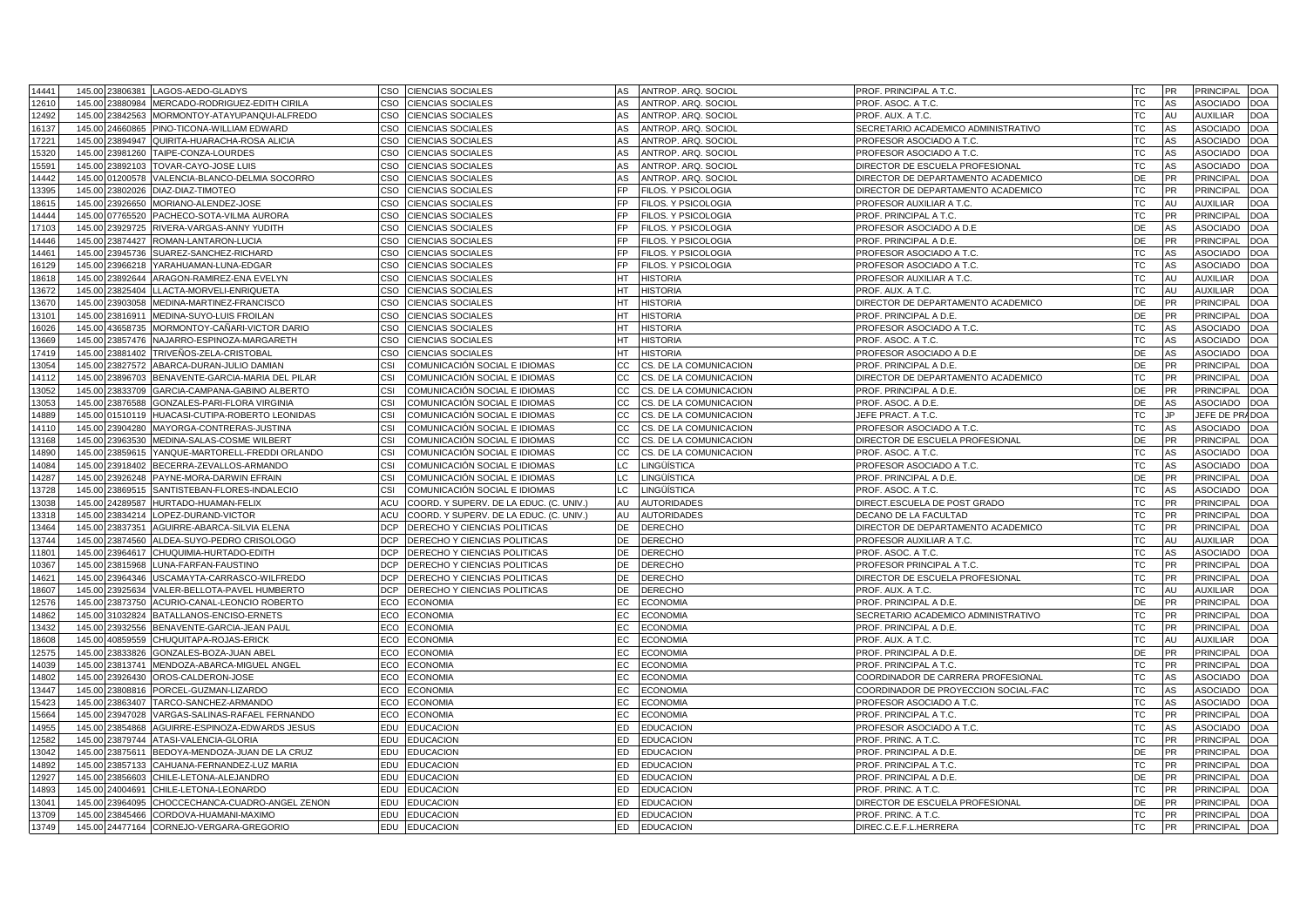| | | | | | | | | | | | | |
|---|---|---|---|---|---|---|---|---|---|---|---|---|
| 14441 | 145.00 | 23806381 | LAGOS-AEDO-GLADYS | CSO | CIENCIAS SOCIALES | AS | ANTROP. ARQ. SOCIOL | PROF. PRINCIPAL A T.C. | TC | PR | PRINCIPAL | DOA |
| 12610 | 145.00 | 23880984 | MERCADO-RODRIGUEZ-EDITH CIRILA | CSO | CIENCIAS SOCIALES | AS | ANTROP. ARQ. SOCIOL | PROF. ASOC. A T.C. | TC | AS | ASOCIADO | DOA |
| 12492 | 145.00 | 23842563 | MORMONTOY-ATAYUPANQUI-ALFREDO | CSO | CIENCIAS SOCIALES | AS | ANTROP. ARQ. SOCIOL | PROF. AUX. A T.C. | TC | AU | AUXILIAR | DOA |
| 16137 | 145.00 | 24660865 | PINO-TICONA-WILLIAM EDWARD | CSO | CIENCIAS SOCIALES | AS | ANTROP. ARQ. SOCIOL | SECRETARIO ACADEMICO ADMINISTRATIVO | TC | AS | ASOCIADO | DOA |
| 17221 | 145.00 | 23894947 | QUIRITA-HUARACHA-ROSA ALICIA | CSO | CIENCIAS SOCIALES | AS | ANTROP. ARQ. SOCIOL | PROFESOR ASOCIADO A T.C. | TC | AS | ASOCIADO | DOA |
| 15320 | 145.00 | 23981260 | TAIPE-CONZA-LOURDES | CSO | CIENCIAS SOCIALES | AS | ANTROP. ARQ. SOCIOL | PROFESOR ASOCIADO A T.C. | TC | AS | ASOCIADO | DOA |
| 15591 | 145.00 | 23892103 | TOVAR-CAYO-JOSE LUIS | CSO | CIENCIAS SOCIALES | AS | ANTROP. ARQ. SOCIOL | DIRECTOR DE ESCUELA PROFESIONAL | TC | AS | ASOCIADO | DOA |
| 14442 | 145.00 | 01200578 | VALENCIA-BLANCO-DELMIA SOCORRO | CSO | CIENCIAS SOCIALES | AS | ANTROP. ARQ. SOCIOL | DIRECTOR DE DEPARTAMENTO ACADEMICO | DE | PR | PRINCIPAL | DOA |
| 13395 | 145.00 | 23802026 | DIAZ-DIAZ-TIMOTEO | CSO | CIENCIAS SOCIALES | FP | FILOS. Y PSICOLOGIA | DIRECTOR DE DEPARTAMENTO ACADEMICO | TC | PR | PRINCIPAL | DOA |
| 18615 | 145.00 | 23926650 | MORIANO-ALENDEZ-JOSE | CSO | CIENCIAS SOCIALES | FP | FILOS. Y PSICOLOGIA | PROFESOR AUXILIAR A T.C. | TC | AU | AUXILIAR | DOA |
| 14444 | 145.00 | 07765520 | PACHECO-SOTA-VILMA AURORA | CSO | CIENCIAS SOCIALES | FP | FILOS. Y PSICOLOGIA | PROF. PRINCIPAL A T.C. | TC | PR | PRINCIPAL | DOA |
| 17103 | 145.00 | 23929725 | RIVERA-VARGAS-ANNY YUDITH | CSO | CIENCIAS SOCIALES | FP | FILOS. Y PSICOLOGIA | PROFESOR ASOCIADO A D.E | DE | AS | ASOCIADO | DOA |
| 14446 | 145.00 | 23874427 | ROMAN-LANTARON-LUCIA | CSO | CIENCIAS SOCIALES | FP | FILOS. Y PSICOLOGIA | PROF. PRINCIPAL A D.E. | DE | PR | PRINCIPAL | DOA |
| 14461 | 145.00 | 23945736 | SUAREZ-SANCHEZ-RICHARD | CSO | CIENCIAS SOCIALES | FP | FILOS. Y PSICOLOGIA | PROFESOR ASOCIADO A T.C. | TC | AS | ASOCIADO | DOA |
| 16129 | 145.00 | 23966218 | YARAHUAMAN-LUNA-EDGAR | CSO | CIENCIAS SOCIALES | FP | FILOS. Y PSICOLOGIA | PROFESOR ASOCIADO A T.C. | TC | AS | ASOCIADO | DOA |
| 18618 | 145.00 | 23892644 | ARAGON-RAMIREZ-ENA EVELYN | CSO | CIENCIAS SOCIALES | HT | HISTORIA | PROFESOR AUXILIAR A T.C. | TC | AU | AUXILIAR | DOA |
| 13672 | 145.00 | 23825404 | LLACTA-MORVELI-ENRIQUETA | CSO | CIENCIAS SOCIALES | HT | HISTORIA | PROF. AUX. A T.C. | TC | AU | AUXILIAR | DOA |
| 13670 | 145.00 | 23903058 | MEDINA-MARTINEZ-FRANCISCO | CSO | CIENCIAS SOCIALES | HT | HISTORIA | DIRECTOR DE DEPARTAMENTO ACADEMICO | DE | PR | PRINCIPAL | DOA |
| 13101 | 145.00 | 23816911 | MEDINA-SUYO-LUIS FROILAN | CSO | CIENCIAS SOCIALES | HT | HISTORIA | PROF. PRINCIPAL A D.E. | DE | PR | PRINCIPAL | DOA |
| 16026 | 145.00 | 43658735 | MORMONTOY-CAÑARI-VICTOR DARIO | CSO | CIENCIAS SOCIALES | HT | HISTORIA | PROFESOR ASOCIADO A T.C. | TC | AS | ASOCIADO | DOA |
| 13669 | 145.00 | 23857476 | NAJARRO-ESPINOZA-MARGARETH | CSO | CIENCIAS SOCIALES | HT | HISTORIA | PROF. ASOC. A T.C. | TC | AS | ASOCIADO | DOA |
| 17419 | 145.00 | 23881402 | TRIVEÑOS-ZELA-CRISTOBAL | CSO | CIENCIAS SOCIALES | HT | HISTORIA | PROFESOR ASOCIADO A D.E | DE | AS | ASOCIADO | DOA |
| 13054 | 145.00 | 23827572 | ABARCA-DURAN-JULIO DAMIAN | CSI | COMUNICACIÓN SOCIAL E IDIOMAS | CC | CS. DE LA COMUNICACION | PROF. PRINCIPAL A D.E. | DE | PR | PRINCIPAL | DOA |
| 14112 | 145.00 | 23896703 | BENAVENTE-GARCIA-MARIA DEL PILAR | CSI | COMUNICACIÓN SOCIAL E IDIOMAS | CC | CS. DE LA COMUNICACION | DIRECTOR DE DEPARTAMENTO ACADEMICO | TC | PR | PRINCIPAL | DOA |
| 13052 | 145.00 | 23833709 | GARCIA-CAMPANA-GABINO ALBERTO | CSI | COMUNICACIÓN SOCIAL E IDIOMAS | CC | CS. DE LA COMUNICACION | PROF. PRINCIPAL A D.E. | DE | PR | PRINCIPAL | DOA |
| 13053 | 145.00 | 23876588 | GONZALES-PARI-FLORA VIRGINIA | CSI | COMUNICACIÓN SOCIAL E IDIOMAS | CC | CS. DE LA COMUNICACION | PROF. ASOC. A D.E. | DE | AS | ASOCIADO | DOA |
| 14889 | 145.00 | 01510119 | HUACASI-CUTIPA-ROBERTO LEONIDAS | CSI | COMUNICACIÓN SOCIAL E IDIOMAS | CC | CS. DE LA COMUNICACION | JEFE PRACT. A T.C. | TC | JP | JEFE DE PRÁ | DOA |
| 14110 | 145.00 | 23904280 | MAYORGA-CONTRERAS-JUSTINA | CSI | COMUNICACIÓN SOCIAL E IDIOMAS | CC | CS. DE LA COMUNICACION | PROFESOR ASOCIADO A T.C. | TC | AS | ASOCIADO | DOA |
| 13168 | 145.00 | 23963530 | MEDINA-SALAS-COSME WILBERT | CSI | COMUNICACIÓN SOCIAL E IDIOMAS | CC | CS. DE LA COMUNICACION | DIRECTOR DE ESCUELA PROFESIONAL | DE | PR | PRINCIPAL | DOA |
| 14890 | 145.00 | 23859615 | YANQUE-MARTORELL-FREDDI ORLANDO | CSI | COMUNICACIÓN SOCIAL E IDIOMAS | CC | CS. DE LA COMUNICACION | PROF. ASOC. A T.C. | TC | AS | ASOCIADO | DOA |
| 14084 | 145.00 | 23918402 | BECERRA-ZEVALLOS-ARMANDO | CSI | COMUNICACIÓN SOCIAL E IDIOMAS | LC | LINGÜÍSTICA | PROFESOR ASOCIADO A T.C. | TC | AS | ASOCIADO | DOA |
| 14287 | 145.00 | 23926248 | PAYNE-MORA-DARWIN EFRAIN | CSI | COMUNICACIÓN SOCIAL E IDIOMAS | LC | LINGÜÍSTICA | PROF. PRINCIPAL A D.E. | DE | PR | PRINCIPAL | DOA |
| 13728 | 145.00 | 23869515 | SANTISTEBAN-FLORES-INDALECIO | CSI | COMUNICACIÓN SOCIAL E IDIOMAS | LC | LINGÜÍSTICA | PROF. ASOC. A T.C. | TC | AS | ASOCIADO | DOA |
| 13038 | 145.00 | 24289587 | HURTADO-HUAMAN-FELIX | ACU | COORD. Y SUPERV. DE LA EDUC. (C. UNIV.) | AU | AUTORIDADES | DIRECT.ESCUELA DE POST GRADO | TC | PR | PRINCIPAL | DOA |
| 13318 | 145.00 | 23834214 | LOPEZ-DURAND-VICTOR | ACU | COORD. Y SUPERV. DE LA EDUC. (C. UNIV.) | AU | AUTORIDADES | DECANO DE LA FACULTAD | TC | PR | PRINCIPAL | DOA |
| 13464 | 145.00 | 23837351 | AGUIRRE-ABARCA-SILVIA ELENA | DCP | DERECHO Y CIENCIAS POLITICAS | DE | DERECHO | DIRECTOR DE DEPARTAMENTO ACADEMICO | TC | PR | PRINCIPAL | DOA |
| 13744 | 145.00 | 23874560 | ALDEA-SUYO-PEDRO CRISOLOGO | DCP | DERECHO Y CIENCIAS POLITICAS | DE | DERECHO | PROFESOR AUXILIAR A T.C. | TC | AU | AUXILIAR | DOA |
| 11801 | 145.00 | 23964617 | CHUQUIMIA-HURTADO-EDITH | DCP | DERECHO Y CIENCIAS POLITICAS | DE | DERECHO | PROF. ASOC. A T.C. | TC | AS | ASOCIADO | DOA |
| 10367 | 145.00 | 23815968 | LUNA-FARFAN-FAUSTINO | DCP | DERECHO Y CIENCIAS POLITICAS | DE | DERECHO | PROFESOR PRINCIPAL A T.C. | TC | PR | PRINCIPAL | DOA |
| 14621 | 145.00 | 23964346 | USCAMAYTA-CARRASCO-WILFREDO | DCP | DERECHO Y CIENCIAS POLITICAS | DE | DERECHO | DIRECTOR DE ESCUELA PROFESIONAL | TC | PR | PRINCIPAL | DOA |
| 18607 | 145.00 | 23925634 | VALER-BELLOTA-PAVEL HUMBERTO | DCP | DERECHO Y CIENCIAS POLITICAS | DE | DERECHO | PROF. AUX. A T.C. | TC | AU | AUXILIAR | DOA |
| 12576 | 145.00 | 23873750 | ACURIO-CANAL-LEONCIO ROBERTO | ECO | ECONOMIA | EC | ECONOMIA | PROF. PRINCIPAL A D.E. | DE | PR | PRINCIPAL | DOA |
| 14862 | 145.00 | 31032824 | BATALLANOS-ENCISO-ERNETS | ECO | ECONOMIA | EC | ECONOMIA | SECRETARIO ACADEMICO ADMINISTRATIVO | TC | PR | PRINCIPAL | DOA |
| 13432 | 145.00 | 23932556 | BENAVENTE-GARCIA-JEAN PAUL | ECO | ECONOMIA | EC | ECONOMIA | PROF. PRINCIPAL A D.E. | TC | PR | PRINCIPAL | DOA |
| 18608 | 145.00 | 40859559 | CHUQUITAPA-ROJAS-ERICK | ECO | ECONOMIA | EC | ECONOMIA | PROF. AUX. A T.C. | TC | AU | AUXILIAR | DOA |
| 12575 | 145.00 | 23833826 | GONZALES-BOZA-JUAN ABEL | ECO | ECONOMIA | EC | ECONOMIA | PROF. PRINCIPAL A D.E. | DE | PR | PRINCIPAL | DOA |
| 14039 | 145.00 | 23813741 | MENDOZA-ABARCA-MIGUEL ANGEL | ECO | ECONOMIA | EC | ECONOMIA | PROF. PRINCIPAL A T.C. | TC | PR | PRINCIPAL | DOA |
| 14802 | 145.00 | 23926430 | OROS-CALDERON-JOSE | ECO | ECONOMIA | EC | ECONOMIA | COORDINADOR DE CARRERA PROFESIONAL | TC | AS | ASOCIADO | DOA |
| 13447 | 145.00 | 23808816 | PORCEL-GUZMAN-LIZARDO | ECO | ECONOMIA | EC | ECONOMIA | COORDINADOR DE PROYECCION SOCIAL-FAC | TC | AS | ASOCIADO | DOA |
| 15423 | 145.00 | 23863407 | TARCO-SANCHEZ-ARMANDO | ECO | ECONOMIA | EC | ECONOMIA | PROFESOR ASOCIADO A T.C. | TC | AS | ASOCIADO | DOA |
| 15664 | 145.00 | 23947028 | VARGAS-SALINAS-RAFAEL FERNANDO | ECO | ECONOMIA | EC | ECONOMIA | PROF. PRINCIPAL A T.C. | TC | PR | PRINCIPAL | DOA |
| 14955 | 145.00 | 23854868 | AGUIRRE-ESPINOZA-EDWARDS JESUS | EDU | EDUCACION | ED | EDUCACION | PROFESOR ASOCIADO A T.C. | TC | AS | ASOCIADO | DOA |
| 12582 | 145.00 | 23879744 | ATASI-VALENCIA-GLORIA | EDU | EDUCACION | ED | EDUCACION | PROF. PRINC. A T.C. | TC | PR | PRINCIPAL | DOA |
| 13042 | 145.00 | 23875611 | BEDOYA-MENDOZA-JUAN DE LA CRUZ | EDU | EDUCACION | ED | EDUCACION | PROF. PRINCIPAL A D.E. | DE | PR | PRINCIPAL | DOA |
| 14892 | 145.00 | 23857133 | CAHUANA-FERNANDEZ-LUZ MARIA | EDU | EDUCACION | ED | EDUCACION | PROF. PRINCIPAL A T.C. | TC | PR | PRINCIPAL | DOA |
| 12927 | 145.00 | 23856603 | CHILE-LETONA-ALEJANDRO | EDU | EDUCACION | ED | EDUCACION | PROF. PRINCIPAL A D.E. | DE | PR | PRINCIPAL | DOA |
| 14893 | 145.00 | 24004691 | CHILE-LETONA-LEONARDO | EDU | EDUCACION | ED | EDUCACION | PROF. PRINC. A T.C. | TC | PR | PRINCIPAL | DOA |
| 13041 | 145.00 | 23964095 | CHOCCECHANCA-CUADRO-ANGEL ZENON | EDU | EDUCACION | ED | EDUCACION | DIRECTOR DE ESCUELA PROFESIONAL | DE | PR | PRINCIPAL | DOA |
| 13709 | 145.00 | 23845466 | CORDOVA-HUAMANI-MAXIMO | EDU | EDUCACION | ED | EDUCACION | PROF. PRINC. A T.C. | TC | PR | PRINCIPAL | DOA |
| 13749 | 145.00 | 24477164 | CORNEJO-VERGARA-GREGORIO | EDU | EDUCACION | ED | EDUCACION | DIREC.C.E.F.L.HERRERA | TC | PR | PRINCIPAL | DOA |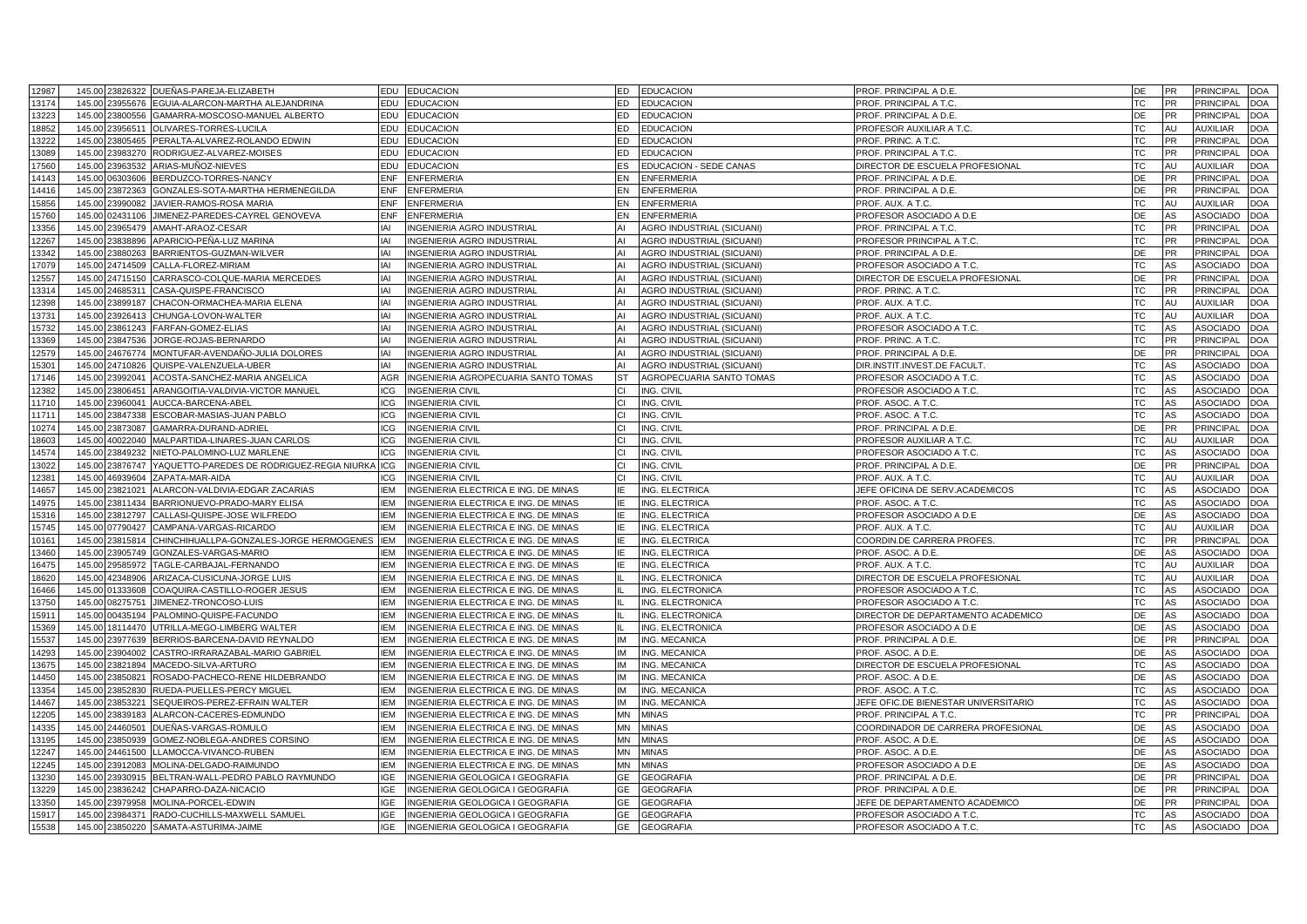| | | | | | | | | | | | | |
|---|---|---|---|---|---|---|---|---|---|---|---|---|
| 12987 | 145.00 | 23826322 | DUEÑAS-PAREJA-ELIZABETH | EDU | EDUCACION | ED | EDUCACION | PROF. PRINCIPAL A D.E. | DE | PR | PRINCIPAL | DOA |
| 13174 | 145.00 | 23955676 | EGUIA-ALARCON-MARTHA ALEJANDRINA | EDU | EDUCACION | ED | EDUCACION | PROF. PRINCIPAL A T.C. | TC | PR | PRINCIPAL | DOA |
| 13223 | 145.00 | 23800556 | GAMARRA-MOSCOSO-MANUEL ALBERTO | EDU | EDUCACION | ED | EDUCACION | PROF. PRINCIPAL A D.E. | DE | PR | PRINCIPAL | DOA |
| 18852 | 145.00 | 23956511 | OLIVARES-TORRES-LUCILA | EDU | EDUCACION | ED | EDUCACION | PROFESOR AUXILIAR A T.C. | TC | AU | AUXILIAR | DOA |
| 13222 | 145.00 | 23805465 | PERALTA-ALVAREZ-ROLANDO EDWIN | EDU | EDUCACION | ED | EDUCACION | PROF. PRINC. A T.C. | TC | PR | PRINCIPAL | DOA |
| 13089 | 145.00 | 23983270 | RODRIGUEZ-ALVAREZ-MOISES | EDU | EDUCACION | ED | EDUCACION | PROF. PRINCIPAL A T.C. | TC | PR | PRINCIPAL | DOA |
| 17560 | 145.00 | 23963532 | ARIAS-MUÑOZ-NIEVES | EDU | EDUCACION | ES | EDUCACION - SEDE CANAS | DIRECTOR DE ESCUELA PROFESIONAL | TC | AU | AUXILIAR | DOA |
| 14143 | 145.00 | 06303606 | BERDUZCO-TORRES-NANCY | ENF | ENFERMERIA | EN | ENFERMERIA | PROF. PRINCIPAL A D.E. | DE | PR | PRINCIPAL | DOA |
| 14416 | 145.00 | 23872363 | GONZALES-SOTA-MARTHA HERMENEGILDA | ENF | ENFERMERIA | EN | ENFERMERIA | PROF. PRINCIPAL A D.E. | DE | PR | PRINCIPAL | DOA |
| 15856 | 145.00 | 23990082 | JAVIER-RAMOS-ROSA MARIA | ENF | ENFERMERIA | EN | ENFERMERIA | PROF. AUX. A T.C. | TC | AU | AUXILIAR | DOA |
| 15760 | 145.00 | 02431106 | JIMENEZ-PAREDES-CAYREL GENOVEVA | ENF | ENFERMERIA | EN | ENFERMERIA | PROFESOR ASOCIADO A D.E | DE | AS | ASOCIADO | DOA |
| 13356 | 145.00 | 23965479 | AMAHT-ARAOZ-CESAR | IAI | INGENIERIA AGRO INDUSTRIAL | AI | AGRO INDUSTRIAL (SICUANI) | PROF. PRINCIPAL A T.C. | TC | PR | PRINCIPAL | DOA |
| 12267 | 145.00 | 23838896 | APARICIO-PEÑA-LUZ MARINA | IAI | INGENIERIA AGRO INDUSTRIAL | AI | AGRO INDUSTRIAL (SICUANI) | PROFESOR PRINCIPAL A T.C. | TC | PR | PRINCIPAL | DOA |
| 13342 | 145.00 | 23880263 | BARRIENTOS-GUZMAN-WILVER | IAI | INGENIERIA AGRO INDUSTRIAL | AI | AGRO INDUSTRIAL (SICUANI) | PROF. PRINCIPAL A D.E. | DE | PR | PRINCIPAL | DOA |
| 17079 | 145.00 | 24714509 | CALLA-FLOREZ-MIRIAM | IAI | INGENIERIA AGRO INDUSTRIAL | AI | AGRO INDUSTRIAL (SICUANI) | PROFESOR ASOCIADO A T.C. | TC | AS | ASOCIADO | DOA |
| 12557 | 145.00 | 24715150 | CARRASCO-COLQUE-MARIA MERCEDES | IAI | INGENIERIA AGRO INDUSTRIAL | AI | AGRO INDUSTRIAL (SICUANI) | DIRECTOR DE ESCUELA PROFESIONAL | DE | PR | PRINCIPAL | DOA |
| 13314 | 145.00 | 24685311 | CASA-QUISPE-FRANCISCO | IAI | INGENIERIA AGRO INDUSTRIAL | AI | AGRO INDUSTRIAL (SICUANI) | PROF. PRINC. A T.C. | TC | PR | PRINCIPAL | DOA |
| 12398 | 145.00 | 23899187 | CHACON-ORMACHEA-MARIA ELENA | IAI | INGENIERIA AGRO INDUSTRIAL | AI | AGRO INDUSTRIAL (SICUANI) | PROF. AUX. A T.C. | TC | AU | AUXILIAR | DOA |
| 13731 | 145.00 | 23926413 | CHUNGA-LOVON-WALTER | IAI | INGENIERIA AGRO INDUSTRIAL | AI | AGRO INDUSTRIAL (SICUANI) | PROF. AUX. A T.C. | TC | AU | AUXILIAR | DOA |
| 15732 | 145.00 | 23861243 | FARFAN-GOMEZ-ELIAS | IAI | INGENIERIA AGRO INDUSTRIAL | AI | AGRO INDUSTRIAL (SICUANI) | PROFESOR ASOCIADO A T.C. | TC | AS | ASOCIADO | DOA |
| 13369 | 145.00 | 23847536 | JORGE-ROJAS-BERNARDO | IAI | INGENIERIA AGRO INDUSTRIAL | AI | AGRO INDUSTRIAL (SICUANI) | PROF. PRINC. A T.C. | TC | PR | PRINCIPAL | DOA |
| 12579 | 145.00 | 24676774 | MONTUFAR-AVENDAÑO-JULIA DOLORES | IAI | INGENIERIA AGRO INDUSTRIAL | AI | AGRO INDUSTRIAL (SICUANI) | PROF. PRINCIPAL A D.E. | DE | PR | PRINCIPAL | DOA |
| 15301 | 145.00 | 24710826 | QUISPE-VALENZUELA-UBER | IAI | INGENIERIA AGRO INDUSTRIAL | AI | AGRO INDUSTRIAL (SICUANI) | DIR.INSTIT.INVEST.DE FACULT. | TC | AS | ASOCIADO | DOA |
| 17146 | 145.00 | 23992041 | ACOSTA-SANCHEZ-MARIA ANGELICA | AGR | INGENIERIA AGROPECUARIA SANTO TOMAS | ST | AGROPECUARIA SANTO TOMAS | PROFESOR ASOCIADO A T.C. | TC | AS | ASOCIADO | DOA |
| 12382 | 145.00 | 23806451 | ARANGOITIA-VALDIVIA-VICTOR MANUEL | ICG | INGENIERIA CIVIL | CI | ING. CIVIL | PROFESOR ASOCIADO A T.C. | TC | AS | ASOCIADO | DOA |
| 11710 | 145.00 | 23960041 | AUCCA-BARCENA-ABEL | ICG | INGENIERIA CIVIL | CI | ING. CIVIL | PROF. ASOC. A T.C. | TC | AS | ASOCIADO | DOA |
| 11711 | 145.00 | 23847338 | ESCOBAR-MASIAS-JUAN PABLO | ICG | INGENIERIA CIVIL | CI | ING. CIVIL | PROF. ASOC. A T.C. | TC | AS | ASOCIADO | DOA |
| 10274 | 145.00 | 23873087 | GAMARRA-DURAND-ADRIEL | ICG | INGENIERIA CIVIL | CI | ING. CIVIL | PROF. PRINCIPAL A D.E. | DE | PR | PRINCIPAL | DOA |
| 18603 | 145.00 | 40022040 | MALPARTIDA-LINARES-JUAN CARLOS | ICG | INGENIERIA CIVIL | CI | ING. CIVIL | PROFESOR AUXILIAR A T.C. | TC | AU | AUXILIAR | DOA |
| 14574 | 145.00 | 23849232 | NIETO-PALOMINO-LUZ MARLENE | ICG | INGENIERIA CIVIL | CI | ING. CIVIL | PROFESOR ASOCIADO A T.C. | TC | AS | ASOCIADO | DOA |
| 13022 | 145.00 | 23876747 | YAQUETTO-PAREDES DE RODRIGUEZ-REGIA NIURKA | ICG | INGENIERIA CIVIL | CI | ING. CIVIL | PROF. PRINCIPAL A D.E. | DE | PR | PRINCIPAL | DOA |
| 12381 | 145.00 | 46939604 | ZAPATA-MAR-AIDA | ICG | INGENIERIA CIVIL | CI | ING. CIVIL | PROF. AUX. A T.C. | TC | AU | AUXILIAR | DOA |
| 14657 | 145.00 | 23821021 | ALARCON-VALDIVIA-EDGAR ZACARIAS | IEM | INGENIERIA ELECTRICA E ING. DE MINAS | IE | ING. ELECTRICA | JEFE OFICINA DE SERV.ACADEMICOS | TC | AS | ASOCIADO | DOA |
| 14975 | 145.00 | 23811434 | BARRIONUEVO-PRADO-MARY ELISA | IEM | INGENIERIA ELECTRICA E ING. DE MINAS | IE | ING. ELECTRICA | PROF. ASOC. A T.C. | TC | AS | ASOCIADO | DOA |
| 15316 | 145.00 | 23812797 | CALLASI-QUISPE-JOSE WILFREDO | IEM | INGENIERIA ELECTRICA E ING. DE MINAS | IE | ING. ELECTRICA | PROFESOR ASOCIADO A D.E | DE | AS | ASOCIADO | DOA |
| 15745 | 145.00 | 07790427 | CAMPANA-VARGAS-RICARDO | IEM | INGENIERIA ELECTRICA E ING. DE MINAS | IE | ING. ELECTRICA | PROF. AUX. A T.C. | TC | AU | AUXILIAR | DOA |
| 10161 | 145.00 | 23815814 | CHINCHIHUALLPA-GONZALES-JORGE HERMOGENES | IEM | INGENIERIA ELECTRICA E ING. DE MINAS | IE | ING. ELECTRICA | COORDIN.DE CARRERA PROFES. | TC | PR | PRINCIPAL | DOA |
| 13460 | 145.00 | 23905749 | GONZALES-VARGAS-MARIO | IEM | INGENIERIA ELECTRICA E ING. DE MINAS | IE | ING. ELECTRICA | PROF. ASOC. A D.E. | DE | AS | ASOCIADO | DOA |
| 16475 | 145.00 | 29585972 | TAGLE-CARBAJAL-FERNANDO | IEM | INGENIERIA ELECTRICA E ING. DE MINAS | IE | ING. ELECTRICA | PROF. AUX. A T.C. | TC | AU | AUXILIAR | DOA |
| 18620 | 145.00 | 42348906 | ARIZACA-CUSICUNA-JORGE LUIS | IEM | INGENIERIA ELECTRICA E ING. DE MINAS | IL | ING. ELECTRONICA | DIRECTOR DE ESCUELA PROFESIONAL | TC | AU | AUXILIAR | DOA |
| 16466 | 145.00 | 01333608 | COAQUIRA-CASTILLO-ROGER JESUS | IEM | INGENIERIA ELECTRICA E ING. DE MINAS | IL | ING. ELECTRONICA | PROFESOR ASOCIADO A T.C. | TC | AS | ASOCIADO | DOA |
| 13750 | 145.00 | 08275751 | JIMENEZ-TRONCOSO-LUIS | IEM | INGENIERIA ELECTRICA E ING. DE MINAS | IL | ING. ELECTRONICA | PROFESOR ASOCIADO A T.C. | TC | AS | ASOCIADO | DOA |
| 15911 | 145.00 | 00435194 | PALOMINO-QUISPE-FACUNDO | IEM | INGENIERIA ELECTRICA E ING. DE MINAS | IL | ING. ELECTRONICA | DIRECTOR DE DEPARTAMENTO ACADEMICO | DE | AS | ASOCIADO | DOA |
| 15369 | 145.00 | 18114470 | UTRILLA-MEGO-LIMBERG WALTER | IEM | INGENIERIA ELECTRICA E ING. DE MINAS | IL | ING. ELECTRONICA | PROFESOR ASOCIADO A D.E | DE | AS | ASOCIADO | DOA |
| 15537 | 145.00 | 23977639 | BERRIOS-BARCENA-DAVID REYNALDO | IEM | INGENIERIA ELECTRICA E ING. DE MINAS | IM | ING. MECANICA | PROF. PRINCIPAL A D.E. | DE | PR | PRINCIPAL | DOA |
| 14293 | 145.00 | 23904002 | CASTRO-IRRARAZABAL-MARIO GABRIEL | IEM | INGENIERIA ELECTRICA E ING. DE MINAS | IM | ING. MECANICA | PROF. ASOC. A D.E. | DE | AS | ASOCIADO | DOA |
| 13675 | 145.00 | 23821894 | MACEDO-SILVA-ARTURO | IEM | INGENIERIA ELECTRICA E ING. DE MINAS | IM | ING. MECANICA | DIRECTOR DE ESCUELA PROFESIONAL | TC | AS | ASOCIADO | DOA |
| 14450 | 145.00 | 23850821 | ROSADO-PACHECO-RENE HILDEBRANDO | IEM | INGENIERIA ELECTRICA E ING. DE MINAS | IM | ING. MECANICA | PROF. ASOC. A D.E. | DE | AS | ASOCIADO | DOA |
| 13354 | 145.00 | 23852830 | RUEDA-PUELLES-PERCY MIGUEL | IEM | INGENIERIA ELECTRICA E ING. DE MINAS | IM | ING. MECANICA | PROF. ASOC. A T.C. | TC | AS | ASOCIADO | DOA |
| 14467 | 145.00 | 23853221 | SEQUEIROS-PEREZ-EFRAIN WALTER | IEM | INGENIERIA ELECTRICA E ING. DE MINAS | IM | ING. MECANICA | JEFE OFIC.DE BIENESTAR UNIVERSITARIO | TC | AS | ASOCIADO | DOA |
| 12205 | 145.00 | 23839183 | ALARCON-CACERES-EDMUNDO | IEM | INGENIERIA ELECTRICA E ING. DE MINAS | MN | MINAS | PROF. PRINCIPAL A T.C. | TC | PR | PRINCIPAL | DOA |
| 14335 | 145.00 | 24460501 | DUEÑAS-VARGAS-ROMULO | IEM | INGENIERIA ELECTRICA E ING. DE MINAS | MN | MINAS | COORDINADOR DE CARRERA PROFESIONAL | DE | AS | ASOCIADO | DOA |
| 13195 | 145.00 | 23850939 | GOMEZ-NOBLEGA-ANDRES CORSINO | IEM | INGENIERIA ELECTRICA E ING. DE MINAS | MN | MINAS | PROF. ASOC. A D.E. | DE | AS | ASOCIADO | DOA |
| 12247 | 145.00 | 24461500 | LLAMOCCA-VIVANCO-RUBEN | IEM | INGENIERIA ELECTRICA E ING. DE MINAS | MN | MINAS | PROF. ASOC. A D.E. | DE | AS | ASOCIADO | DOA |
| 12245 | 145.00 | 23912083 | MOLINA-DELGADO-RAIMUNDO | IEM | INGENIERIA ELECTRICA E ING. DE MINAS | MN | MINAS | PROFESOR ASOCIADO A D.E | DE | AS | ASOCIADO | DOA |
| 13230 | 145.00 | 23930915 | BELTRAN-WALL-PEDRO PABLO RAYMUNDO | IGE | INGENIERIA GEOLOGICA I GEOGRAFIA | GE | GEOGRAFIA | PROF. PRINCIPAL A D.E. | DE | PR | PRINCIPAL | DOA |
| 13229 | 145.00 | 23836242 | CHAPARRO-DAZA-NICACIO | IGE | INGENIERIA GEOLOGICA I GEOGRAFIA | GE | GEOGRAFIA | PROF. PRINCIPAL A D.E. | DE | PR | PRINCIPAL | DOA |
| 13350 | 145.00 | 23979958 | MOLINA-PORCEL-EDWIN | IGE | INGENIERIA GEOLOGICA I GEOGRAFIA | GE | GEOGRAFIA | JEFE DE DEPARTAMENTO ACADEMICO | DE | PR | PRINCIPAL | DOA |
| 15917 | 145.00 | 23984371 | RADO-CUCHILLS-MAXWELL SAMUEL | IGE | INGENIERIA GEOLOGICA I GEOGRAFIA | GE | GEOGRAFIA | PROFESOR ASOCIADO A T.C. | TC | AS | ASOCIADO | DOA |
| 15538 | 145.00 | 23850220 | SAMATA-ASTURIMA-JAIME | IGE | INGENIERIA GEOLOGICA I GEOGRAFIA | GE | GEOGRAFIA | PROFESOR ASOCIADO A T.C. | TC | AS | ASOCIADO | DOA |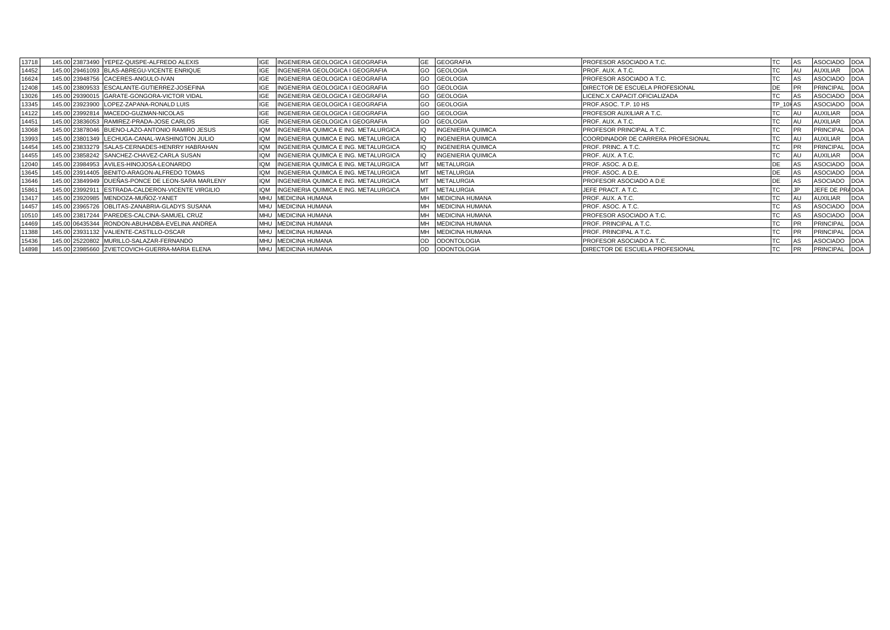| | | | | | | | | | | | | |
|---|---|---|---|---|---|---|---|---|---|---|---|---|
| 13718 | 145.00 | 23873490 | YEPEZ-QUISPE-ALFREDO ALEXIS | IGE | INGENIERIA GEOLOGICA I GEOGRAFIA | GE | GEOGRAFIA | PROFESOR ASOCIADO A T.C. | TC | AS | ASOCIADO | DOA |
| 14452 | 145.00 | 29461093 | BLAS-ABREGU-VICENTE ENRIQUE | IGE | INGENIERIA GEOLOGICA I GEOGRAFIA | GO | GEOLOGIA | PROF. AUX. A T.C. | TC | AU | AUXILIAR | DOA |
| 16624 | 145.00 | 23948756 | CACERES-ANGULO-IVAN | IGE | INGENIERIA GEOLOGICA I GEOGRAFIA | GO | GEOLOGIA | PROFESOR ASOCIADO A T.C. | TC | AS | ASOCIADO | DOA |
| 12408 | 145.00 | 23809533 | ESCALANTE-GUTIERREZ-JOSEFINA | IGE | INGENIERIA GEOLOGICA I GEOGRAFIA | GO | GEOLOGIA | DIRECTOR DE ESCUELA PROFESIONAL | DE | PR | PRINCIPAL | DOA |
| 13026 | 145.00 | 29390015 | GARATE-GONGORA-VICTOR VIDAL | IGE | INGENIERIA GEOLOGICA I GEOGRAFIA | GO | GEOLOGIA | LICENC.X CAPACIT.OFICIALIZADA | TC | AS | ASOCIADO | DOA |
| 13345 | 145.00 | 23923900 | LOPEZ-ZAPANA-RONALD LUIS | IGE | INGENIERIA GEOLOGICA I GEOGRAFIA | GO | GEOLOGIA | PROF.ASOC. T.P. 10 HS | TP_10H | AS | ASOCIADO | DOA |
| 14122 | 145.00 | 23992814 | MACEDO-GUZMAN-NICOLAS | IGE | INGENIERIA GEOLOGICA I GEOGRAFIA | GO | GEOLOGIA | PROFESOR AUXILIAR A T.C. | TC | AU | AUXILIAR | DOA |
| 14451 | 145.00 | 23836053 | RAMIREZ-PRADA-JOSE CARLOS | IGE | INGENIERIA GEOLOGICA I GEOGRAFIA | GO | GEOLOGIA | PROF. AUX. A T.C. | TC | AU | AUXILIAR | DOA |
| 13068 | 145.00 | 23878046 | BUENO-LAZO-ANTONIO RAMIRO JESUS | IQM | INGENIERIA QUIMICA E ING. METALURGICA | IQ | INGENIERIA QUIMICA | PROFESOR PRINCIPAL A T.C. | TC | PR | PRINCIPAL | DOA |
| 13993 | 145.00 | 23801349 | LECHUGA-CANAL-WASHINGTON JULIO | IQM | INGENIERIA QUIMICA E ING. METALURGICA | IQ | INGENIERIA QUIMICA | COORDINADOR DE CARRERA PROFESIONAL | TC | AU | AUXILIAR | DOA |
| 14454 | 145.00 | 23833279 | SALAS-CERNADES-HENRRY HABRAHAN | IQM | INGENIERIA QUIMICA E ING. METALURGICA | IQ | INGENIERIA QUIMICA | PROF. PRINC. A T.C. | TC | PR | PRINCIPAL | DOA |
| 14455 | 145.00 | 23858242 | SANCHEZ-CHAVEZ-CARLA SUSAN | IQM | INGENIERIA QUIMICA E ING. METALURGICA | IQ | INGENIERIA QUIMICA | PROF. AUX. A T.C. | TC | AU | AUXILIAR | DOA |
| 12040 | 145.00 | 23984953 | AVILES-HINOJOSA-LEONARDO | IQM | INGENIERIA QUIMICA E ING. METALURGICA | MT | METALURGIA | PROF. ASOC. A D.E. | DE | AS | ASOCIADO | DOA |
| 13645 | 145.00 | 23914405 | BENITO-ARAGON-ALFREDO TOMAS | IQM | INGENIERIA QUIMICA E ING. METALURGICA | MT | METALURGIA | PROF. ASOC. A D.E. | DE | AS | ASOCIADO | DOA |
| 13646 | 145.00 | 23849949 | DUEÑAS-PONCE DE LEON-SARA MARLENY | IQM | INGENIERIA QUIMICA E ING. METALURGICA | MT | METALURGIA | PROFESOR ASOCIADO A D.E | DE | AS | ASOCIADO | DOA |
| 15861 | 145.00 | 23992911 | ESTRADA-CALDERON-VICENTE VIRGILIO | IQM | INGENIERIA QUIMICA E ING. METALURGICA | MT | METALURGIA | JEFE PRACT. A T.C. | TC | JP | JEFE DE PRA | DOA |
| 13417 | 145.00 | 23920985 | MENDOZA-MUÑOZ-YANET | MHU | MEDICINA HUMANA | MH | MEDICINA HUMANA | PROF. AUX. A T.C. | TC | AU | AUXILIAR | DOA |
| 14457 | 145.00 | 23965726 | OBLITAS-ZANABRIA-GLADYS SUSANA | MHU | MEDICINA HUMANA | MH | MEDICINA HUMANA | PROF. ASOC. A T.C. | TC | AS | ASOCIADO | DOA |
| 10510 | 145.00 | 23817244 | PAREDES-CALCINA-SAMUEL CRUZ | MHU | MEDICINA HUMANA | MH | MEDICINA HUMANA | PROFESOR ASOCIADO A T.C. | TC | AS | ASOCIADO | DOA |
| 14469 | 145.00 | 06435344 | RONDON-ABUHADBA-EVELINA ANDREA | MHU | MEDICINA HUMANA | MH | MEDICINA HUMANA | PROF. PRINCIPAL A T.C. | TC | PR | PRINCIPAL | DOA |
| 11388 | 145.00 | 23931132 | VALIENTE-CASTILLO-OSCAR | MHU | MEDICINA HUMANA | MH | MEDICINA HUMANA | PROF. PRINCIPAL A T.C. | TC | PR | PRINCIPAL | DOA |
| 15436 | 145.00 | 25220802 | MURILLO-SALAZAR-FERNANDO | MHU | MEDICINA HUMANA | OD | ODONTOLOGIA | PROFESOR ASOCIADO A T.C. | TC | AS | ASOCIADO | DOA |
| 14898 | 145.00 | 23985660 | ZVIETCOVICH-GUERRA-MARIA ELENA | MHU | MEDICINA HUMANA | OD | ODONTOLOGIA | DIRECTOR DE ESCUELA PROFESIONAL | TC | PR | PRINCIPAL | DOA |